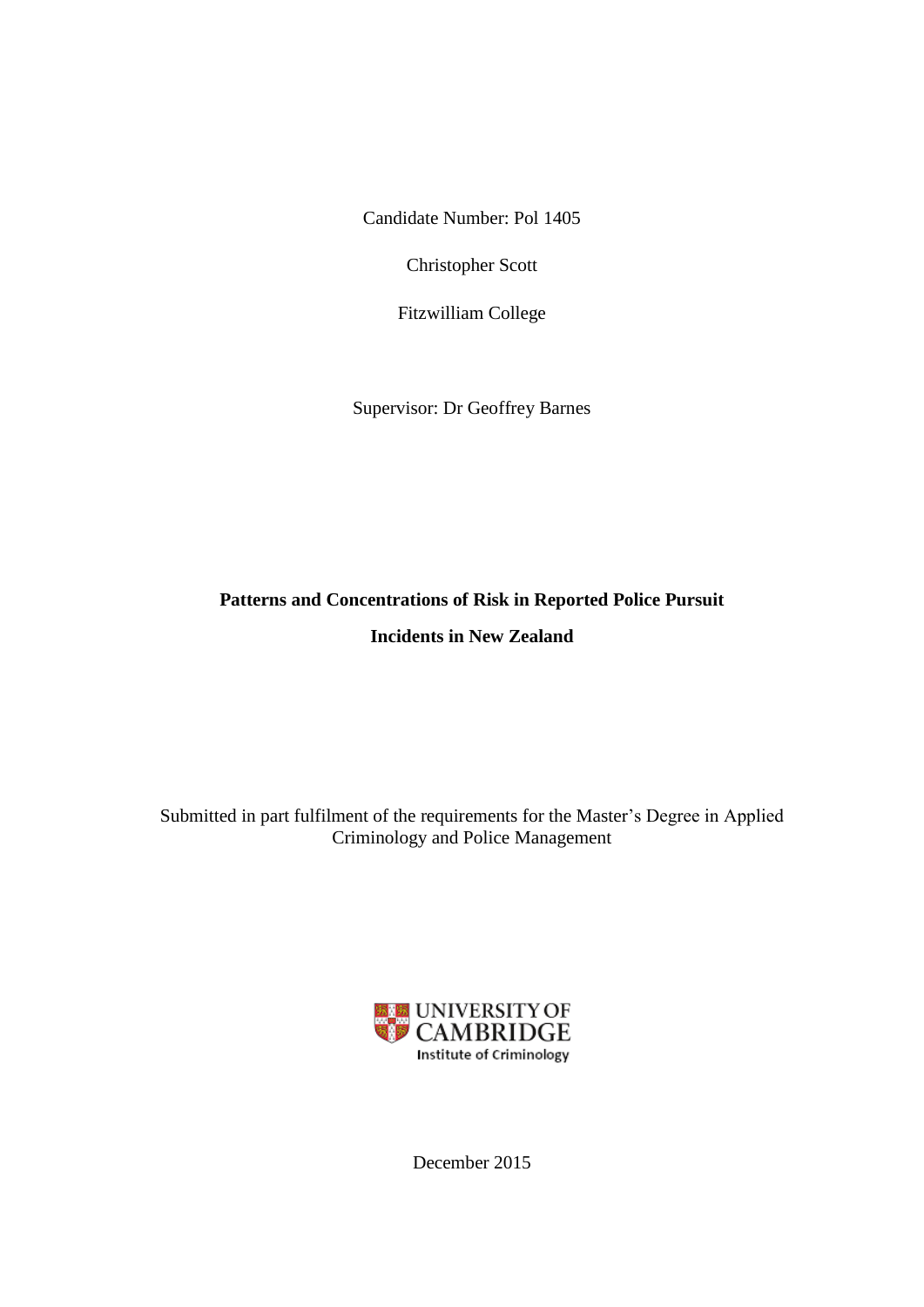Candidate Number: Pol 1405

Christopher Scott

Fitzwilliam College

Supervisor: Dr Geoffrey Barnes

# Patterns and Concentrations of Risk in Reported Police Pursuit Incidents in New Zealand

Submitted in part fulfilment of the requirements for the Master's Degree in Applied Criminology and Police Management

UNIVERSITY OF CAMBRIDGE
Institute of Criminology

December 2015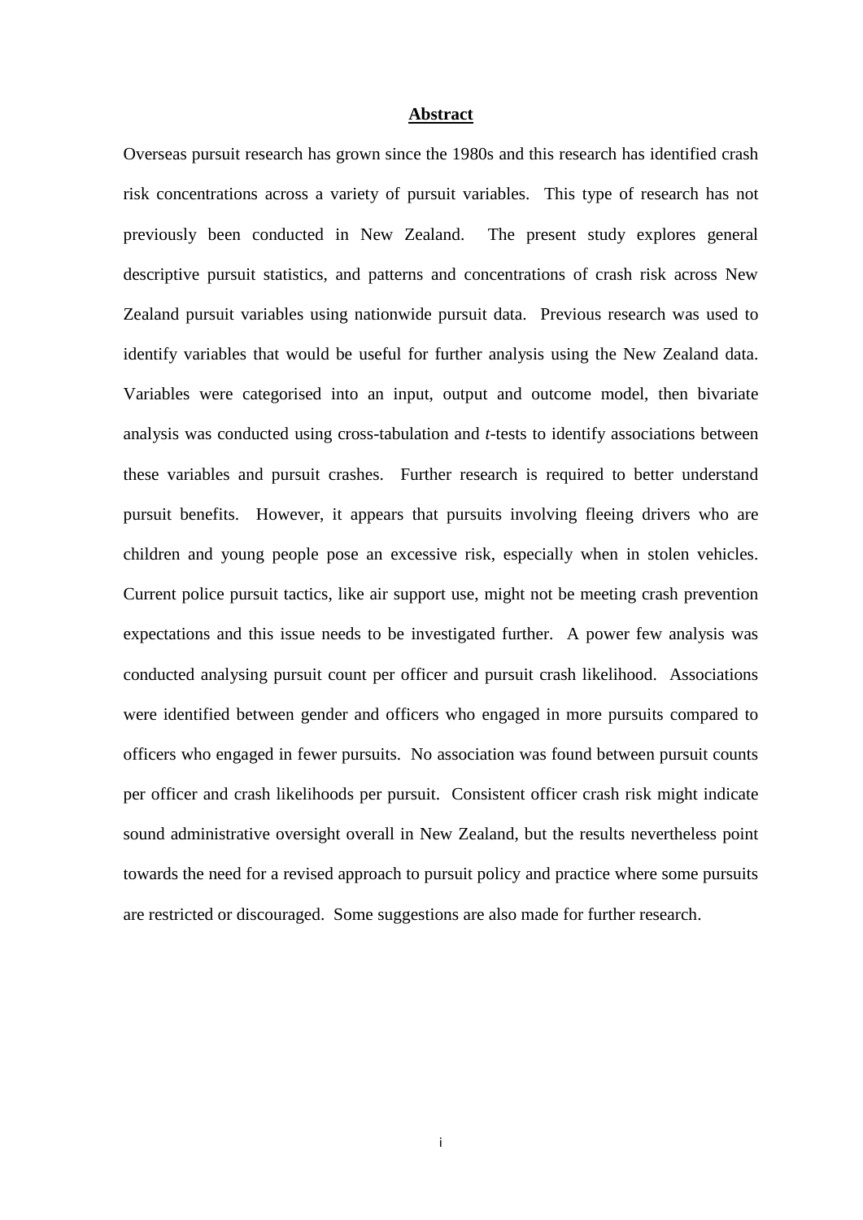## Abstract

Overseas pursuit research has grown since the 1980s and this research has identified crash risk concentrations across a variety of pursuit variables. This type of research has not previously been conducted in New Zealand. The present study explores general descriptive pursuit statistics, and patterns and concentrations of crash risk across New Zealand pursuit variables using nationwide pursuit data. Previous research was used to identify variables that would be useful for further analysis using the New Zealand data. Variables were categorised into an input, output and outcome model, then bivariate analysis was conducted using cross-tabulation and *t*-tests to identify associations between these variables and pursuit crashes. Further research is required to better understand pursuit benefits. However, it appears that pursuits involving fleeing drivers who are children and young people pose an excessive risk, especially when in stolen vehicles. Current police pursuit tactics, like air support use, might not be meeting crash prevention expectations and this issue needs to be investigated further. A power few analysis was conducted analysing pursuit count per officer and pursuit crash likelihood. Associations were identified between gender and officers who engaged in more pursuits compared to officers who engaged in fewer pursuits. No association was found between pursuit counts per officer and crash likelihoods per pursuit. Consistent officer crash risk might indicate sound administrative oversight overall in New Zealand, but the results nevertheless point towards the need for a revised approach to pursuit policy and practice where some pursuits are restricted or discouraged. Some suggestions are also made for further research.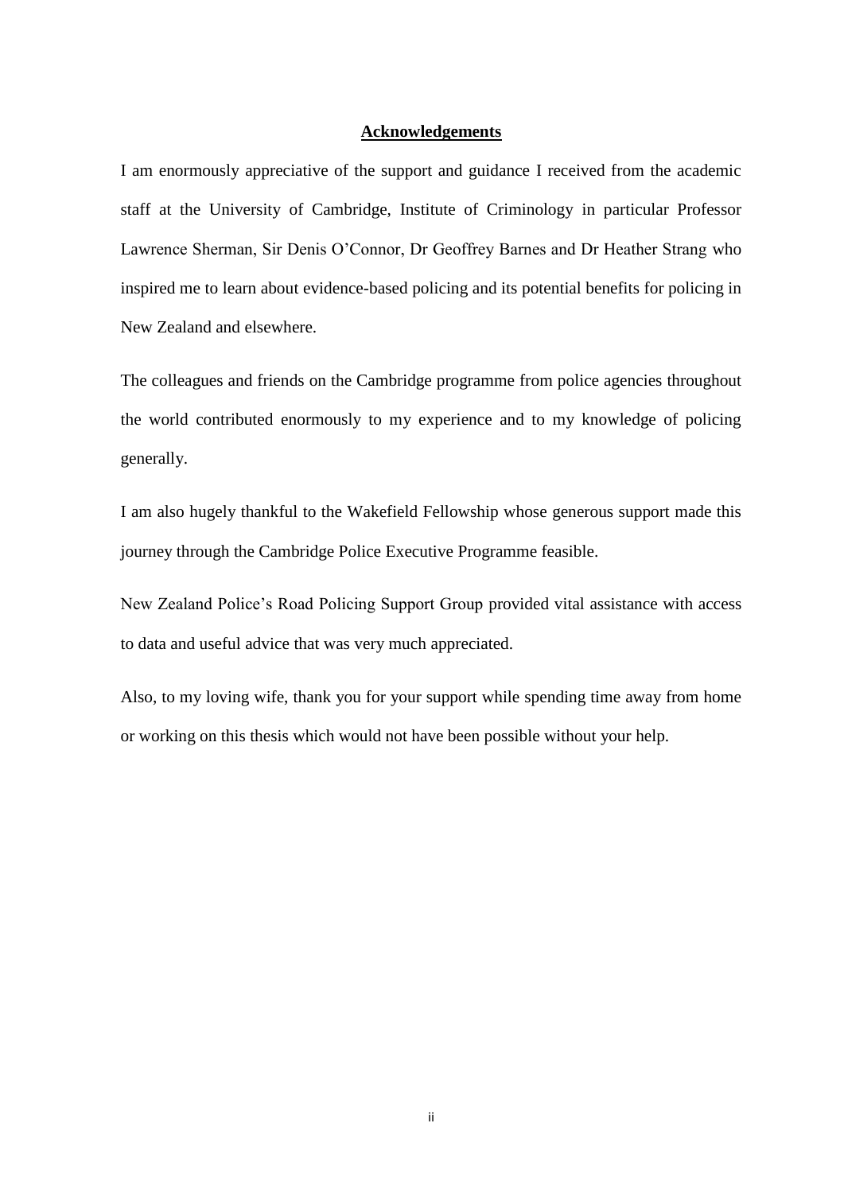## Acknowledgements

I am enormously appreciative of the support and guidance I received from the academic staff at the University of Cambridge, Institute of Criminology in particular Professor Lawrence Sherman, Sir Denis O'Connor, Dr Geoffrey Barnes and Dr Heather Strang who inspired me to learn about evidence-based policing and its potential benefits for policing in New Zealand and elsewhere.

The colleagues and friends on the Cambridge programme from police agencies throughout the world contributed enormously to my experience and to my knowledge of policing generally.

I am also hugely thankful to the Wakefield Fellowship whose generous support made this journey through the Cambridge Police Executive Programme feasible.

New Zealand Police's Road Policing Support Group provided vital assistance with access to data and useful advice that was very much appreciated.

Also, to my loving wife, thank you for your support while spending time away from home or working on this thesis which would not have been possible without your help.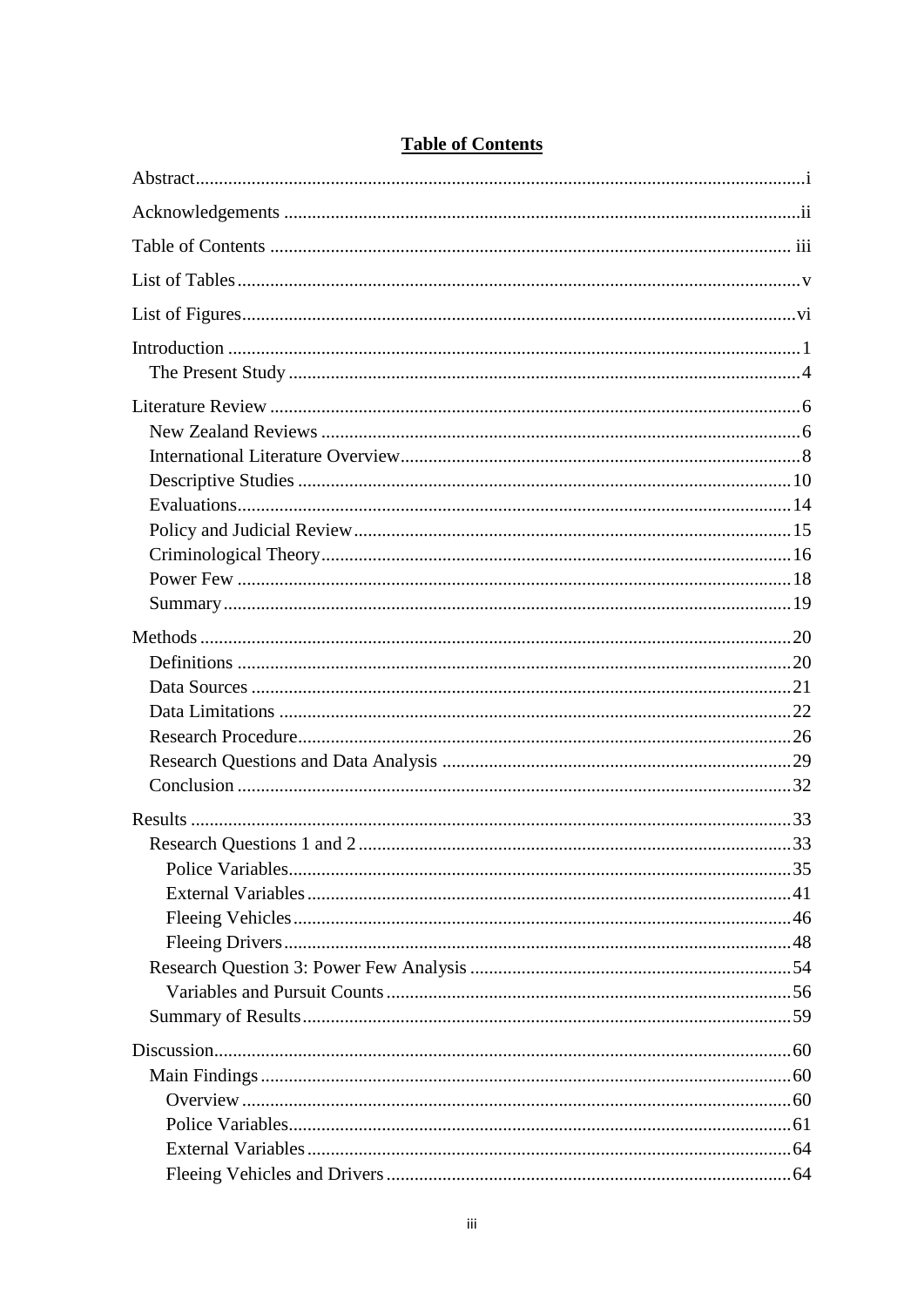# Table of Contents

Abstract .......... i

Acknowledgements .......... ii

Table of Contents .......... iii

List of Tables .......... v

List of Figures .......... vi

Introduction .......... 1
- The Present Study .......... 4

Literature Review .......... 6
- New Zealand Reviews .......... 6
- International Literature Overview .......... 8
- Descriptive Studies .......... 10
- Evaluations .......... 14
- Policy and Judicial Review .......... 15
- Criminological Theory .......... 16
- Power Few .......... 18
- Summary .......... 19

Methods .......... 20
- Definitions .......... 20
- Data Sources .......... 21
- Data Limitations .......... 22
- Research Procedure .......... 26
- Research Questions and Data Analysis .......... 29
- Conclusion .......... 32

Results .......... 33
- Research Questions 1 and 2 .......... 33
  - Police Variables .......... 35
  - External Variables .......... 41
  - Fleeing Vehicles .......... 46
  - Fleeing Drivers .......... 48
- Research Question 3: Power Few Analysis .......... 54
  - Variables and Pursuit Counts .......... 56
- Summary of Results .......... 59

Discussion .......... 60
- Main Findings .......... 60
  - Overview .......... 60
  - Police Variables .......... 61
  - External Variables .......... 64
  - Fleeing Vehicles and Drivers .......... 64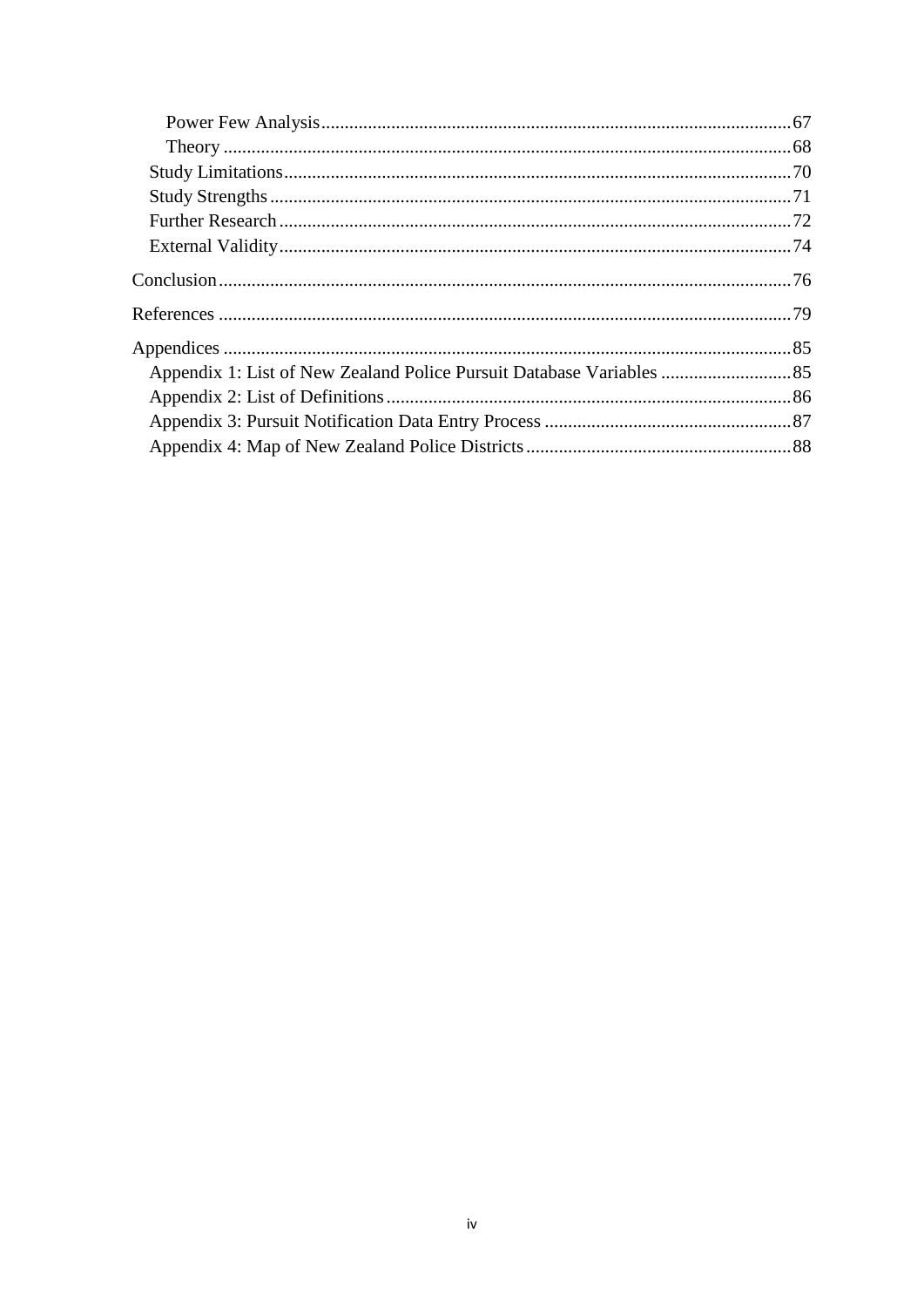- Power Few Analysis ... 67
- Theory ... 68
- Study Limitations ... 70
- Study Strengths ... 71
- Further Research ... 72
- External Validity ... 74

Conclusion ... 76

References ... 79

Appendices ... 85

- Appendix 1: List of New Zealand Police Pursuit Database Variables ... 85
- Appendix 2: List of Definitions ... 86
- Appendix 3: Pursuit Notification Data Entry Process ... 87
- Appendix 4: Map of New Zealand Police Districts ... 88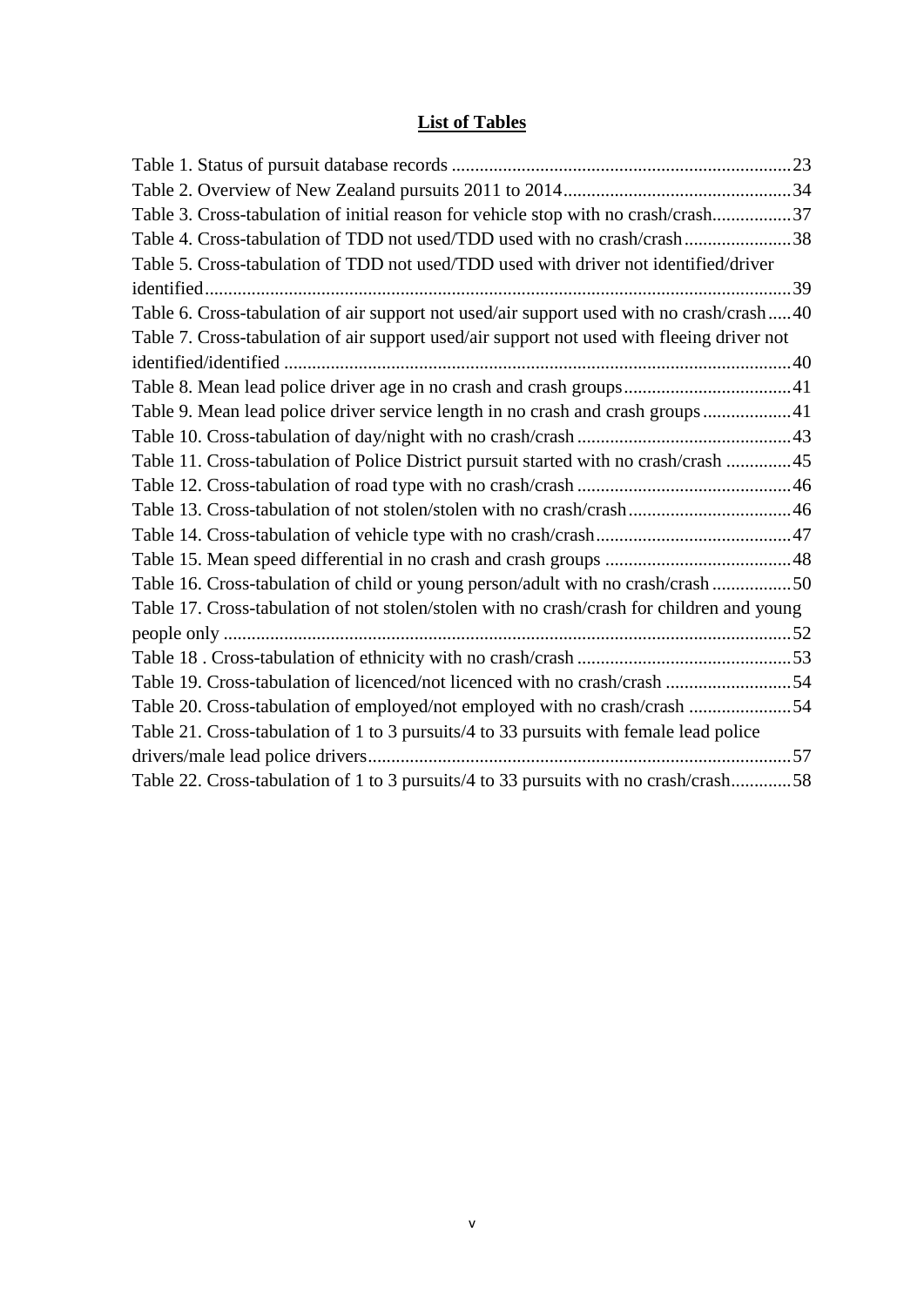## List of Tables

Table 1. Status of pursuit database records ........................................................................ 23
Table 2. Overview of New Zealand pursuits 2011 to 2014 ................................................ 34
Table 3. Cross-tabulation of initial reason for vehicle stop with no crash/crash ................. 37
Table 4. Cross-tabulation of TDD not used/TDD used with no crash/crash ....................... 38
Table 5. Cross-tabulation of TDD not used/TDD used with driver not identified/driver identified .............................................................................................................................. 39
Table 6. Cross-tabulation of air support not used/air support used with no crash/crash ..... 40
Table 7. Cross-tabulation of air support used/air support not used with fleeing driver not identified/identified ............................................................................................................. 40
Table 8. Mean lead police driver age in no crash and crash groups .................................... 41
Table 9. Mean lead police driver service length in no crash and crash groups ................... 41
Table 10. Cross-tabulation of day/night with no crash/crash .............................................. 43
Table 11. Cross-tabulation of Police District pursuit started with no crash/crash .............. 45
Table 12. Cross-tabulation of road type with no crash/crash .............................................. 46
Table 13. Cross-tabulation of not stolen/stolen with no crash/crash ................................... 46
Table 14. Cross-tabulation of vehicle type with no crash/crash .......................................... 47
Table 15. Mean speed differential in no crash and crash groups ........................................ 48
Table 16. Cross-tabulation of child or young person/adult with no crash/crash ................. 50
Table 17. Cross-tabulation of not stolen/stolen with no crash/crash for children and young people only ......................................................................................................................... 52
Table 18 . Cross-tabulation of ethnicity with no crash/crash .............................................. 53
Table 19. Cross-tabulation of licenced/not licenced with no crash/crash ........................... 54
Table 20. Cross-tabulation of employed/not employed with no crash/crash ...................... 54
Table 21. Cross-tabulation of 1 to 3 pursuits/4 to 33 pursuits with female lead police drivers/male lead police drivers .......................................................................................... 57
Table 22. Cross-tabulation of 1 to 3 pursuits/4 to 33 pursuits with no crash/crash ............. 58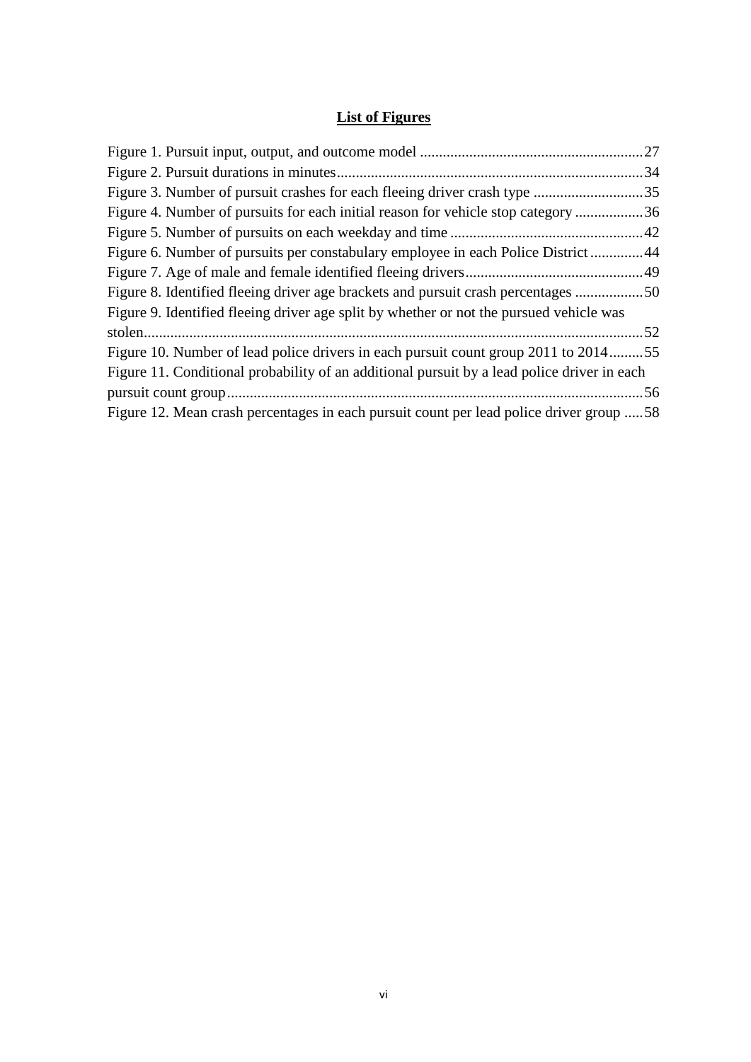# List of Figures

Figure 1. Pursuit input, output, and outcome model ..........................................................27
Figure 2. Pursuit durations in minutes..................................................................................34
Figure 3. Number of pursuit crashes for each fleeing driver crash type .............................35
Figure 4. Number of pursuits for each initial reason for vehicle stop category ..................36
Figure 5. Number of pursuits on each weekday and time ...................................................42
Figure 6. Number of pursuits per constabulary employee in each Police District ..............44
Figure 7. Age of male and female identified fleeing drivers...............................................49
Figure 8. Identified fleeing driver age brackets and pursuit crash percentages ..................50
Figure 9. Identified fleeing driver age split by whether or not the pursued vehicle was stolen....................................................................................................................................52
Figure 10. Number of lead police drivers in each pursuit count group 2011 to 2014.........55
Figure 11. Conditional probability of an additional pursuit by a lead police driver in each pursuit count group..............................................................................................................56
Figure 12. Mean crash percentages in each pursuit count per lead police driver group .....58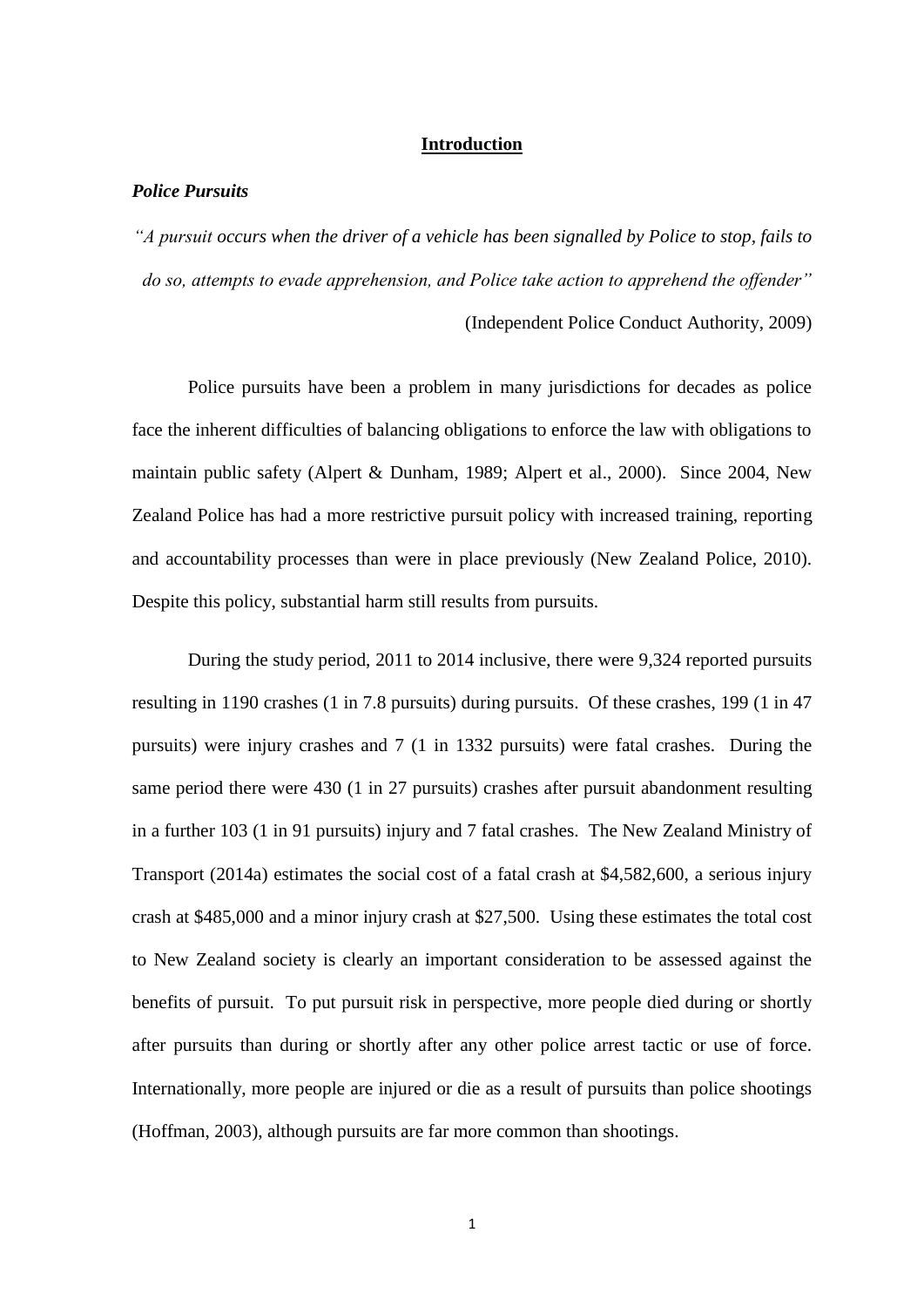# Introduction

### *Police Pursuits*

*"A pursuit occurs when the driver of a vehicle has been signalled by Police to stop, fails to do so, attempts to evade apprehension, and Police take action to apprehend the offender"*

(Independent Police Conduct Authority, 2009)

Police pursuits have been a problem in many jurisdictions for decades as police face the inherent difficulties of balancing obligations to enforce the law with obligations to maintain public safety (Alpert & Dunham, 1989; Alpert et al., 2000). Since 2004, New Zealand Police has had a more restrictive pursuit policy with increased training, reporting and accountability processes than were in place previously (New Zealand Police, 2010). Despite this policy, substantial harm still results from pursuits.

During the study period, 2011 to 2014 inclusive, there were 9,324 reported pursuits resulting in 1190 crashes (1 in 7.8 pursuits) during pursuits. Of these crashes, 199 (1 in 47 pursuits) were injury crashes and 7 (1 in 1332 pursuits) were fatal crashes. During the same period there were 430 (1 in 27 pursuits) crashes after pursuit abandonment resulting in a further 103 (1 in 91 pursuits) injury and 7 fatal crashes. The New Zealand Ministry of Transport (2014a) estimates the social cost of a fatal crash at $4,582,600, a serious injury crash at $485,000 and a minor injury crash at $27,500. Using these estimates the total cost to New Zealand society is clearly an important consideration to be assessed against the benefits of pursuit. To put pursuit risk in perspective, more people died during or shortly after pursuits than during or shortly after any other police arrest tactic or use of force. Internationally, more people are injured or die as a result of pursuits than police shootings (Hoffman, 2003), although pursuits are far more common than shootings.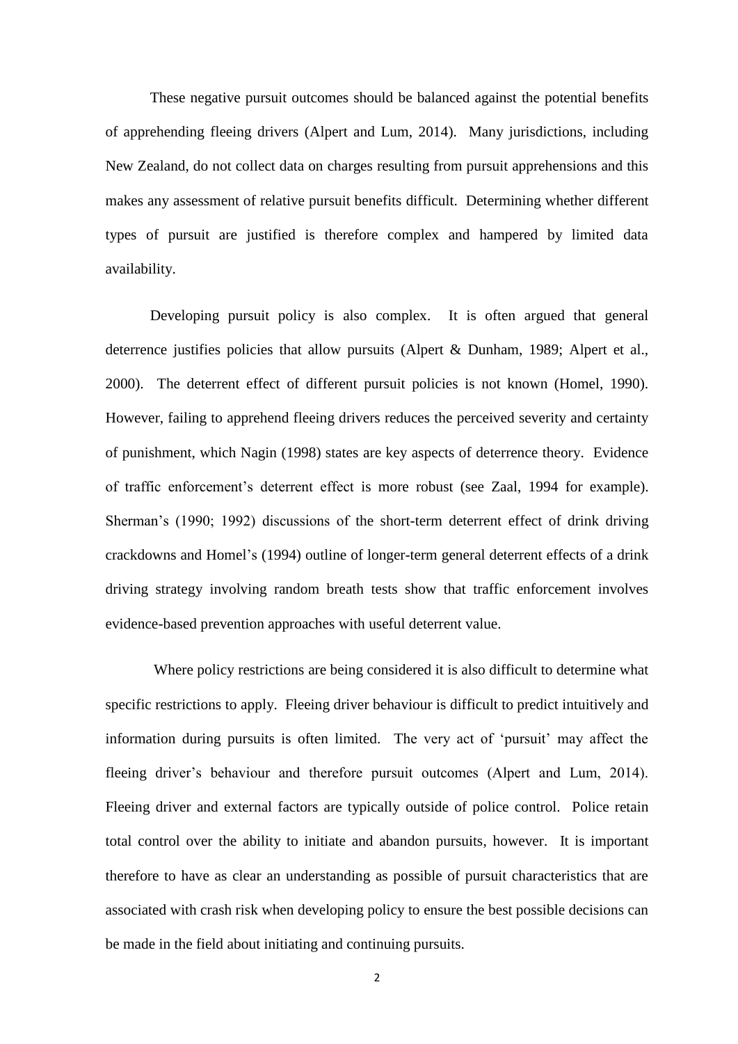These negative pursuit outcomes should be balanced against the potential benefits of apprehending fleeing drivers (Alpert and Lum, 2014). Many jurisdictions, including New Zealand, do not collect data on charges resulting from pursuit apprehensions and this makes any assessment of relative pursuit benefits difficult. Determining whether different types of pursuit are justified is therefore complex and hampered by limited data availability.

Developing pursuit policy is also complex. It is often argued that general deterrence justifies policies that allow pursuits (Alpert & Dunham, 1989; Alpert et al., 2000). The deterrent effect of different pursuit policies is not known (Homel, 1990). However, failing to apprehend fleeing drivers reduces the perceived severity and certainty of punishment, which Nagin (1998) states are key aspects of deterrence theory. Evidence of traffic enforcement's deterrent effect is more robust (see Zaal, 1994 for example). Sherman's (1990; 1992) discussions of the short-term deterrent effect of drink driving crackdowns and Homel's (1994) outline of longer-term general deterrent effects of a drink driving strategy involving random breath tests show that traffic enforcement involves evidence-based prevention approaches with useful deterrent value.

Where policy restrictions are being considered it is also difficult to determine what specific restrictions to apply. Fleeing driver behaviour is difficult to predict intuitively and information during pursuits is often limited. The very act of 'pursuit' may affect the fleeing driver's behaviour and therefore pursuit outcomes (Alpert and Lum, 2014). Fleeing driver and external factors are typically outside of police control. Police retain total control over the ability to initiate and abandon pursuits, however. It is important therefore to have as clear an understanding as possible of pursuit characteristics that are associated with crash risk when developing policy to ensure the best possible decisions can be made in the field about initiating and continuing pursuits.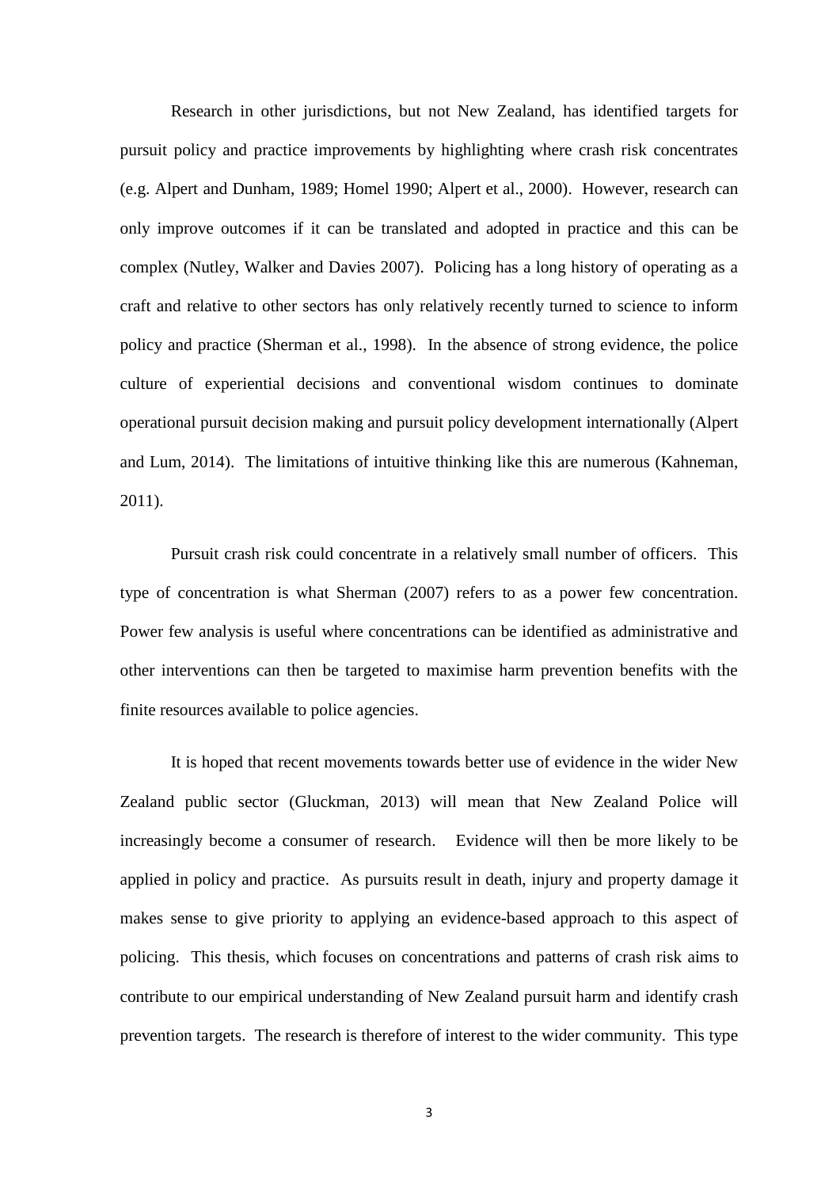Research in other jurisdictions, but not New Zealand, has identified targets for pursuit policy and practice improvements by highlighting where crash risk concentrates (e.g. Alpert and Dunham, 1989; Homel 1990; Alpert et al., 2000). However, research can only improve outcomes if it can be translated and adopted in practice and this can be complex (Nutley, Walker and Davies 2007). Policing has a long history of operating as a craft and relative to other sectors has only relatively recently turned to science to inform policy and practice (Sherman et al., 1998). In the absence of strong evidence, the police culture of experiential decisions and conventional wisdom continues to dominate operational pursuit decision making and pursuit policy development internationally (Alpert and Lum, 2014). The limitations of intuitive thinking like this are numerous (Kahneman, 2011).

Pursuit crash risk could concentrate in a relatively small number of officers. This type of concentration is what Sherman (2007) refers to as a power few concentration. Power few analysis is useful where concentrations can be identified as administrative and other interventions can then be targeted to maximise harm prevention benefits with the finite resources available to police agencies.

It is hoped that recent movements towards better use of evidence in the wider New Zealand public sector (Gluckman, 2013) will mean that New Zealand Police will increasingly become a consumer of research. Evidence will then be more likely to be applied in policy and practice. As pursuits result in death, injury and property damage it makes sense to give priority to applying an evidence-based approach to this aspect of policing. This thesis, which focuses on concentrations and patterns of crash risk aims to contribute to our empirical understanding of New Zealand pursuit harm and identify crash prevention targets. The research is therefore of interest to the wider community. This type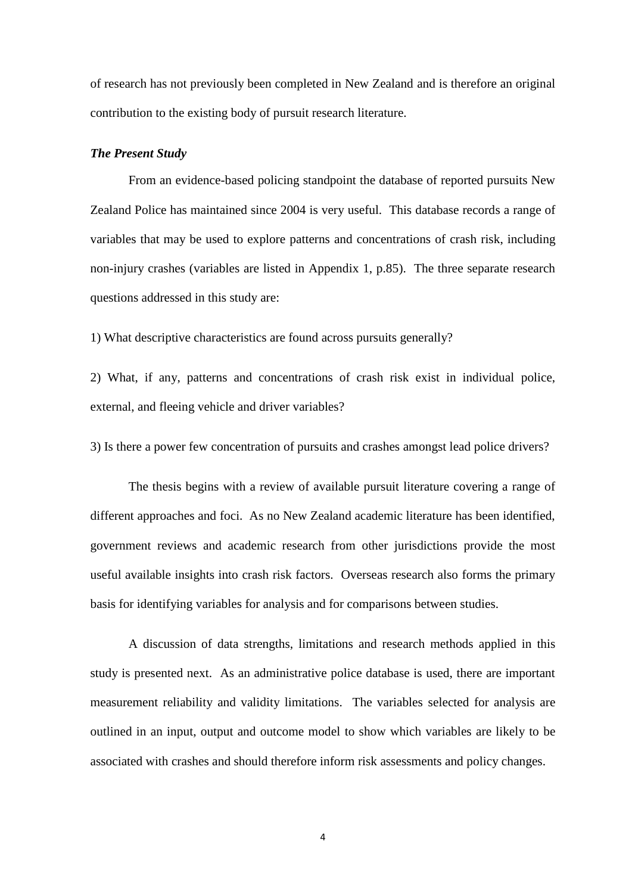of research has not previously been completed in New Zealand and is therefore an original contribution to the existing body of pursuit research literature.

***The Present Study***

From an evidence-based policing standpoint the database of reported pursuits New Zealand Police has maintained since 2004 is very useful. This database records a range of variables that may be used to explore patterns and concentrations of crash risk, including non-injury crashes (variables are listed in Appendix 1, p.85). The three separate research questions addressed in this study are:

1) What descriptive characteristics are found across pursuits generally?

2) What, if any, patterns and concentrations of crash risk exist in individual police, external, and fleeing vehicle and driver variables?

3) Is there a power few concentration of pursuits and crashes amongst lead police drivers?

The thesis begins with a review of available pursuit literature covering a range of different approaches and foci. As no New Zealand academic literature has been identified, government reviews and academic research from other jurisdictions provide the most useful available insights into crash risk factors. Overseas research also forms the primary basis for identifying variables for analysis and for comparisons between studies.

A discussion of data strengths, limitations and research methods applied in this study is presented next. As an administrative police database is used, there are important measurement reliability and validity limitations. The variables selected for analysis are outlined in an input, output and outcome model to show which variables are likely to be associated with crashes and should therefore inform risk assessments and policy changes.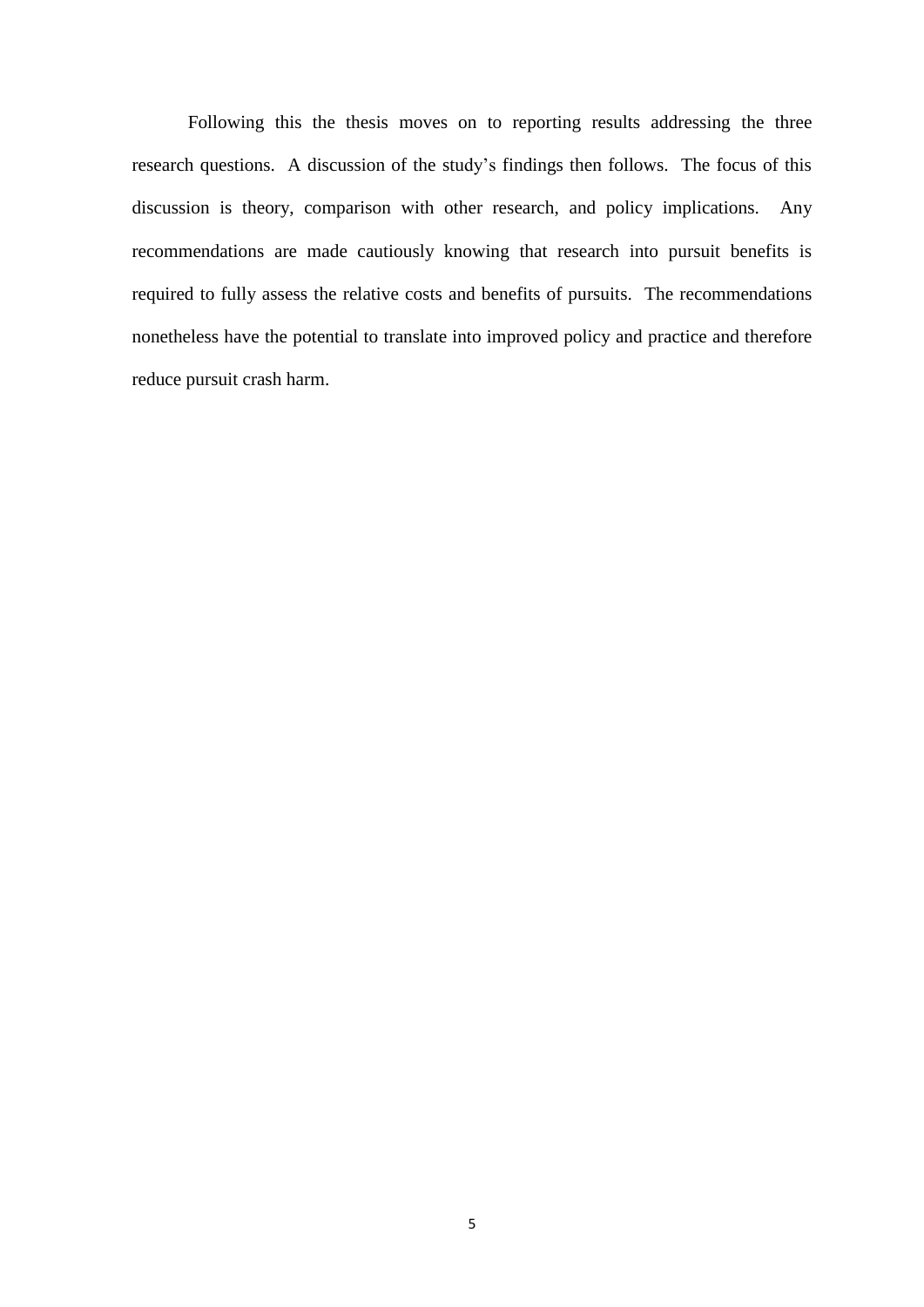Following this the thesis moves on to reporting results addressing the three research questions. A discussion of the study's findings then follows. The focus of this discussion is theory, comparison with other research, and policy implications. Any recommendations are made cautiously knowing that research into pursuit benefits is required to fully assess the relative costs and benefits of pursuits. The recommendations nonetheless have the potential to translate into improved policy and practice and therefore reduce pursuit crash harm.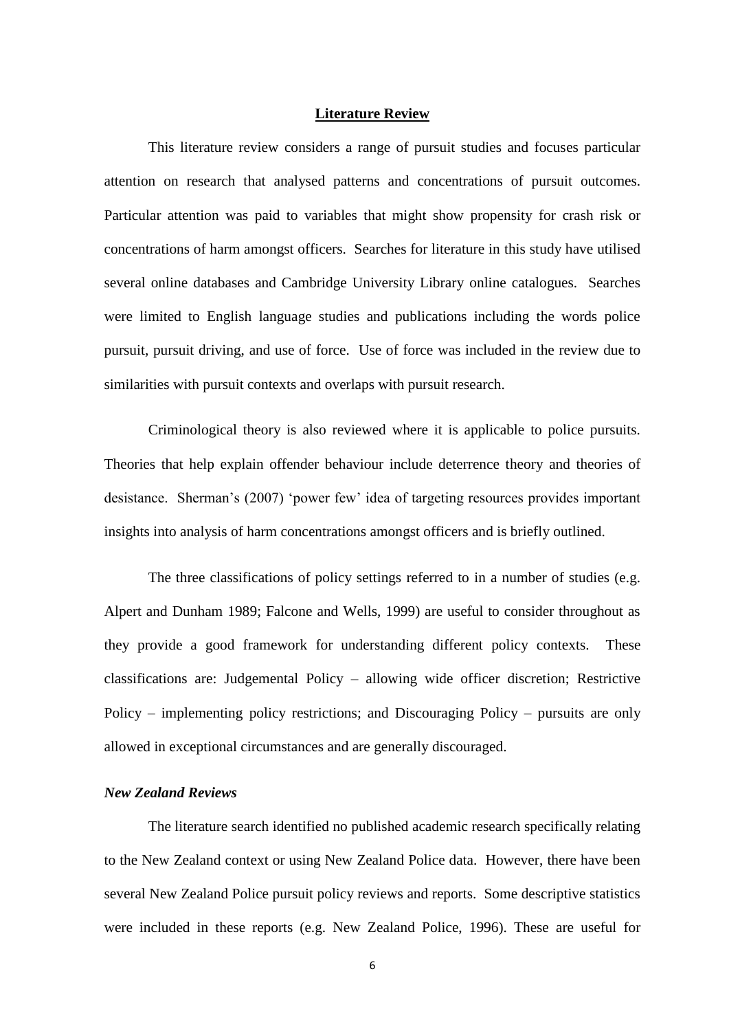## Literature Review

This literature review considers a range of pursuit studies and focuses particular attention on research that analysed patterns and concentrations of pursuit outcomes. Particular attention was paid to variables that might show propensity for crash risk or concentrations of harm amongst officers. Searches for literature in this study have utilised several online databases and Cambridge University Library online catalogues. Searches were limited to English language studies and publications including the words police pursuit, pursuit driving, and use of force. Use of force was included in the review due to similarities with pursuit contexts and overlaps with pursuit research.

Criminological theory is also reviewed where it is applicable to police pursuits. Theories that help explain offender behaviour include deterrence theory and theories of desistance. Sherman's (2007) 'power few' idea of targeting resources provides important insights into analysis of harm concentrations amongst officers and is briefly outlined.

The three classifications of policy settings referred to in a number of studies (e.g. Alpert and Dunham 1989; Falcone and Wells, 1999) are useful to consider throughout as they provide a good framework for understanding different policy contexts. These classifications are: Judgemental Policy – allowing wide officer discretion; Restrictive Policy – implementing policy restrictions; and Discouraging Policy – pursuits are only allowed in exceptional circumstances and are generally discouraged.

### *New Zealand Reviews*

The literature search identified no published academic research specifically relating to the New Zealand context or using New Zealand Police data. However, there have been several New Zealand Police pursuit policy reviews and reports. Some descriptive statistics were included in these reports (e.g. New Zealand Police, 1996). These are useful for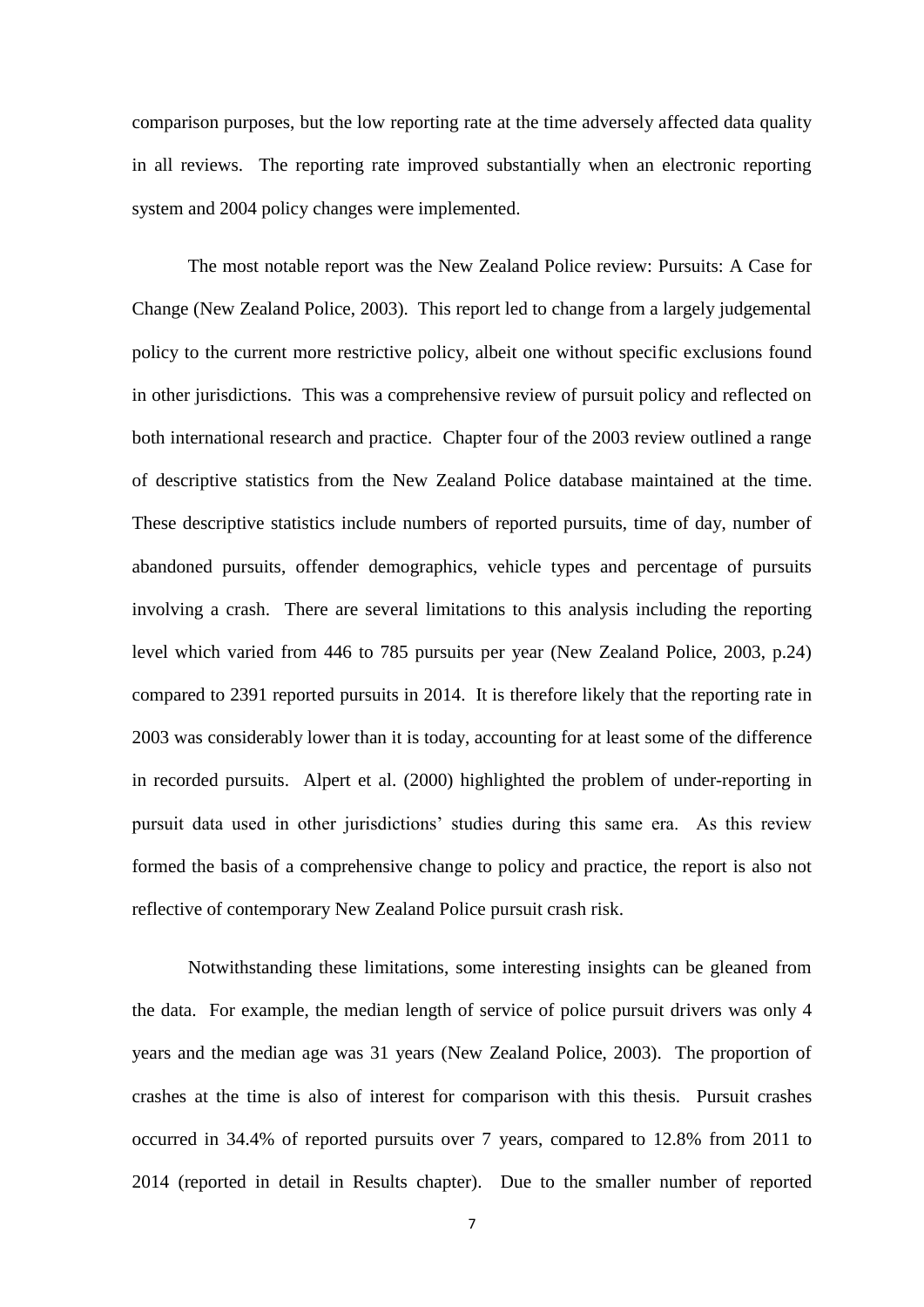comparison purposes, but the low reporting rate at the time adversely affected data quality in all reviews. The reporting rate improved substantially when an electronic reporting system and 2004 policy changes were implemented.

The most notable report was the New Zealand Police review: Pursuits: A Case for Change (New Zealand Police, 2003). This report led to change from a largely judgemental policy to the current more restrictive policy, albeit one without specific exclusions found in other jurisdictions. This was a comprehensive review of pursuit policy and reflected on both international research and practice. Chapter four of the 2003 review outlined a range of descriptive statistics from the New Zealand Police database maintained at the time. These descriptive statistics include numbers of reported pursuits, time of day, number of abandoned pursuits, offender demographics, vehicle types and percentage of pursuits involving a crash. There are several limitations to this analysis including the reporting level which varied from 446 to 785 pursuits per year (New Zealand Police, 2003, p.24) compared to 2391 reported pursuits in 2014. It is therefore likely that the reporting rate in 2003 was considerably lower than it is today, accounting for at least some of the difference in recorded pursuits. Alpert et al. (2000) highlighted the problem of under-reporting in pursuit data used in other jurisdictions' studies during this same era. As this review formed the basis of a comprehensive change to policy and practice, the report is also not reflective of contemporary New Zealand Police pursuit crash risk.

Notwithstanding these limitations, some interesting insights can be gleaned from the data. For example, the median length of service of police pursuit drivers was only 4 years and the median age was 31 years (New Zealand Police, 2003). The proportion of crashes at the time is also of interest for comparison with this thesis. Pursuit crashes occurred in 34.4% of reported pursuits over 7 years, compared to 12.8% from 2011 to 2014 (reported in detail in Results chapter). Due to the smaller number of reported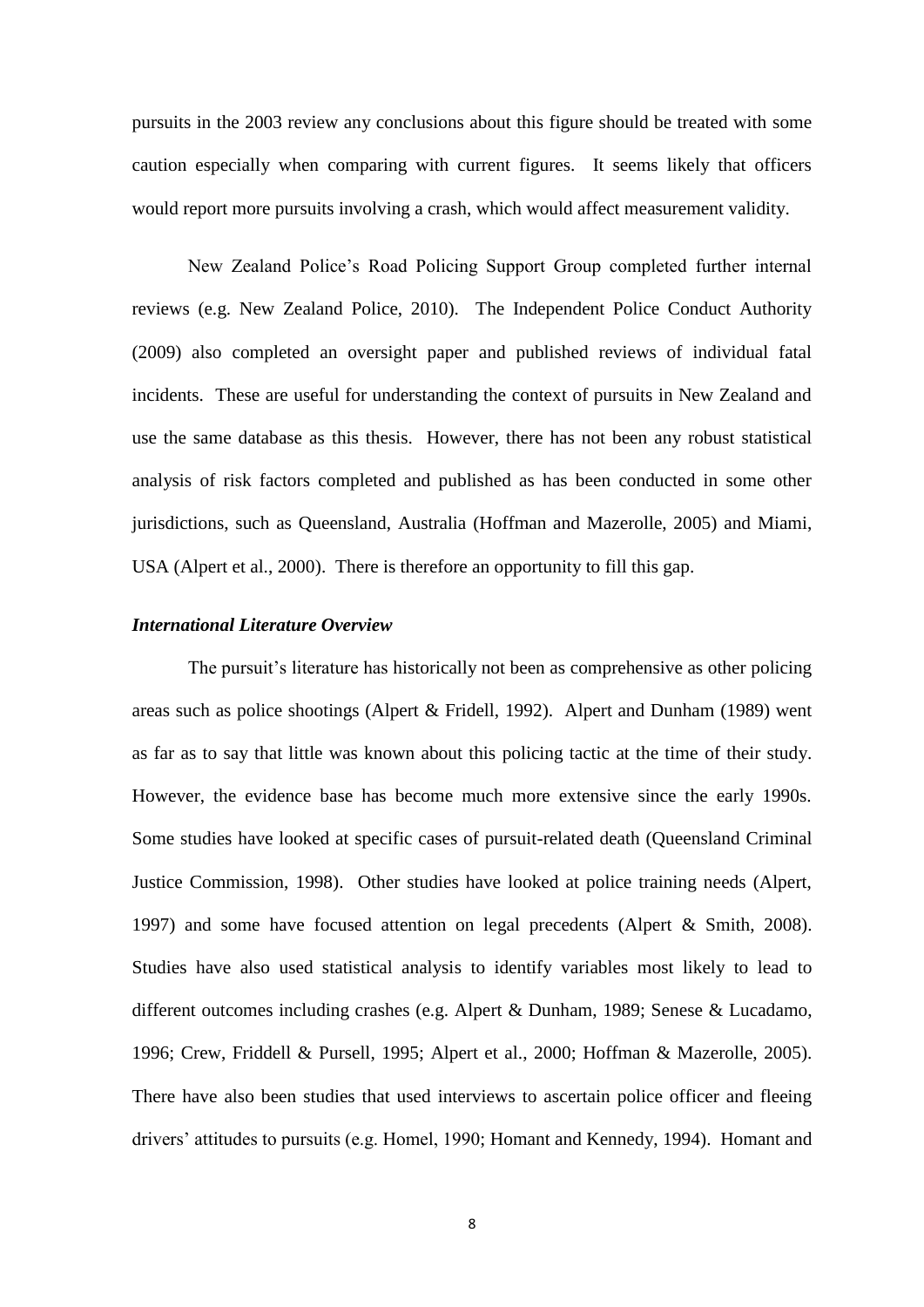pursuits in the 2003 review any conclusions about this figure should be treated with some caution especially when comparing with current figures. It seems likely that officers would report more pursuits involving a crash, which would affect measurement validity.

New Zealand Police's Road Policing Support Group completed further internal reviews (e.g. New Zealand Police, 2010). The Independent Police Conduct Authority (2009) also completed an oversight paper and published reviews of individual fatal incidents. These are useful for understanding the context of pursuits in New Zealand and use the same database as this thesis. However, there has not been any robust statistical analysis of risk factors completed and published as has been conducted in some other jurisdictions, such as Queensland, Australia (Hoffman and Mazerolle, 2005) and Miami, USA (Alpert et al., 2000). There is therefore an opportunity to fill this gap.

***International Literature Overview***

The pursuit's literature has historically not been as comprehensive as other policing areas such as police shootings (Alpert & Fridell, 1992). Alpert and Dunham (1989) went as far as to say that little was known about this policing tactic at the time of their study. However, the evidence base has become much more extensive since the early 1990s. Some studies have looked at specific cases of pursuit-related death (Queensland Criminal Justice Commission, 1998). Other studies have looked at police training needs (Alpert, 1997) and some have focused attention on legal precedents (Alpert & Smith, 2008). Studies have also used statistical analysis to identify variables most likely to lead to different outcomes including crashes (e.g. Alpert & Dunham, 1989; Senese & Lucadamo, 1996; Crew, Friddell & Pursell, 1995; Alpert et al., 2000; Hoffman & Mazerolle, 2005). There have also been studies that used interviews to ascertain police officer and fleeing drivers' attitudes to pursuits (e.g. Homel, 1990; Homant and Kennedy, 1994). Homant and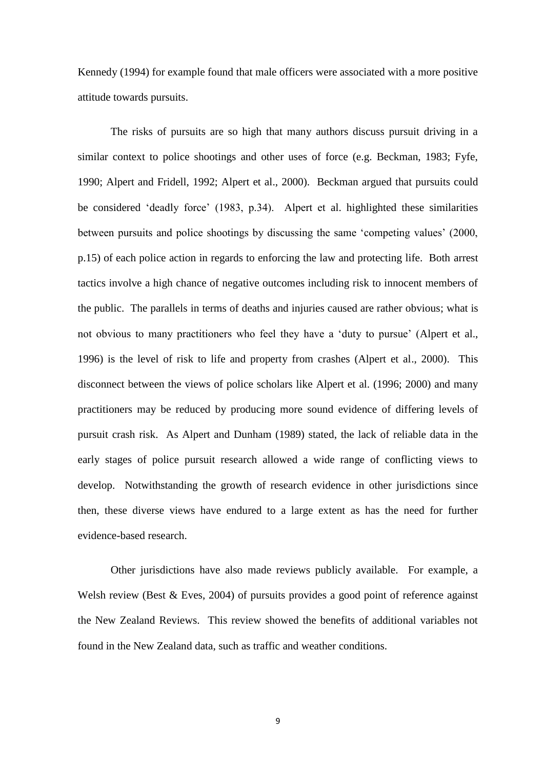Kennedy (1994) for example found that male officers were associated with a more positive attitude towards pursuits.

The risks of pursuits are so high that many authors discuss pursuit driving in a similar context to police shootings and other uses of force (e.g. Beckman, 1983; Fyfe, 1990; Alpert and Fridell, 1992; Alpert et al., 2000). Beckman argued that pursuits could be considered 'deadly force' (1983, p.34). Alpert et al. highlighted these similarities between pursuits and police shootings by discussing the same 'competing values' (2000, p.15) of each police action in regards to enforcing the law and protecting life. Both arrest tactics involve a high chance of negative outcomes including risk to innocent members of the public. The parallels in terms of deaths and injuries caused are rather obvious; what is not obvious to many practitioners who feel they have a 'duty to pursue' (Alpert et al., 1996) is the level of risk to life and property from crashes (Alpert et al., 2000). This disconnect between the views of police scholars like Alpert et al. (1996; 2000) and many practitioners may be reduced by producing more sound evidence of differing levels of pursuit crash risk. As Alpert and Dunham (1989) stated, the lack of reliable data in the early stages of police pursuit research allowed a wide range of conflicting views to develop. Notwithstanding the growth of research evidence in other jurisdictions since then, these diverse views have endured to a large extent as has the need for further evidence-based research.

Other jurisdictions have also made reviews publicly available. For example, a Welsh review (Best & Eves, 2004) of pursuits provides a good point of reference against the New Zealand Reviews. This review showed the benefits of additional variables not found in the New Zealand data, such as traffic and weather conditions.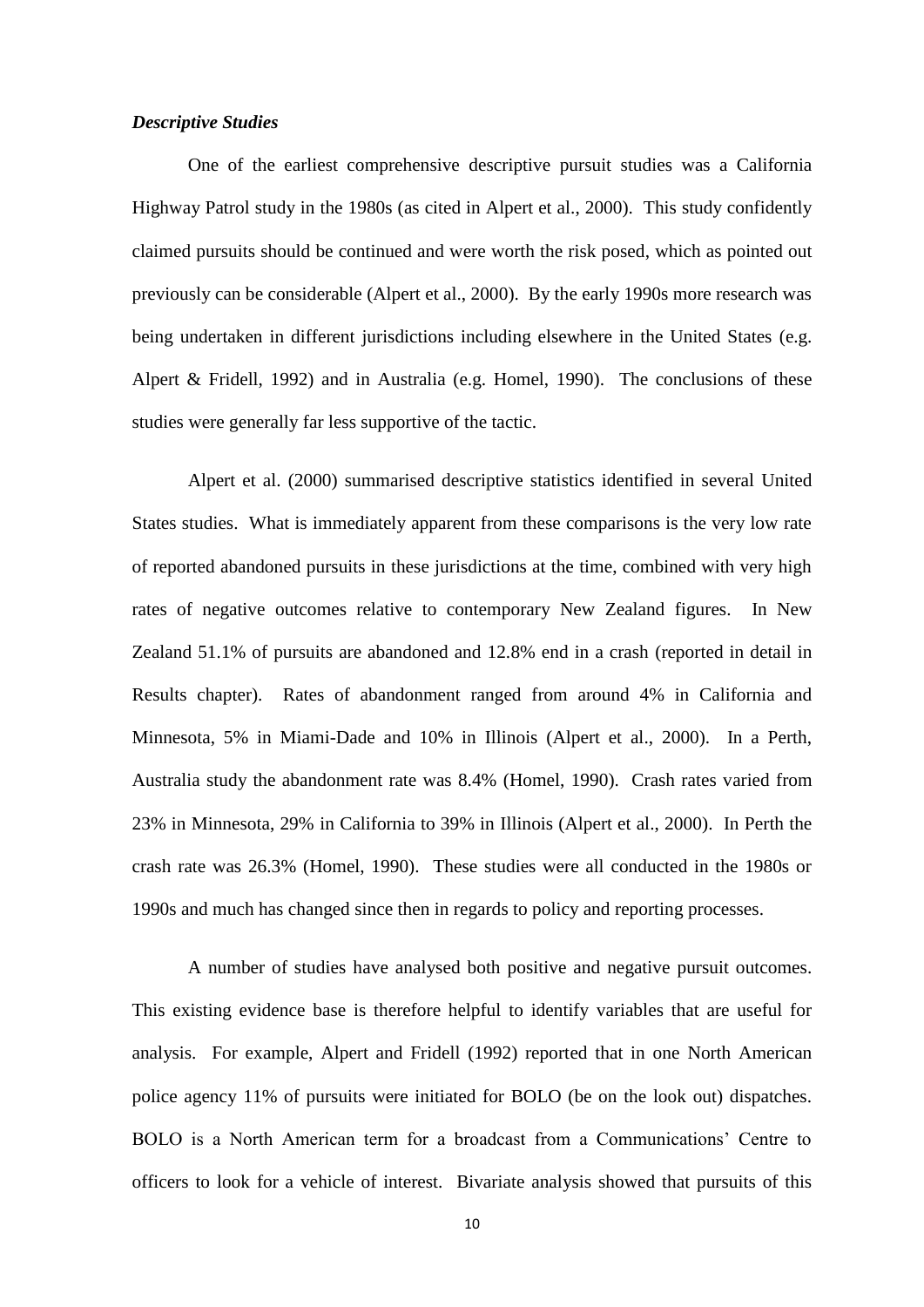### *Descriptive Studies*

One of the earliest comprehensive descriptive pursuit studies was a California Highway Patrol study in the 1980s (as cited in Alpert et al., 2000). This study confidently claimed pursuits should be continued and were worth the risk posed, which as pointed out previously can be considerable (Alpert et al., 2000). By the early 1990s more research was being undertaken in different jurisdictions including elsewhere in the United States (e.g. Alpert & Fridell, 1992) and in Australia (e.g. Homel, 1990). The conclusions of these studies were generally far less supportive of the tactic.

Alpert et al. (2000) summarised descriptive statistics identified in several United States studies. What is immediately apparent from these comparisons is the very low rate of reported abandoned pursuits in these jurisdictions at the time, combined with very high rates of negative outcomes relative to contemporary New Zealand figures. In New Zealand 51.1% of pursuits are abandoned and 12.8% end in a crash (reported in detail in Results chapter). Rates of abandonment ranged from around 4% in California and Minnesota, 5% in Miami-Dade and 10% in Illinois (Alpert et al., 2000). In a Perth, Australia study the abandonment rate was 8.4% (Homel, 1990). Crash rates varied from 23% in Minnesota, 29% in California to 39% in Illinois (Alpert et al., 2000). In Perth the crash rate was 26.3% (Homel, 1990). These studies were all conducted in the 1980s or 1990s and much has changed since then in regards to policy and reporting processes.

A number of studies have analysed both positive and negative pursuit outcomes. This existing evidence base is therefore helpful to identify variables that are useful for analysis. For example, Alpert and Fridell (1992) reported that in one North American police agency 11% of pursuits were initiated for BOLO (be on the look out) dispatches. BOLO is a North American term for a broadcast from a Communications' Centre to officers to look for a vehicle of interest. Bivariate analysis showed that pursuits of this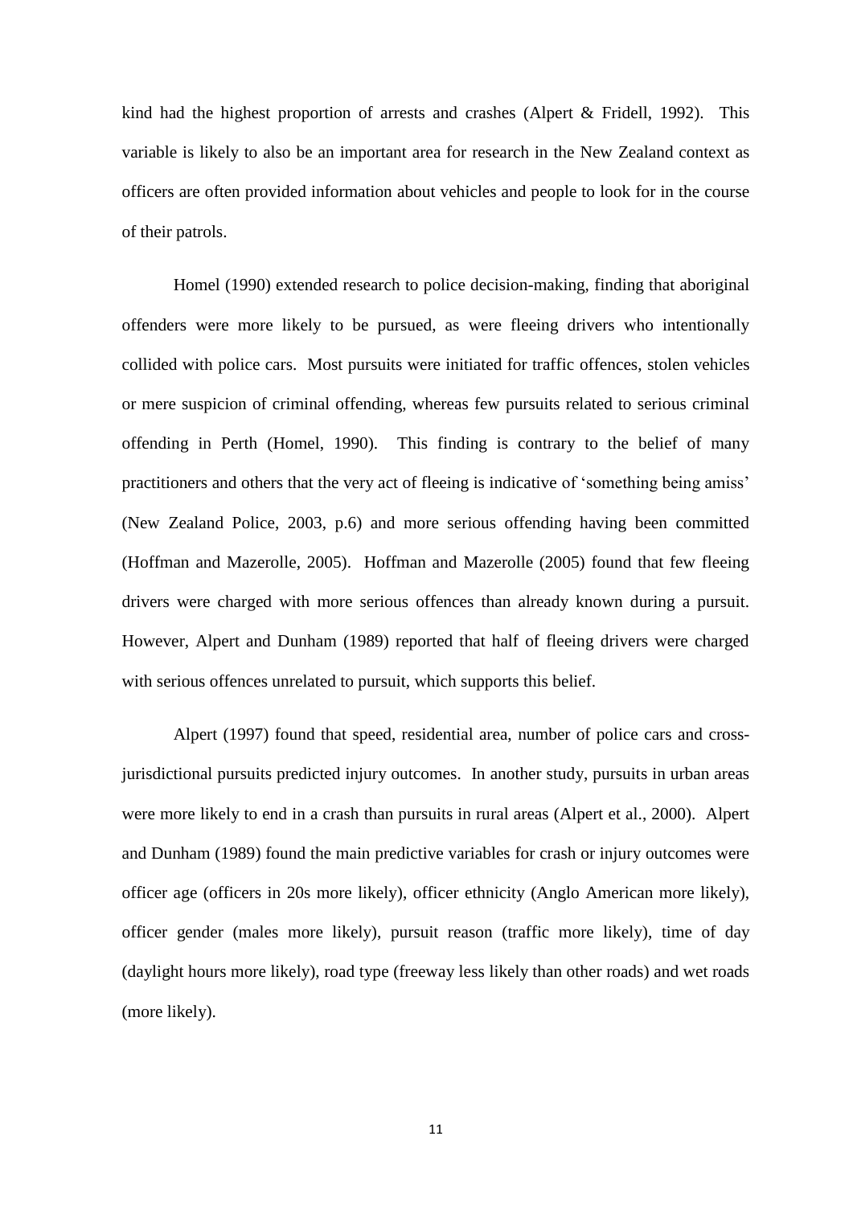kind had the highest proportion of arrests and crashes (Alpert & Fridell, 1992). This variable is likely to also be an important area for research in the New Zealand context as officers are often provided information about vehicles and people to look for in the course of their patrols.

Homel (1990) extended research to police decision-making, finding that aboriginal offenders were more likely to be pursued, as were fleeing drivers who intentionally collided with police cars. Most pursuits were initiated for traffic offences, stolen vehicles or mere suspicion of criminal offending, whereas few pursuits related to serious criminal offending in Perth (Homel, 1990). This finding is contrary to the belief of many practitioners and others that the very act of fleeing is indicative of 'something being amiss' (New Zealand Police, 2003, p.6) and more serious offending having been committed (Hoffman and Mazerolle, 2005). Hoffman and Mazerolle (2005) found that few fleeing drivers were charged with more serious offences than already known during a pursuit. However, Alpert and Dunham (1989) reported that half of fleeing drivers were charged with serious offences unrelated to pursuit, which supports this belief.

Alpert (1997) found that speed, residential area, number of police cars and cross-jurisdictional pursuits predicted injury outcomes. In another study, pursuits in urban areas were more likely to end in a crash than pursuits in rural areas (Alpert et al., 2000). Alpert and Dunham (1989) found the main predictive variables for crash or injury outcomes were officer age (officers in 20s more likely), officer ethnicity (Anglo American more likely), officer gender (males more likely), pursuit reason (traffic more likely), time of day (daylight hours more likely), road type (freeway less likely than other roads) and wet roads (more likely).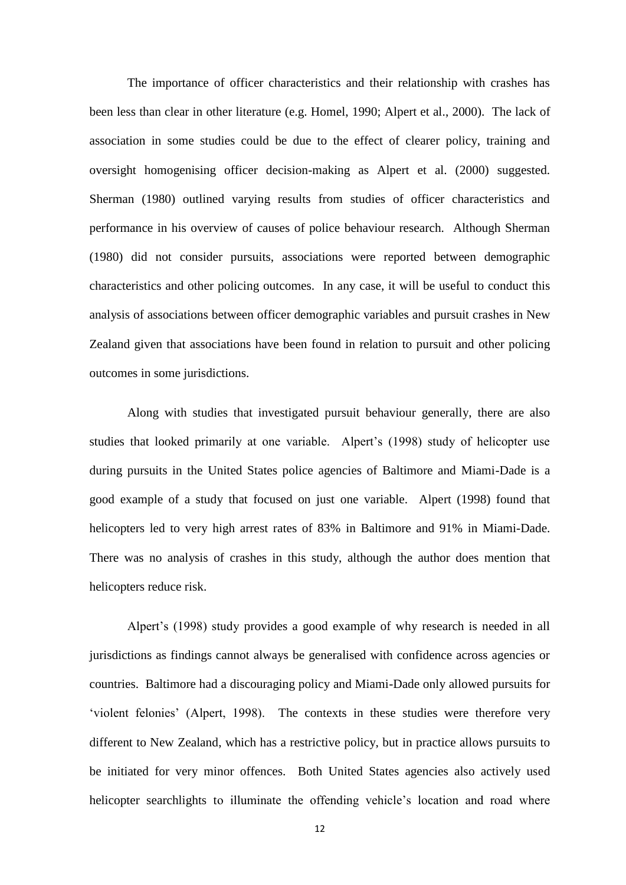The importance of officer characteristics and their relationship with crashes has been less than clear in other literature (e.g. Homel, 1990; Alpert et al., 2000). The lack of association in some studies could be due to the effect of clearer policy, training and oversight homogenising officer decision-making as Alpert et al. (2000) suggested. Sherman (1980) outlined varying results from studies of officer characteristics and performance in his overview of causes of police behaviour research. Although Sherman (1980) did not consider pursuits, associations were reported between demographic characteristics and other policing outcomes. In any case, it will be useful to conduct this analysis of associations between officer demographic variables and pursuit crashes in New Zealand given that associations have been found in relation to pursuit and other policing outcomes in some jurisdictions.

Along with studies that investigated pursuit behaviour generally, there are also studies that looked primarily at one variable. Alpert's (1998) study of helicopter use during pursuits in the United States police agencies of Baltimore and Miami-Dade is a good example of a study that focused on just one variable. Alpert (1998) found that helicopters led to very high arrest rates of 83% in Baltimore and 91% in Miami-Dade. There was no analysis of crashes in this study, although the author does mention that helicopters reduce risk.

Alpert's (1998) study provides a good example of why research is needed in all jurisdictions as findings cannot always be generalised with confidence across agencies or countries. Baltimore had a discouraging policy and Miami-Dade only allowed pursuits for 'violent felonies' (Alpert, 1998). The contexts in these studies were therefore very different to New Zealand, which has a restrictive policy, but in practice allows pursuits to be initiated for very minor offences. Both United States agencies also actively used helicopter searchlights to illuminate the offending vehicle's location and road where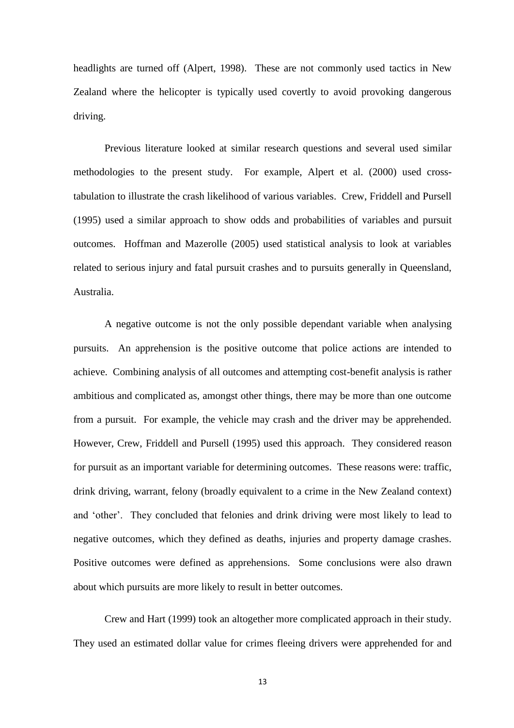headlights are turned off (Alpert, 1998). These are not commonly used tactics in New Zealand where the helicopter is typically used covertly to avoid provoking dangerous driving.

Previous literature looked at similar research questions and several used similar methodologies to the present study. For example, Alpert et al. (2000) used cross-tabulation to illustrate the crash likelihood of various variables. Crew, Friddell and Pursell (1995) used a similar approach to show odds and probabilities of variables and pursuit outcomes. Hoffman and Mazerolle (2005) used statistical analysis to look at variables related to serious injury and fatal pursuit crashes and to pursuits generally in Queensland, Australia.

A negative outcome is not the only possible dependant variable when analysing pursuits. An apprehension is the positive outcome that police actions are intended to achieve. Combining analysis of all outcomes and attempting cost-benefit analysis is rather ambitious and complicated as, amongst other things, there may be more than one outcome from a pursuit. For example, the vehicle may crash and the driver may be apprehended. However, Crew, Friddell and Pursell (1995) used this approach. They considered reason for pursuit as an important variable for determining outcomes. These reasons were: traffic, drink driving, warrant, felony (broadly equivalent to a crime in the New Zealand context) and 'other'. They concluded that felonies and drink driving were most likely to lead to negative outcomes, which they defined as deaths, injuries and property damage crashes. Positive outcomes were defined as apprehensions. Some conclusions were also drawn about which pursuits are more likely to result in better outcomes.

Crew and Hart (1999) took an altogether more complicated approach in their study. They used an estimated dollar value for crimes fleeing drivers were apprehended for and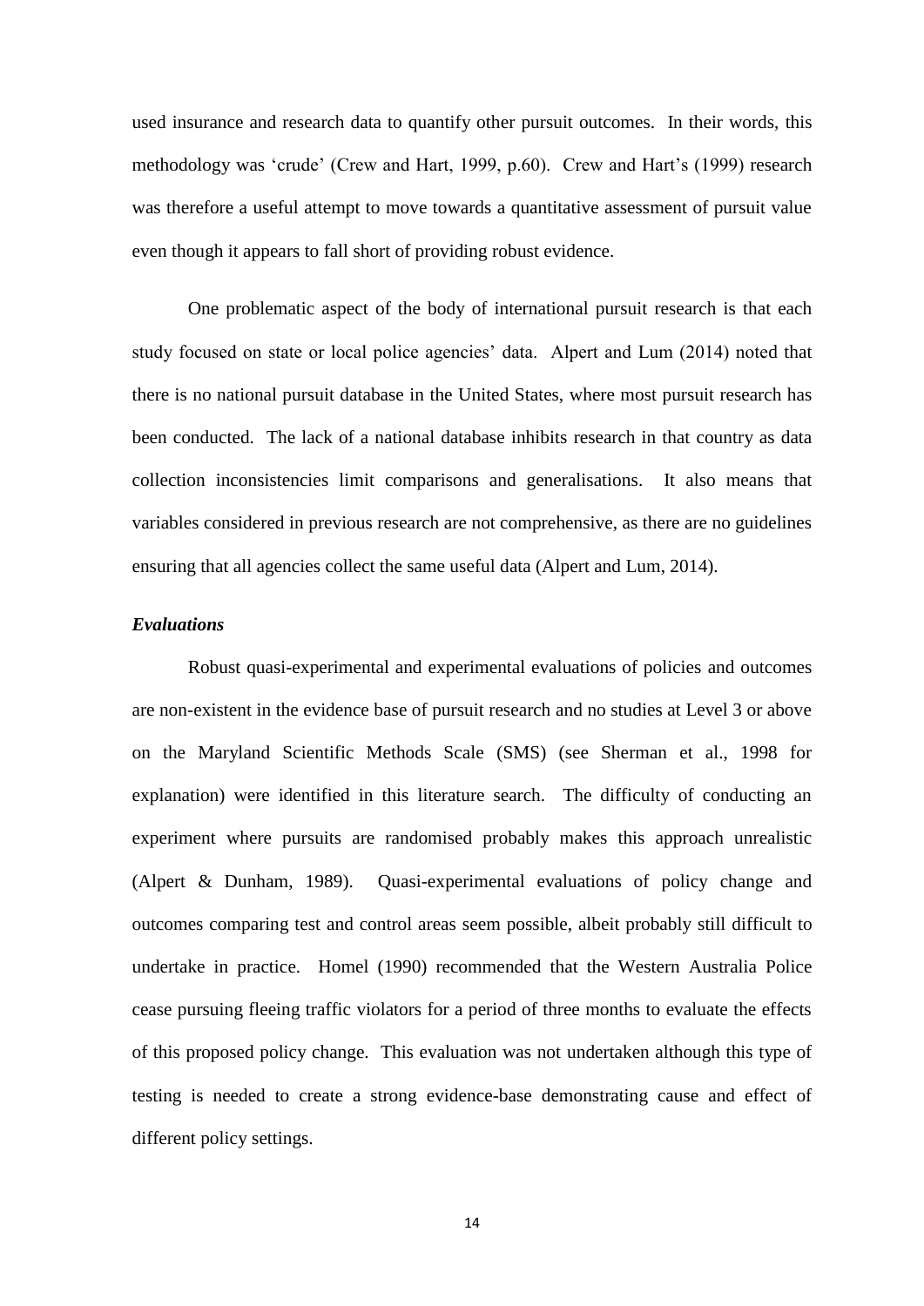used insurance and research data to quantify other pursuit outcomes. In their words, this methodology was 'crude' (Crew and Hart, 1999, p.60). Crew and Hart's (1999) research was therefore a useful attempt to move towards a quantitative assessment of pursuit value even though it appears to fall short of providing robust evidence.

One problematic aspect of the body of international pursuit research is that each study focused on state or local police agencies' data. Alpert and Lum (2014) noted that there is no national pursuit database in the United States, where most pursuit research has been conducted. The lack of a national database inhibits research in that country as data collection inconsistencies limit comparisons and generalisations. It also means that variables considered in previous research are not comprehensive, as there are no guidelines ensuring that all agencies collect the same useful data (Alpert and Lum, 2014).

### *Evaluations*

Robust quasi-experimental and experimental evaluations of policies and outcomes are non-existent in the evidence base of pursuit research and no studies at Level 3 or above on the Maryland Scientific Methods Scale (SMS) (see Sherman et al., 1998 for explanation) were identified in this literature search. The difficulty of conducting an experiment where pursuits are randomised probably makes this approach unrealistic (Alpert & Dunham, 1989). Quasi-experimental evaluations of policy change and outcomes comparing test and control areas seem possible, albeit probably still difficult to undertake in practice. Homel (1990) recommended that the Western Australia Police cease pursuing fleeing traffic violators for a period of three months to evaluate the effects of this proposed policy change. This evaluation was not undertaken although this type of testing is needed to create a strong evidence-base demonstrating cause and effect of different policy settings.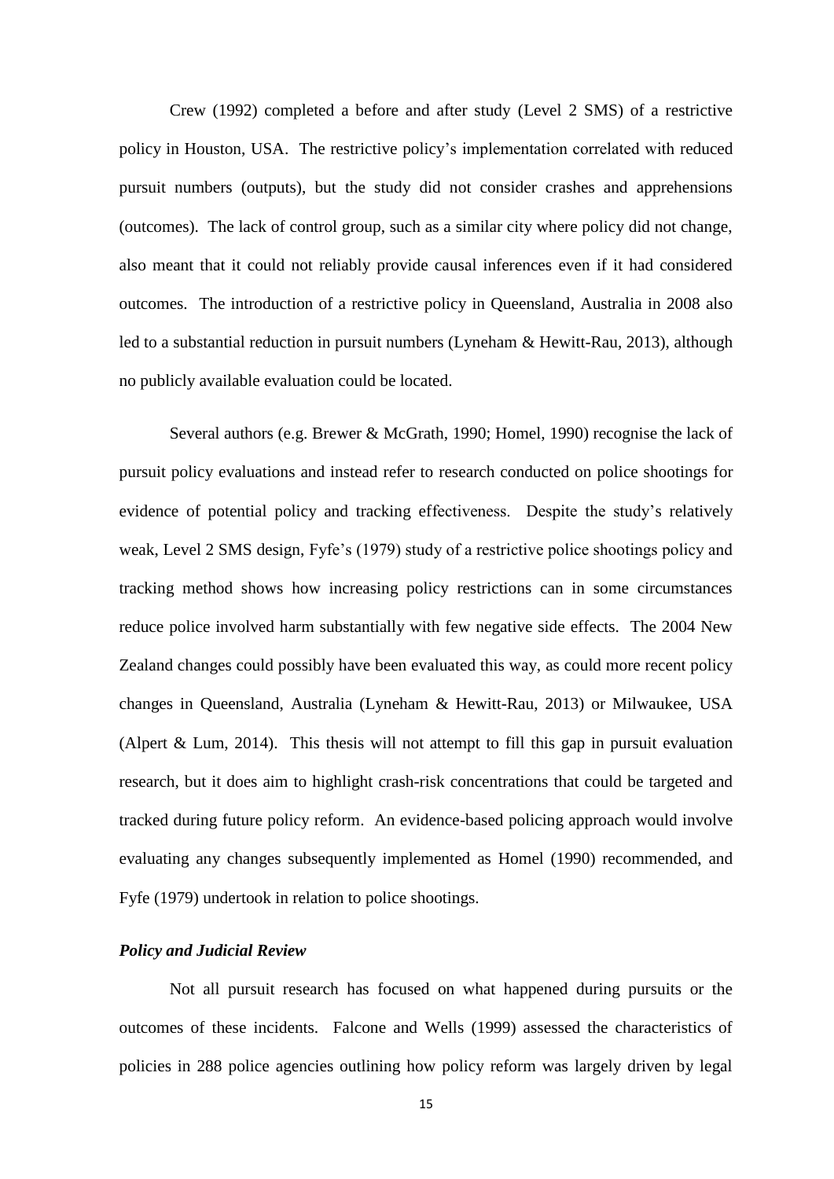Crew (1992) completed a before and after study (Level 2 SMS) of a restrictive policy in Houston, USA. The restrictive policy's implementation correlated with reduced pursuit numbers (outputs), but the study did not consider crashes and apprehensions (outcomes). The lack of control group, such as a similar city where policy did not change, also meant that it could not reliably provide causal inferences even if it had considered outcomes. The introduction of a restrictive policy in Queensland, Australia in 2008 also led to a substantial reduction in pursuit numbers (Lyneham & Hewitt-Rau, 2013), although no publicly available evaluation could be located.

Several authors (e.g. Brewer & McGrath, 1990; Homel, 1990) recognise the lack of pursuit policy evaluations and instead refer to research conducted on police shootings for evidence of potential policy and tracking effectiveness. Despite the study's relatively weak, Level 2 SMS design, Fyfe's (1979) study of a restrictive police shootings policy and tracking method shows how increasing policy restrictions can in some circumstances reduce police involved harm substantially with few negative side effects. The 2004 New Zealand changes could possibly have been evaluated this way, as could more recent policy changes in Queensland, Australia (Lyneham & Hewitt-Rau, 2013) or Milwaukee, USA (Alpert & Lum, 2014). This thesis will not attempt to fill this gap in pursuit evaluation research, but it does aim to highlight crash-risk concentrations that could be targeted and tracked during future policy reform. An evidence-based policing approach would involve evaluating any changes subsequently implemented as Homel (1990) recommended, and Fyfe (1979) undertook in relation to police shootings.

### *Policy and Judicial Review*

Not all pursuit research has focused on what happened during pursuits or the outcomes of these incidents. Falcone and Wells (1999) assessed the characteristics of policies in 288 police agencies outlining how policy reform was largely driven by legal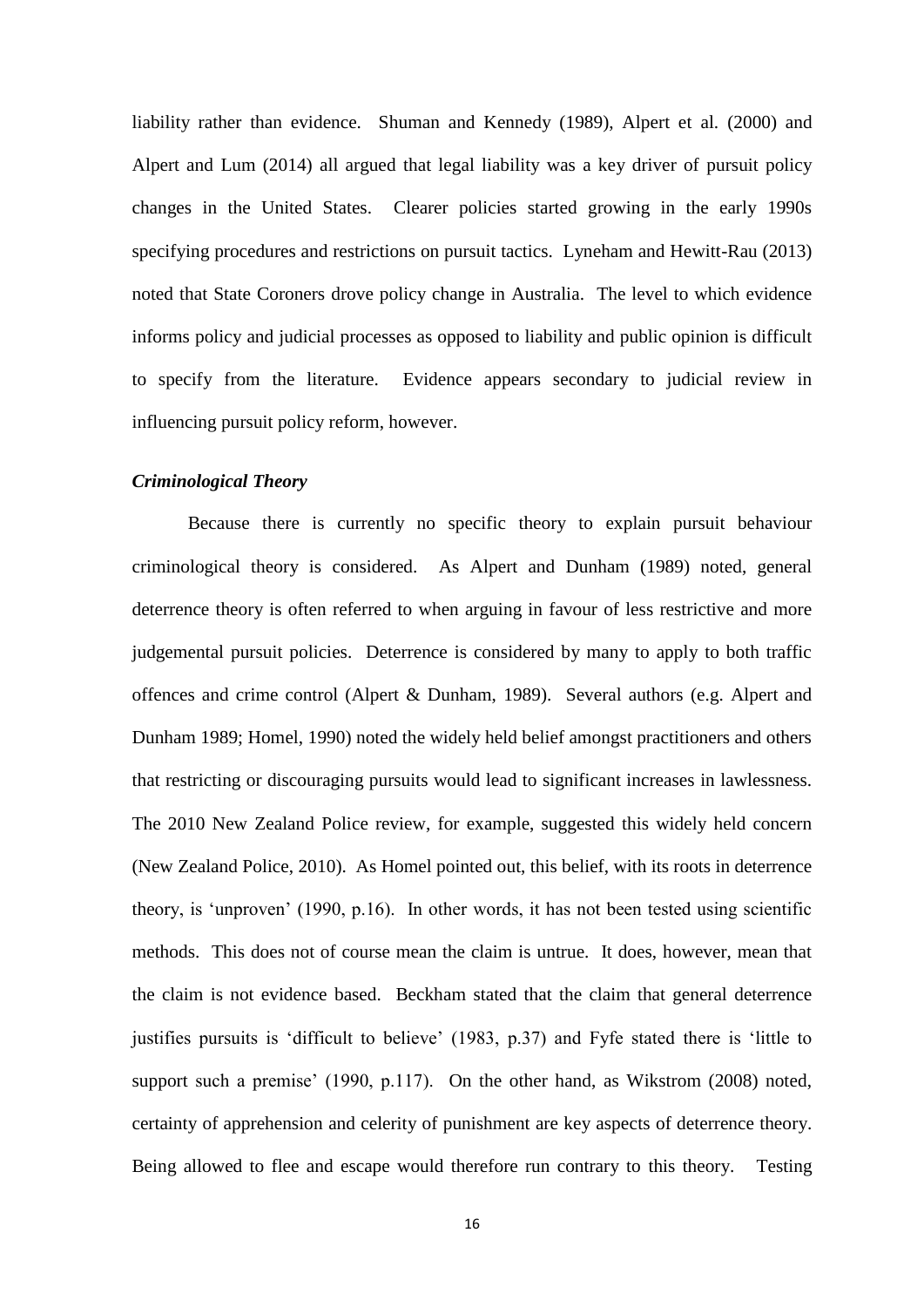liability rather than evidence. Shuman and Kennedy (1989), Alpert et al. (2000) and Alpert and Lum (2014) all argued that legal liability was a key driver of pursuit policy changes in the United States. Clearer policies started growing in the early 1990s specifying procedures and restrictions on pursuit tactics. Lyneham and Hewitt-Rau (2013) noted that State Coroners drove policy change in Australia. The level to which evidence informs policy and judicial processes as opposed to liability and public opinion is difficult to specify from the literature. Evidence appears secondary to judicial review in influencing pursuit policy reform, however.

### *Criminological Theory*

Because there is currently no specific theory to explain pursuit behaviour criminological theory is considered. As Alpert and Dunham (1989) noted, general deterrence theory is often referred to when arguing in favour of less restrictive and more judgemental pursuit policies. Deterrence is considered by many to apply to both traffic offences and crime control (Alpert & Dunham, 1989). Several authors (e.g. Alpert and Dunham 1989; Homel, 1990) noted the widely held belief amongst practitioners and others that restricting or discouraging pursuits would lead to significant increases in lawlessness. The 2010 New Zealand Police review, for example, suggested this widely held concern (New Zealand Police, 2010). As Homel pointed out, this belief, with its roots in deterrence theory, is 'unproven' (1990, p.16). In other words, it has not been tested using scientific methods. This does not of course mean the claim is untrue. It does, however, mean that the claim is not evidence based. Beckham stated that the claim that general deterrence justifies pursuits is 'difficult to believe' (1983, p.37) and Fyfe stated there is 'little to support such a premise' (1990, p.117). On the other hand, as Wikstrom (2008) noted, certainty of apprehension and celerity of punishment are key aspects of deterrence theory. Being allowed to flee and escape would therefore run contrary to this theory. Testing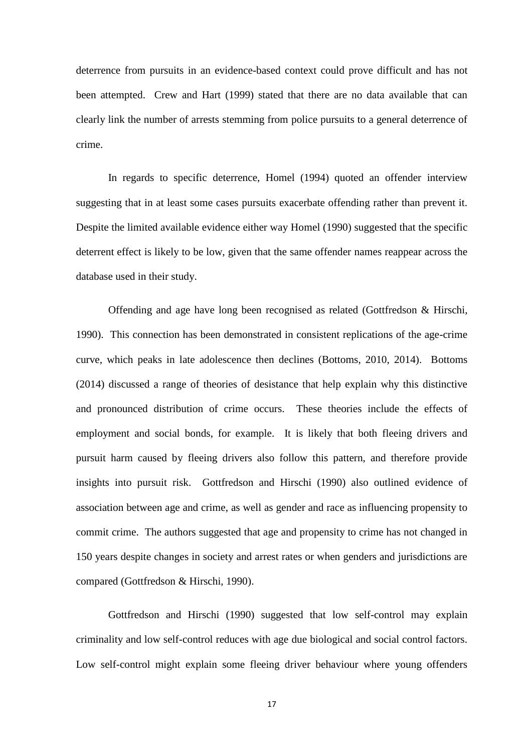deterrence from pursuits in an evidence-based context could prove difficult and has not been attempted. Crew and Hart (1999) stated that there are no data available that can clearly link the number of arrests stemming from police pursuits to a general deterrence of crime.

In regards to specific deterrence, Homel (1994) quoted an offender interview suggesting that in at least some cases pursuits exacerbate offending rather than prevent it. Despite the limited available evidence either way Homel (1990) suggested that the specific deterrent effect is likely to be low, given that the same offender names reappear across the database used in their study.

Offending and age have long been recognised as related (Gottfredson & Hirschi, 1990). This connection has been demonstrated in consistent replications of the age-crime curve, which peaks in late adolescence then declines (Bottoms, 2010, 2014). Bottoms (2014) discussed a range of theories of desistance that help explain why this distinctive and pronounced distribution of crime occurs. These theories include the effects of employment and social bonds, for example. It is likely that both fleeing drivers and pursuit harm caused by fleeing drivers also follow this pattern, and therefore provide insights into pursuit risk. Gottfredson and Hirschi (1990) also outlined evidence of association between age and crime, as well as gender and race as influencing propensity to commit crime. The authors suggested that age and propensity to crime has not changed in 150 years despite changes in society and arrest rates or when genders and jurisdictions are compared (Gottfredson & Hirschi, 1990).

Gottfredson and Hirschi (1990) suggested that low self-control may explain criminality and low self-control reduces with age due biological and social control factors. Low self-control might explain some fleeing driver behaviour where young offenders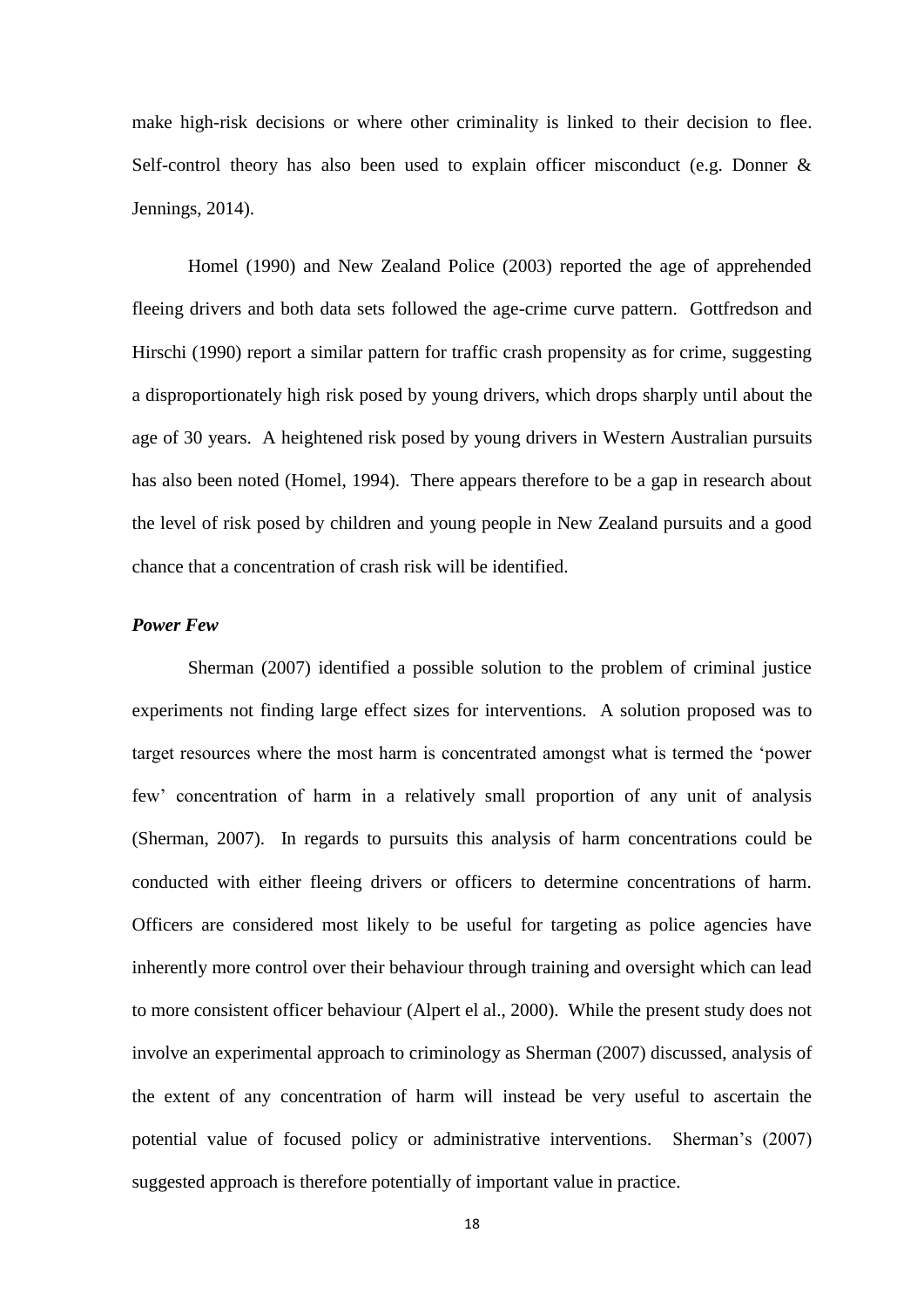make high-risk decisions or where other criminality is linked to their decision to flee. Self-control theory has also been used to explain officer misconduct (e.g. Donner & Jennings, 2014).

Homel (1990) and New Zealand Police (2003) reported the age of apprehended fleeing drivers and both data sets followed the age-crime curve pattern. Gottfredson and Hirschi (1990) report a similar pattern for traffic crash propensity as for crime, suggesting a disproportionately high risk posed by young drivers, which drops sharply until about the age of 30 years. A heightened risk posed by young drivers in Western Australian pursuits has also been noted (Homel, 1994). There appears therefore to be a gap in research about the level of risk posed by children and young people in New Zealand pursuits and a good chance that a concentration of crash risk will be identified.

### *Power Few*

Sherman (2007) identified a possible solution to the problem of criminal justice experiments not finding large effect sizes for interventions. A solution proposed was to target resources where the most harm is concentrated amongst what is termed the 'power few' concentration of harm in a relatively small proportion of any unit of analysis (Sherman, 2007). In regards to pursuits this analysis of harm concentrations could be conducted with either fleeing drivers or officers to determine concentrations of harm. Officers are considered most likely to be useful for targeting as police agencies have inherently more control over their behaviour through training and oversight which can lead to more consistent officer behaviour (Alpert el al., 2000). While the present study does not involve an experimental approach to criminology as Sherman (2007) discussed, analysis of the extent of any concentration of harm will instead be very useful to ascertain the potential value of focused policy or administrative interventions. Sherman's (2007) suggested approach is therefore potentially of important value in practice.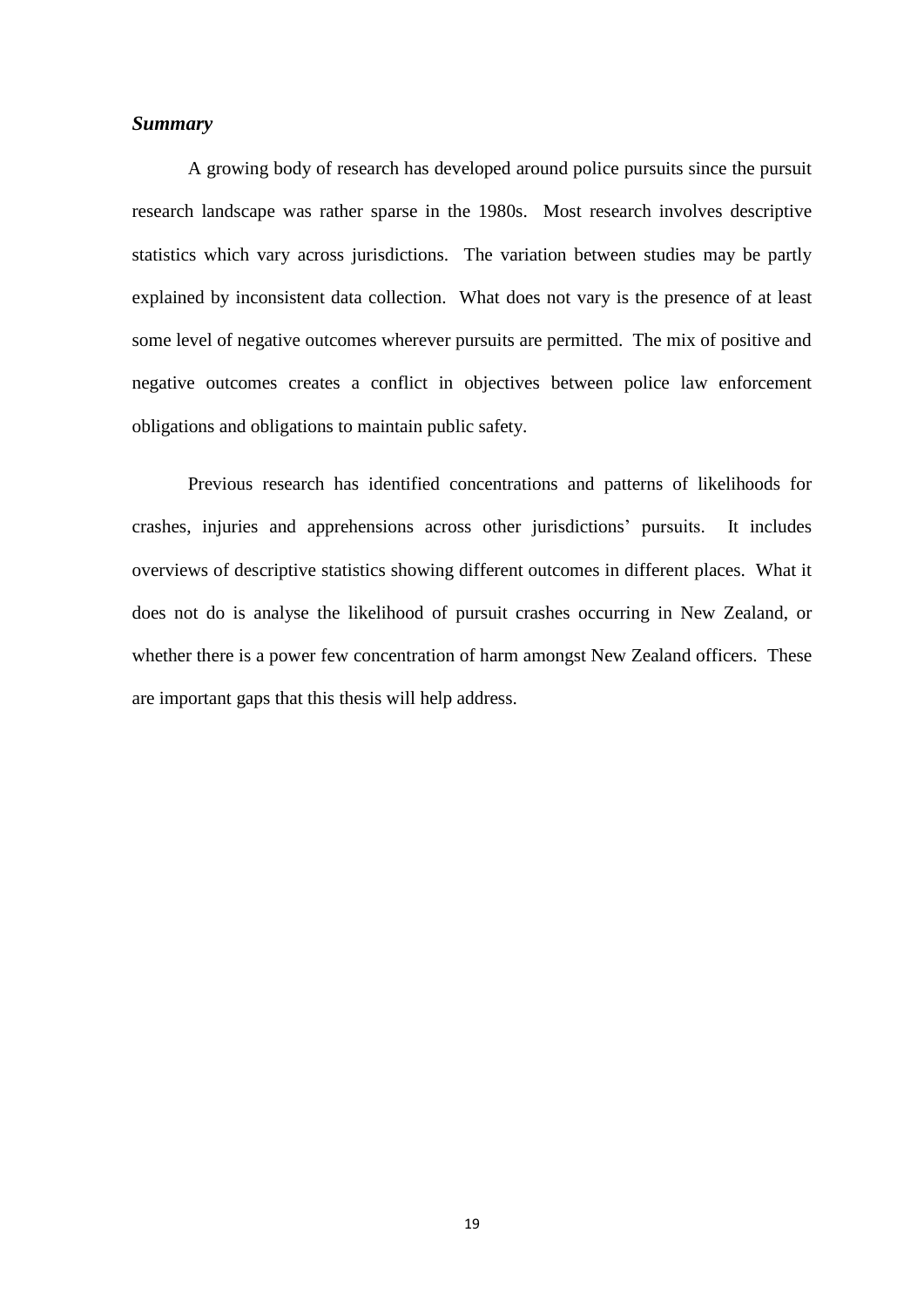### ***Summary***

A growing body of research has developed around police pursuits since the pursuit research landscape was rather sparse in the 1980s. Most research involves descriptive statistics which vary across jurisdictions. The variation between studies may be partly explained by inconsistent data collection. What does not vary is the presence of at least some level of negative outcomes wherever pursuits are permitted. The mix of positive and negative outcomes creates a conflict in objectives between police law enforcement obligations and obligations to maintain public safety.

Previous research has identified concentrations and patterns of likelihoods for crashes, injuries and apprehensions across other jurisdictions' pursuits. It includes overviews of descriptive statistics showing different outcomes in different places. What it does not do is analyse the likelihood of pursuit crashes occurring in New Zealand, or whether there is a power few concentration of harm amongst New Zealand officers. These are important gaps that this thesis will help address.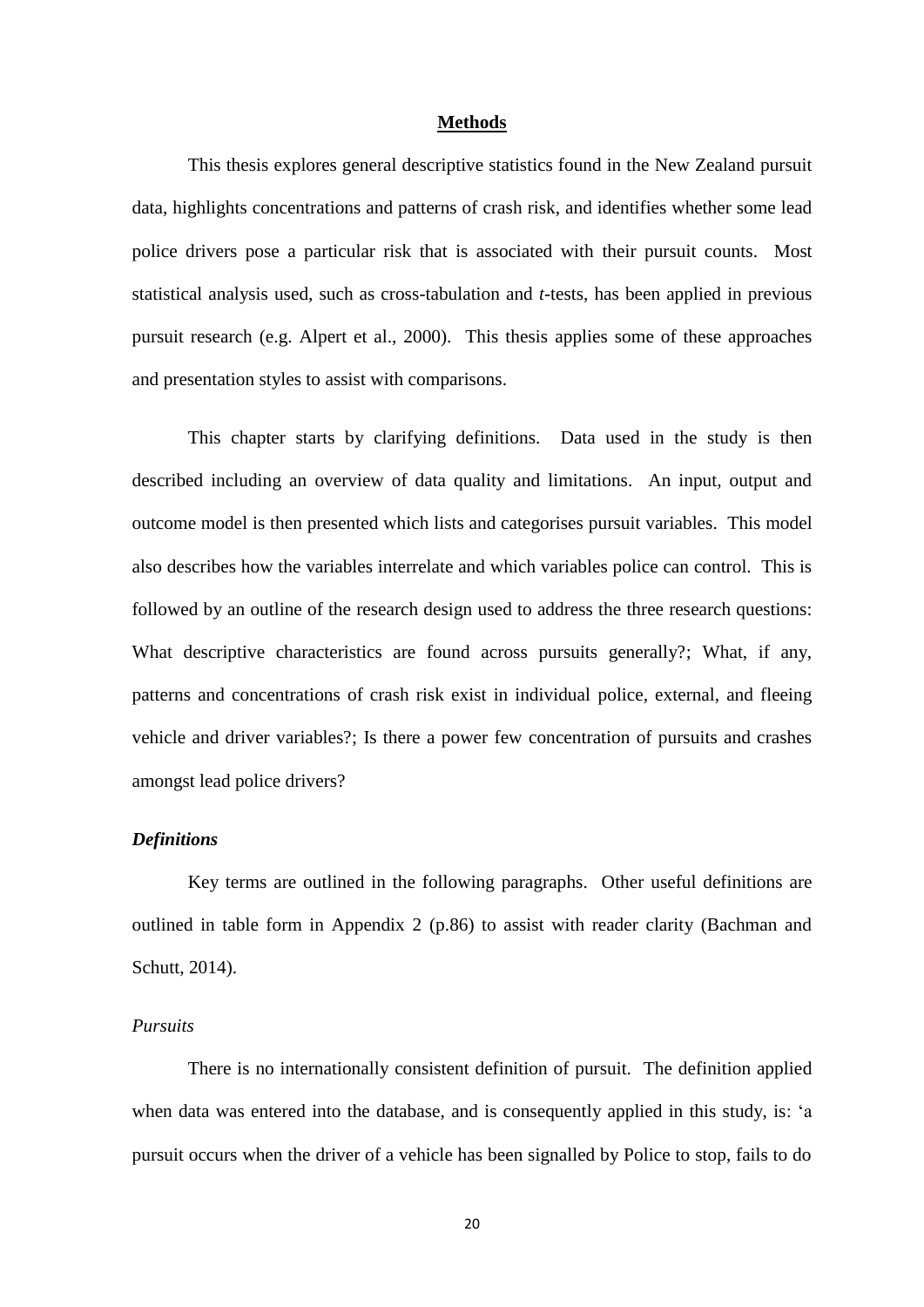## Methods

This thesis explores general descriptive statistics found in the New Zealand pursuit data, highlights concentrations and patterns of crash risk, and identifies whether some lead police drivers pose a particular risk that is associated with their pursuit counts. Most statistical analysis used, such as cross-tabulation and *t*-tests, has been applied in previous pursuit research (e.g. Alpert et al., 2000). This thesis applies some of these approaches and presentation styles to assist with comparisons.

This chapter starts by clarifying definitions. Data used in the study is then described including an overview of data quality and limitations. An input, output and outcome model is then presented which lists and categorises pursuit variables. This model also describes how the variables interrelate and which variables police can control. This is followed by an outline of the research design used to address the three research questions: What descriptive characteristics are found across pursuits generally?; What, if any, patterns and concentrations of crash risk exist in individual police, external, and fleeing vehicle and driver variables?; Is there a power few concentration of pursuits and crashes amongst lead police drivers?

### *Definitions*

Key terms are outlined in the following paragraphs. Other useful definitions are outlined in table form in Appendix 2 (p.86) to assist with reader clarity (Bachman and Schutt, 2014).

#### *Pursuits*

There is no internationally consistent definition of pursuit. The definition applied when data was entered into the database, and is consequently applied in this study, is: 'a pursuit occurs when the driver of a vehicle has been signalled by Police to stop, fails to do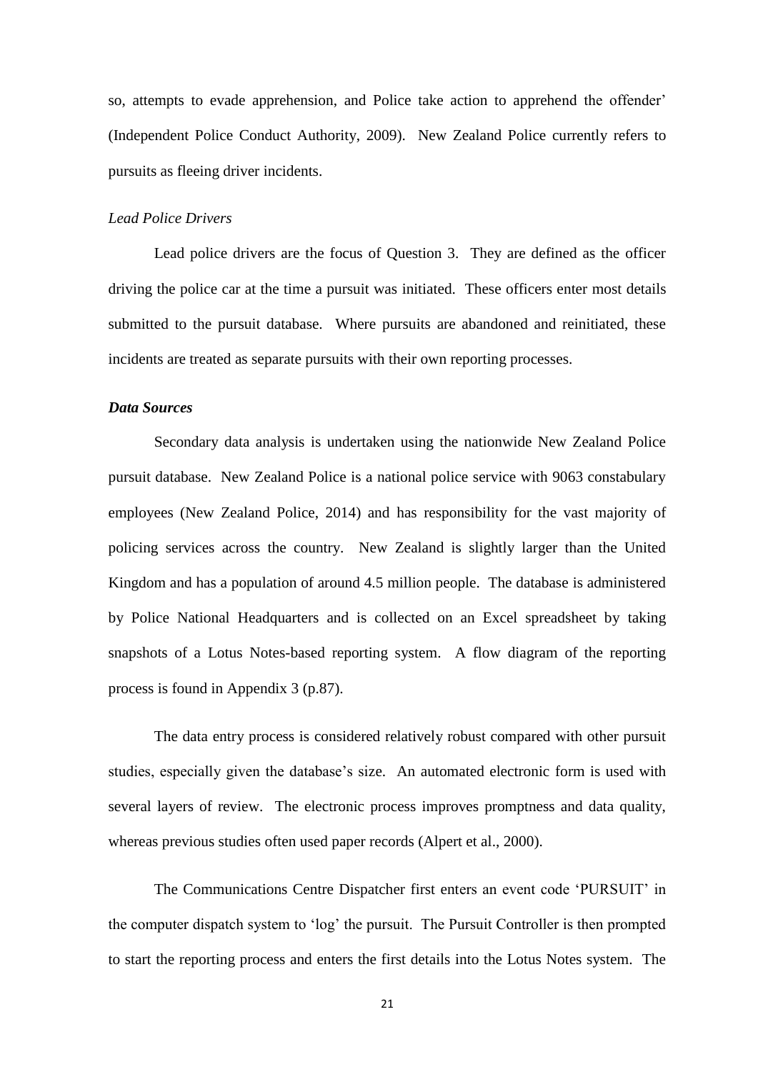so, attempts to evade apprehension, and Police take action to apprehend the offender' (Independent Police Conduct Authority, 2009). New Zealand Police currently refers to pursuits as fleeing driver incidents.

*Lead Police Drivers*

Lead police drivers are the focus of Question 3. They are defined as the officer driving the police car at the time a pursuit was initiated. These officers enter most details submitted to the pursuit database. Where pursuits are abandoned and reinitiated, these incidents are treated as separate pursuits with their own reporting processes.

***Data Sources***

Secondary data analysis is undertaken using the nationwide New Zealand Police pursuit database. New Zealand Police is a national police service with 9063 constabulary employees (New Zealand Police, 2014) and has responsibility for the vast majority of policing services across the country. New Zealand is slightly larger than the United Kingdom and has a population of around 4.5 million people. The database is administered by Police National Headquarters and is collected on an Excel spreadsheet by taking snapshots of a Lotus Notes-based reporting system. A flow diagram of the reporting process is found in Appendix 3 (p.87).

The data entry process is considered relatively robust compared with other pursuit studies, especially given the database's size. An automated electronic form is used with several layers of review. The electronic process improves promptness and data quality, whereas previous studies often used paper records (Alpert et al., 2000).

The Communications Centre Dispatcher first enters an event code 'PURSUIT' in the computer dispatch system to 'log' the pursuit. The Pursuit Controller is then prompted to start the reporting process and enters the first details into the Lotus Notes system. The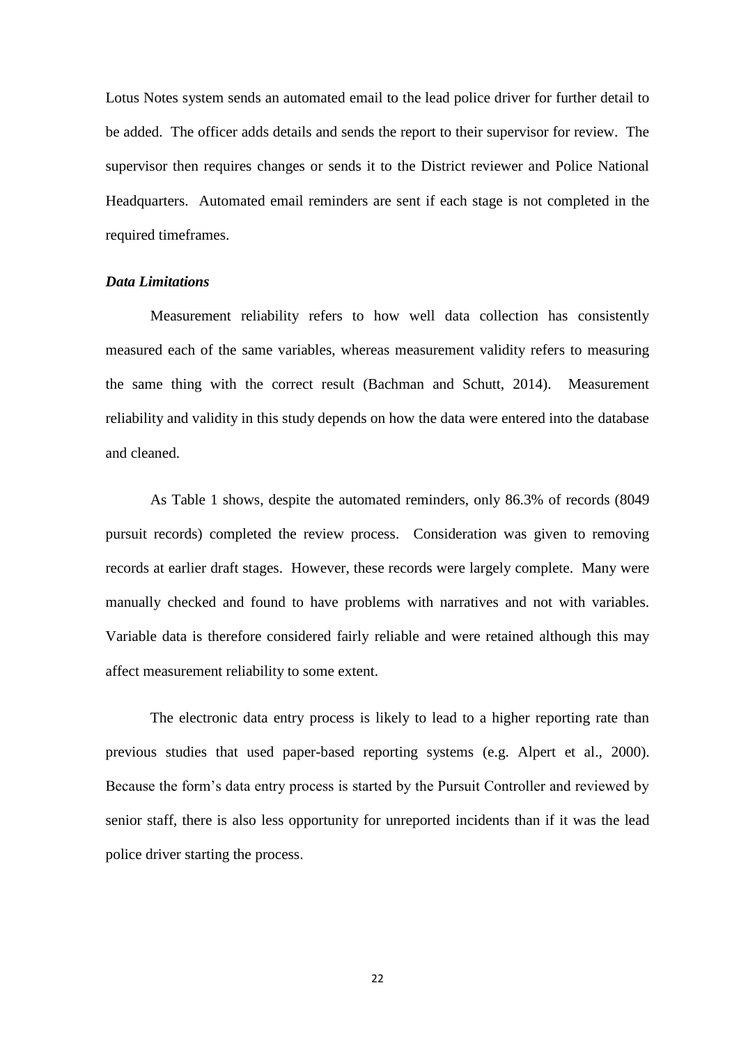Lotus Notes system sends an automated email to the lead police driver for further detail to be added. The officer adds details and sends the report to their supervisor for review. The supervisor then requires changes or sends it to the District reviewer and Police National Headquarters. Automated email reminders are sent if each stage is not completed in the required timeframes.

### *Data Limitations*

Measurement reliability refers to how well data collection has consistently measured each of the same variables, whereas measurement validity refers to measuring the same thing with the correct result (Bachman and Schutt, 2014). Measurement reliability and validity in this study depends on how the data were entered into the database and cleaned.

As Table 1 shows, despite the automated reminders, only 86.3% of records (8049 pursuit records) completed the review process. Consideration was given to removing records at earlier draft stages. However, these records were largely complete. Many were manually checked and found to have problems with narratives and not with variables. Variable data is therefore considered fairly reliable and were retained although this may affect measurement reliability to some extent.

The electronic data entry process is likely to lead to a higher reporting rate than previous studies that used paper-based reporting systems (e.g. Alpert et al., 2000). Because the form's data entry process is started by the Pursuit Controller and reviewed by senior staff, there is also less opportunity for unreported incidents than if it was the lead police driver starting the process.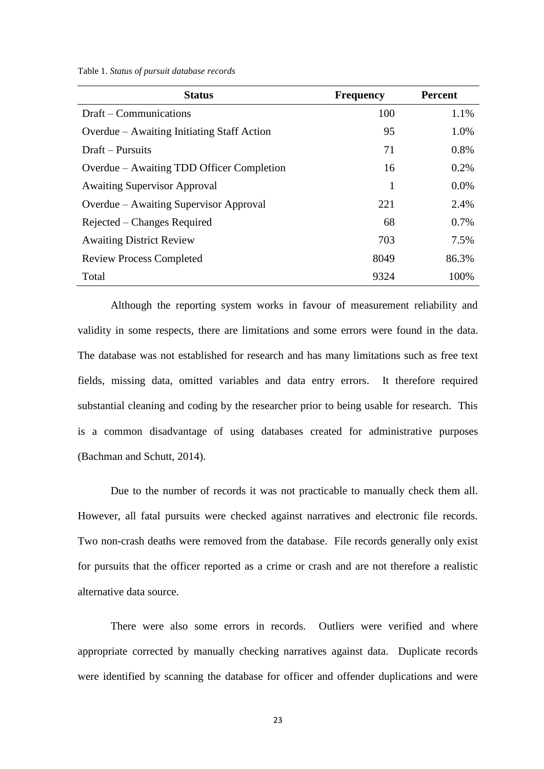Table 1. *Status of pursuit database records*

| Status | Frequency | Percent |
|---|---|---|
| Draft – Communications | 100 | 1.1% |
| Overdue – Awaiting Initiating Staff Action | 95 | 1.0% |
| Draft – Pursuits | 71 | 0.8% |
| Overdue – Awaiting TDD Officer Completion | 16 | 0.2% |
| Awaiting Supervisor Approval | 1 | 0.0% |
| Overdue – Awaiting Supervisor Approval | 221 | 2.4% |
| Rejected – Changes Required | 68 | 0.7% |
| Awaiting District Review | 703 | 7.5% |
| Review Process Completed | 8049 | 86.3% |
| Total | 9324 | 100% |

Although the reporting system works in favour of measurement reliability and validity in some respects, there are limitations and some errors were found in the data. The database was not established for research and has many limitations such as free text fields, missing data, omitted variables and data entry errors. It therefore required substantial cleaning and coding by the researcher prior to being usable for research. This is a common disadvantage of using databases created for administrative purposes (Bachman and Schutt, 2014).

Due to the number of records it was not practicable to manually check them all. However, all fatal pursuits were checked against narratives and electronic file records. Two non-crash deaths were removed from the database. File records generally only exist for pursuits that the officer reported as a crime or crash and are not therefore a realistic alternative data source.

There were also some errors in records. Outliers were verified and where appropriate corrected by manually checking narratives against data. Duplicate records were identified by scanning the database for officer and offender duplications and were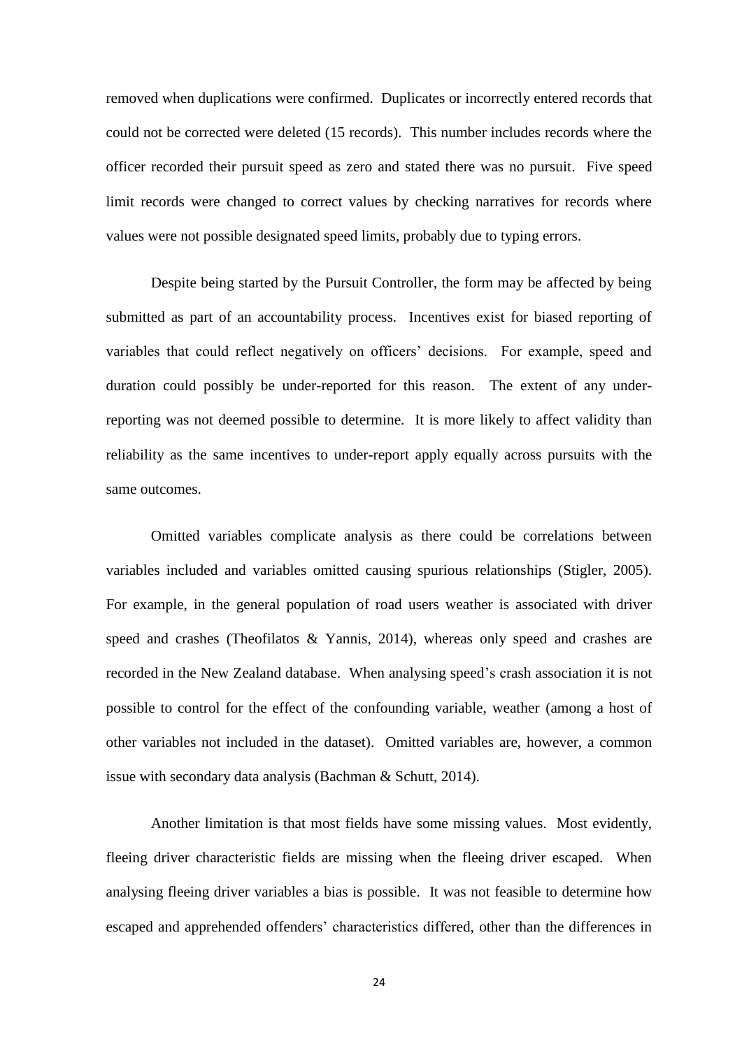removed when duplications were confirmed. Duplicates or incorrectly entered records that could not be corrected were deleted (15 records). This number includes records where the officer recorded their pursuit speed as zero and stated there was no pursuit. Five speed limit records were changed to correct values by checking narratives for records where values were not possible designated speed limits, probably due to typing errors.

Despite being started by the Pursuit Controller, the form may be affected by being submitted as part of an accountability process. Incentives exist for biased reporting of variables that could reflect negatively on officers' decisions. For example, speed and duration could possibly be under-reported for this reason. The extent of any under-reporting was not deemed possible to determine. It is more likely to affect validity than reliability as the same incentives to under-report apply equally across pursuits with the same outcomes.

Omitted variables complicate analysis as there could be correlations between variables included and variables omitted causing spurious relationships (Stigler, 2005). For example, in the general population of road users weather is associated with driver speed and crashes (Theofilatos & Yannis, 2014), whereas only speed and crashes are recorded in the New Zealand database. When analysing speed's crash association it is not possible to control for the effect of the confounding variable, weather (among a host of other variables not included in the dataset). Omitted variables are, however, a common issue with secondary data analysis (Bachman & Schutt, 2014).

Another limitation is that most fields have some missing values. Most evidently, fleeing driver characteristic fields are missing when the fleeing driver escaped. When analysing fleeing driver variables a bias is possible. It was not feasible to determine how escaped and apprehended offenders' characteristics differed, other than the differences in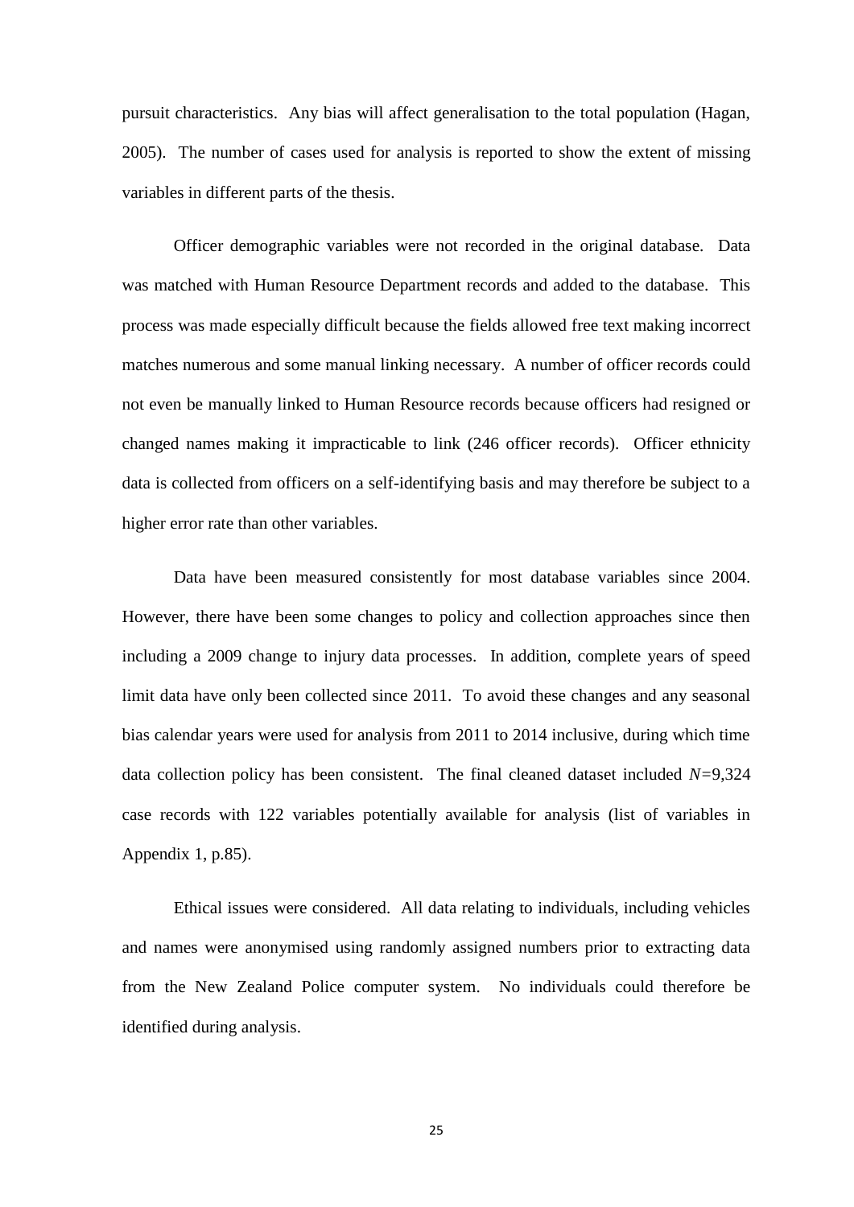pursuit characteristics. Any bias will affect generalisation to the total population (Hagan, 2005). The number of cases used for analysis is reported to show the extent of missing variables in different parts of the thesis.

Officer demographic variables were not recorded in the original database. Data was matched with Human Resource Department records and added to the database. This process was made especially difficult because the fields allowed free text making incorrect matches numerous and some manual linking necessary. A number of officer records could not even be manually linked to Human Resource records because officers had resigned or changed names making it impracticable to link (246 officer records). Officer ethnicity data is collected from officers on a self-identifying basis and may therefore be subject to a higher error rate than other variables.

Data have been measured consistently for most database variables since 2004. However, there have been some changes to policy and collection approaches since then including a 2009 change to injury data processes. In addition, complete years of speed limit data have only been collected since 2011. To avoid these changes and any seasonal bias calendar years were used for analysis from 2011 to 2014 inclusive, during which time data collection policy has been consistent. The final cleaned dataset included $N$=9,324 case records with 122 variables potentially available for analysis (list of variables in Appendix 1, p.85).

Ethical issues were considered. All data relating to individuals, including vehicles and names were anonymised using randomly assigned numbers prior to extracting data from the New Zealand Police computer system. No individuals could therefore be identified during analysis.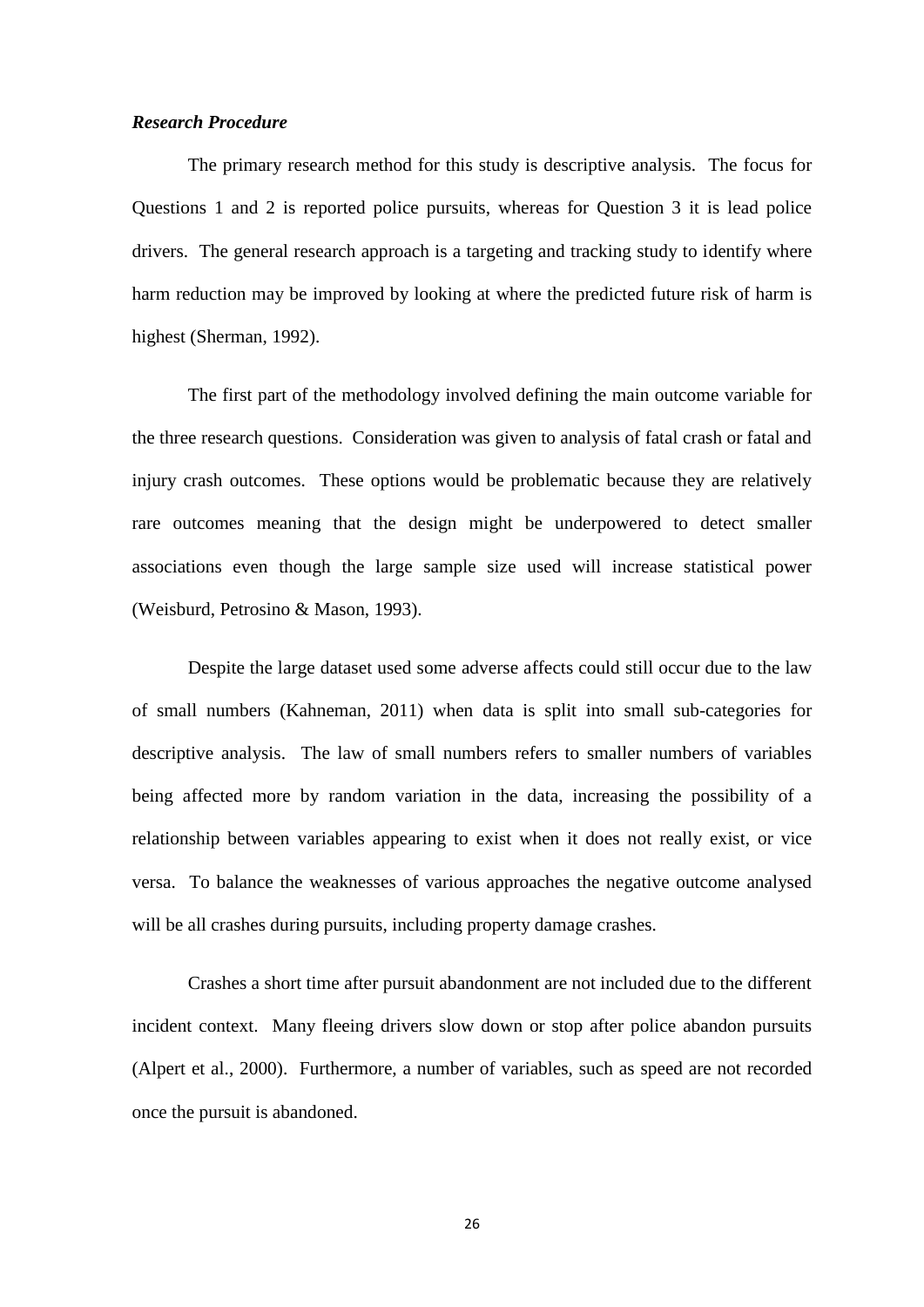### *Research Procedure*

The primary research method for this study is descriptive analysis. The focus for Questions 1 and 2 is reported police pursuits, whereas for Question 3 it is lead police drivers. The general research approach is a targeting and tracking study to identify where harm reduction may be improved by looking at where the predicted future risk of harm is highest (Sherman, 1992).

The first part of the methodology involved defining the main outcome variable for the three research questions. Consideration was given to analysis of fatal crash or fatal and injury crash outcomes. These options would be problematic because they are relatively rare outcomes meaning that the design might be underpowered to detect smaller associations even though the large sample size used will increase statistical power (Weisburd, Petrosino & Mason, 1993).

Despite the large dataset used some adverse affects could still occur due to the law of small numbers (Kahneman, 2011) when data is split into small sub-categories for descriptive analysis. The law of small numbers refers to smaller numbers of variables being affected more by random variation in the data, increasing the possibility of a relationship between variables appearing to exist when it does not really exist, or vice versa. To balance the weaknesses of various approaches the negative outcome analysed will be all crashes during pursuits, including property damage crashes.

Crashes a short time after pursuit abandonment are not included due to the different incident context. Many fleeing drivers slow down or stop after police abandon pursuits (Alpert et al., 2000). Furthermore, a number of variables, such as speed are not recorded once the pursuit is abandoned.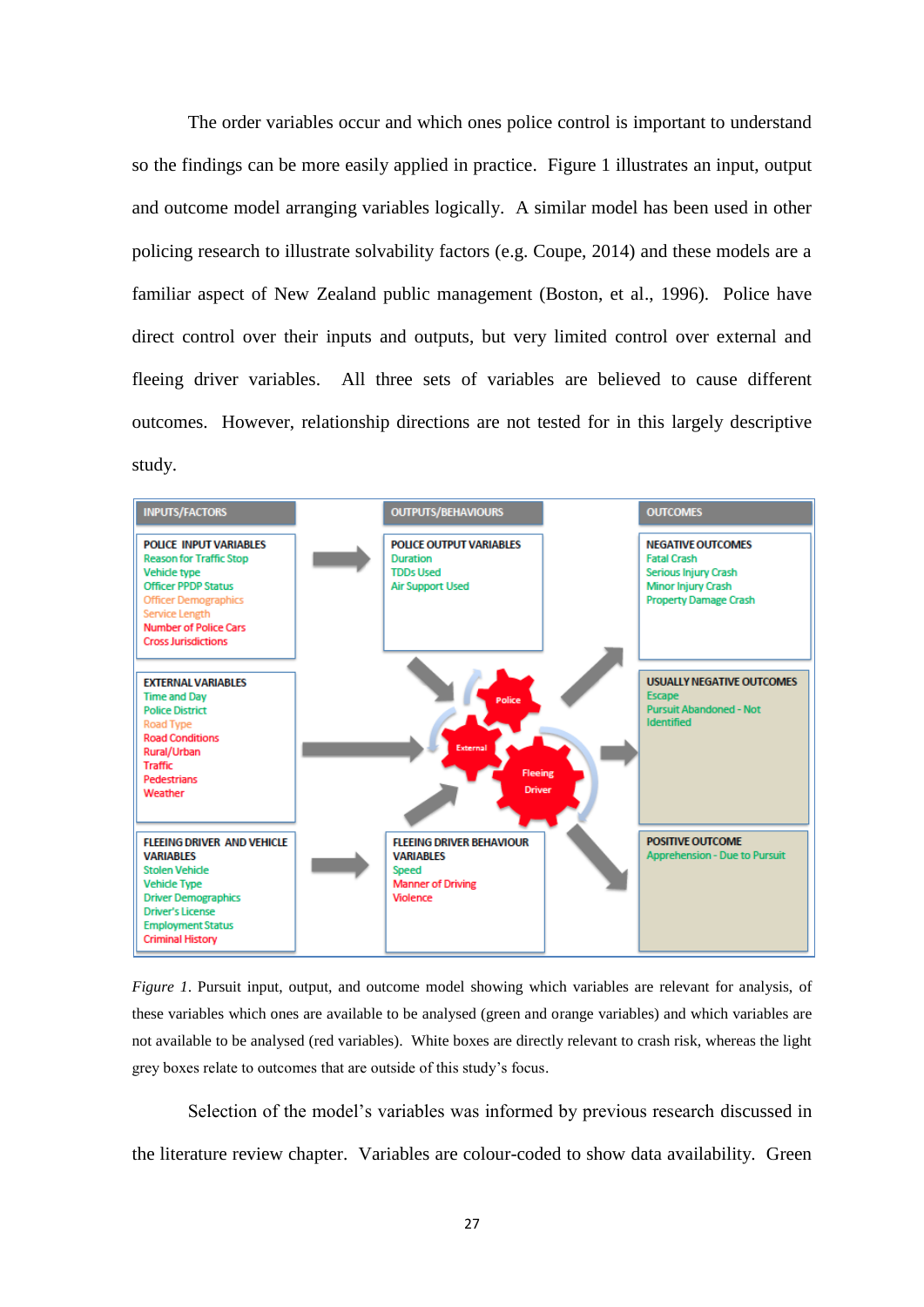The order variables occur and which ones police control is important to understand so the findings can be more easily applied in practice. Figure 1 illustrates an input, output and outcome model arranging variables logically. A similar model has been used in other policing research to illustrate solvability factors (e.g. Coupe, 2014) and these models are a familiar aspect of New Zealand public management (Boston, et al., 1996). Police have direct control over their inputs and outputs, but very limited control over external and fleeing driver variables. All three sets of variables are believed to cause different outcomes. However, relationship directions are not tested for in this largely descriptive study.

| INPUTS/FACTORS | OUTPUTS/BEHAVIOURS | OUTCOMES |
|---|---|---|
| **POLICE INPUT VARIABLES**<br>Reason for Traffic Stop<br>Vehicle type<br>Officer PPDP Status<br>Officer Demographics<br>Service Length<br>Number of Police Cars<br>Cross Jurisdictions | **POLICE OUTPUT VARIABLES**<br>Duration<br>TDDs Used<br>Air Support Used | **NEGATIVE OUTCOMES**<br>Fatal Crash<br>Serious Injury Crash<br>Minor Injury Crash<br>Property Damage Crash |
| **EXTERNAL VARIABLES**<br>Time and Day<br>Police District<br>Road Type<br>Road Conditions<br>Rural/Urban<br>Traffic<br>Pedestrians<br>Weather | Police<br>External<br>Fleeing Driver | **USUALLY NEGATIVE OUTCOMES**<br>Escape<br>Pursuit Abandoned - Not Identified |
| **FLEEING DRIVER AND VEHICLE VARIABLES**<br>Stolen Vehicle<br>Vehicle Type<br>Driver Demographics<br>Driver's License<br>Employment Status<br>Criminal History | **FLEEING DRIVER BEHAVIOUR VARIABLES**<br>Speed<br>Manner of Driving<br>Violence | **POSITIVE OUTCOME**<br>Apprehension - Due to Pursuit |

*Figure 1.* Pursuit input, output, and outcome model showing which variables are relevant for analysis, of these variables which ones are available to be analysed (green and orange variables) and which variables are not available to be analysed (red variables). White boxes are directly relevant to crash risk, whereas the light grey boxes relate to outcomes that are outside of this study's focus.

Selection of the model's variables was informed by previous research discussed in the literature review chapter. Variables are colour-coded to show data availability. Green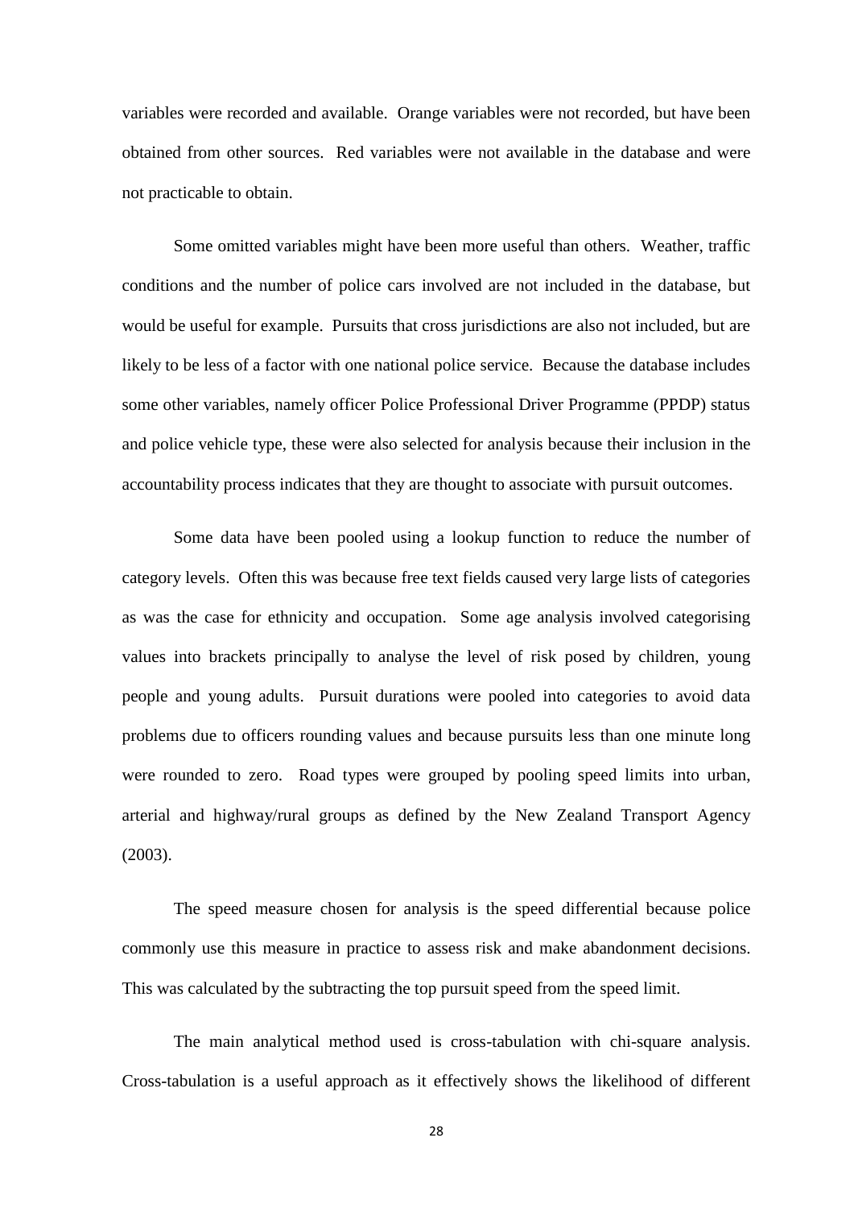variables were recorded and available. Orange variables were not recorded, but have been obtained from other sources. Red variables were not available in the database and were not practicable to obtain.

Some omitted variables might have been more useful than others. Weather, traffic conditions and the number of police cars involved are not included in the database, but would be useful for example. Pursuits that cross jurisdictions are also not included, but are likely to be less of a factor with one national police service. Because the database includes some other variables, namely officer Police Professional Driver Programme (PPDP) status and police vehicle type, these were also selected for analysis because their inclusion in the accountability process indicates that they are thought to associate with pursuit outcomes.

Some data have been pooled using a lookup function to reduce the number of category levels. Often this was because free text fields caused very large lists of categories as was the case for ethnicity and occupation. Some age analysis involved categorising values into brackets principally to analyse the level of risk posed by children, young people and young adults. Pursuit durations were pooled into categories to avoid data problems due to officers rounding values and because pursuits less than one minute long were rounded to zero. Road types were grouped by pooling speed limits into urban, arterial and highway/rural groups as defined by the New Zealand Transport Agency (2003).

The speed measure chosen for analysis is the speed differential because police commonly use this measure in practice to assess risk and make abandonment decisions. This was calculated by the subtracting the top pursuit speed from the speed limit.

The main analytical method used is cross-tabulation with chi-square analysis. Cross-tabulation is a useful approach as it effectively shows the likelihood of different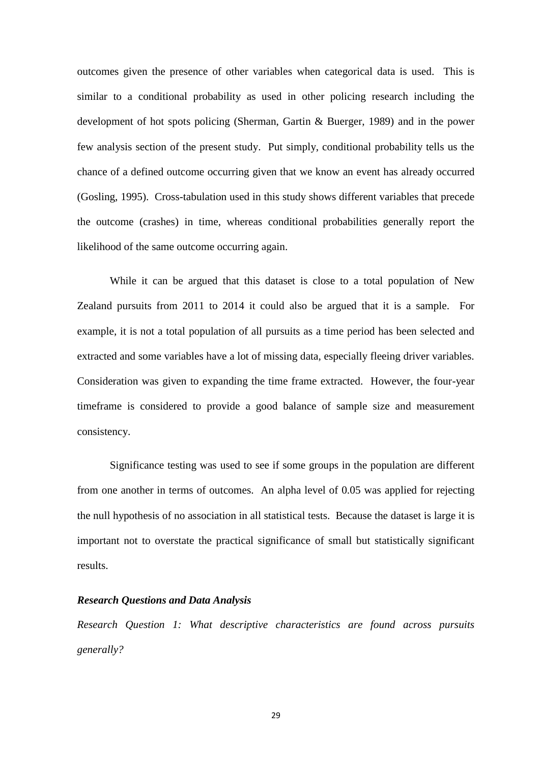outcomes given the presence of other variables when categorical data is used. This is similar to a conditional probability as used in other policing research including the development of hot spots policing (Sherman, Gartin & Buerger, 1989) and in the power few analysis section of the present study. Put simply, conditional probability tells us the chance of a defined outcome occurring given that we know an event has already occurred (Gosling, 1995). Cross-tabulation used in this study shows different variables that precede the outcome (crashes) in time, whereas conditional probabilities generally report the likelihood of the same outcome occurring again.

While it can be argued that this dataset is close to a total population of New Zealand pursuits from 2011 to 2014 it could also be argued that it is a sample. For example, it is not a total population of all pursuits as a time period has been selected and extracted and some variables have a lot of missing data, especially fleeing driver variables. Consideration was given to expanding the time frame extracted. However, the four-year timeframe is considered to provide a good balance of sample size and measurement consistency.

Significance testing was used to see if some groups in the population are different from one another in terms of outcomes. An alpha level of 0.05 was applied for rejecting the null hypothesis of no association in all statistical tests. Because the dataset is large it is important not to overstate the practical significance of small but statistically significant results.

### *Research Questions and Data Analysis*

*Research Question 1: What descriptive characteristics are found across pursuits generally?*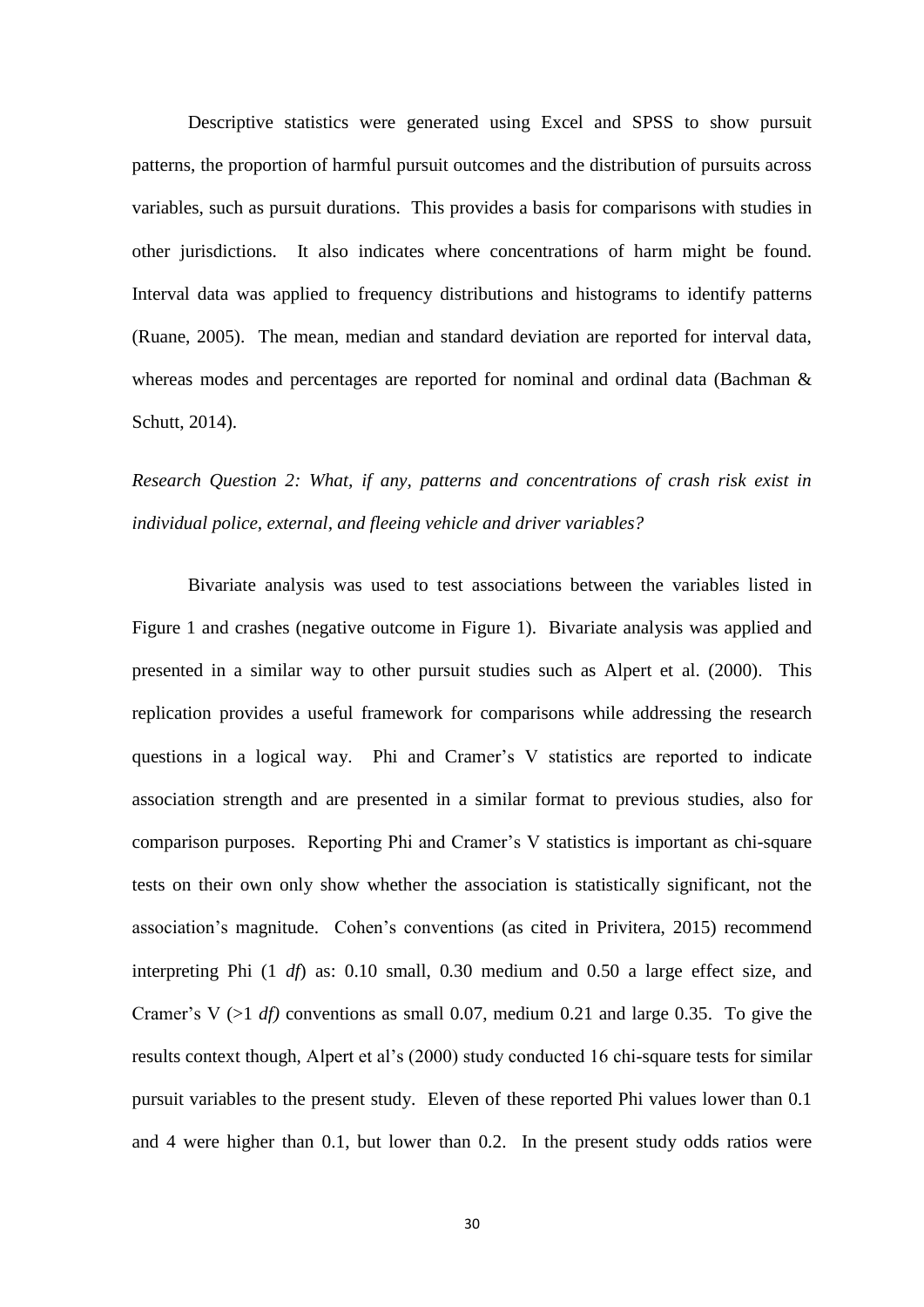Descriptive statistics were generated using Excel and SPSS to show pursuit patterns, the proportion of harmful pursuit outcomes and the distribution of pursuits across variables, such as pursuit durations. This provides a basis for comparisons with studies in other jurisdictions. It also indicates where concentrations of harm might be found. Interval data was applied to frequency distributions and histograms to identify patterns (Ruane, 2005). The mean, median and standard deviation are reported for interval data, whereas modes and percentages are reported for nominal and ordinal data (Bachman & Schutt, 2014).

*Research Question 2: What, if any, patterns and concentrations of crash risk exist in individual police, external, and fleeing vehicle and driver variables?*

Bivariate analysis was used to test associations between the variables listed in Figure 1 and crashes (negative outcome in Figure 1). Bivariate analysis was applied and presented in a similar way to other pursuit studies such as Alpert et al. (2000). This replication provides a useful framework for comparisons while addressing the research questions in a logical way. Phi and Cramer's V statistics are reported to indicate association strength and are presented in a similar format to previous studies, also for comparison purposes. Reporting Phi and Cramer's V statistics is important as chi-square tests on their own only show whether the association is statistically significant, not the association's magnitude. Cohen's conventions (as cited in Privitera, 2015) recommend interpreting Phi (1 *df*) as: 0.10 small, 0.30 medium and 0.50 a large effect size, and Cramer's V (>1 *df)* conventions as small 0.07, medium 0.21 and large 0.35. To give the results context though, Alpert et al's (2000) study conducted 16 chi-square tests for similar pursuit variables to the present study. Eleven of these reported Phi values lower than 0.1 and 4 were higher than 0.1, but lower than 0.2. In the present study odds ratios were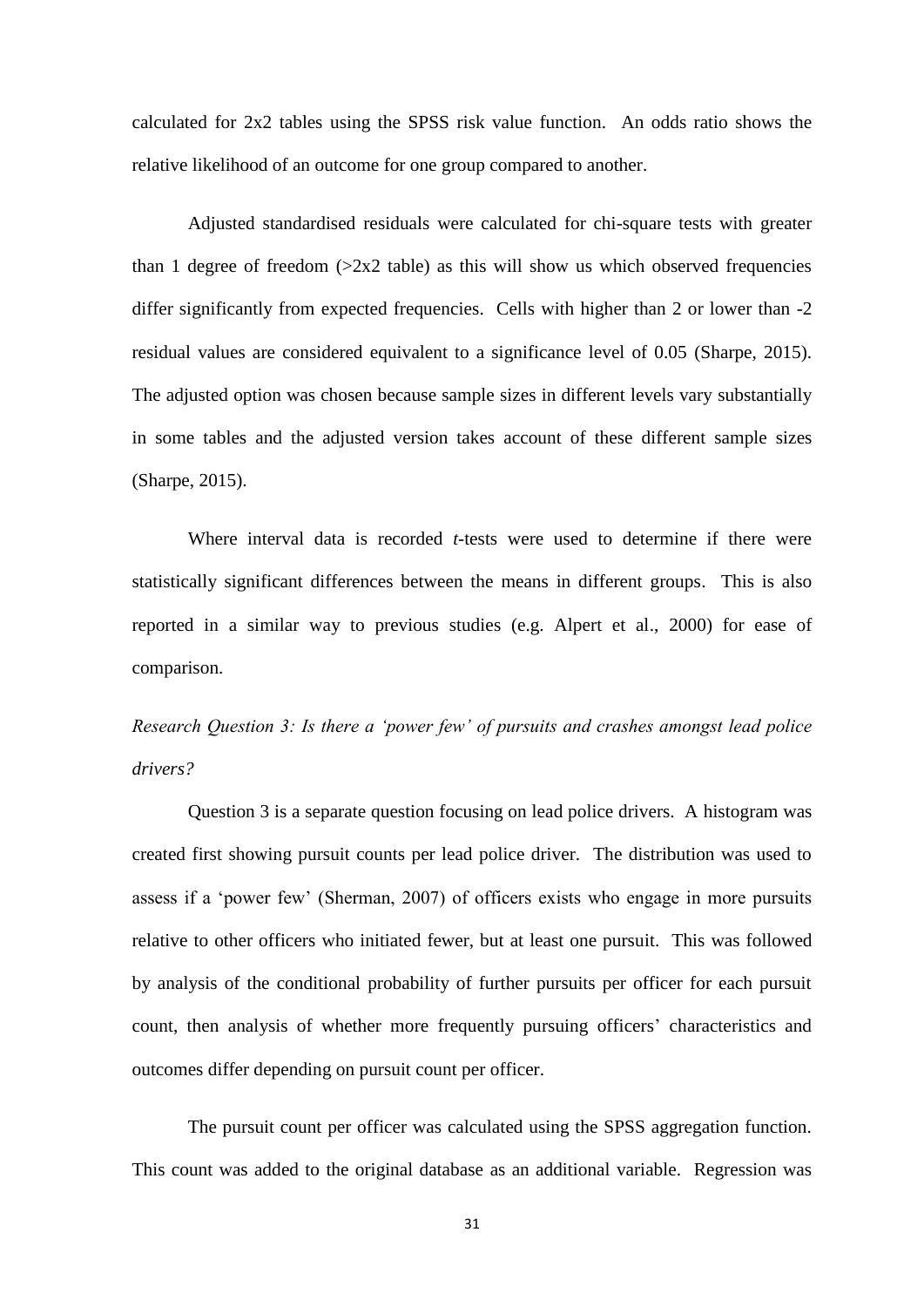calculated for 2x2 tables using the SPSS risk value function. An odds ratio shows the relative likelihood of an outcome for one group compared to another.

Adjusted standardised residuals were calculated for chi-square tests with greater than 1 degree of freedom (>2x2 table) as this will show us which observed frequencies differ significantly from expected frequencies. Cells with higher than 2 or lower than -2 residual values are considered equivalent to a significance level of 0.05 (Sharpe, 2015). The adjusted option was chosen because sample sizes in different levels vary substantially in some tables and the adjusted version takes account of these different sample sizes (Sharpe, 2015).

Where interval data is recorded *t*-tests were used to determine if there were statistically significant differences between the means in different groups. This is also reported in a similar way to previous studies (e.g. Alpert et al., 2000) for ease of comparison.

*Research Question 3: Is there a 'power few' of pursuits and crashes amongst lead police drivers?*

Question 3 is a separate question focusing on lead police drivers. A histogram was created first showing pursuit counts per lead police driver. The distribution was used to assess if a 'power few' (Sherman, 2007) of officers exists who engage in more pursuits relative to other officers who initiated fewer, but at least one pursuit. This was followed by analysis of the conditional probability of further pursuits per officer for each pursuit count, then analysis of whether more frequently pursuing officers' characteristics and outcomes differ depending on pursuit count per officer.

The pursuit count per officer was calculated using the SPSS aggregation function. This count was added to the original database as an additional variable. Regression was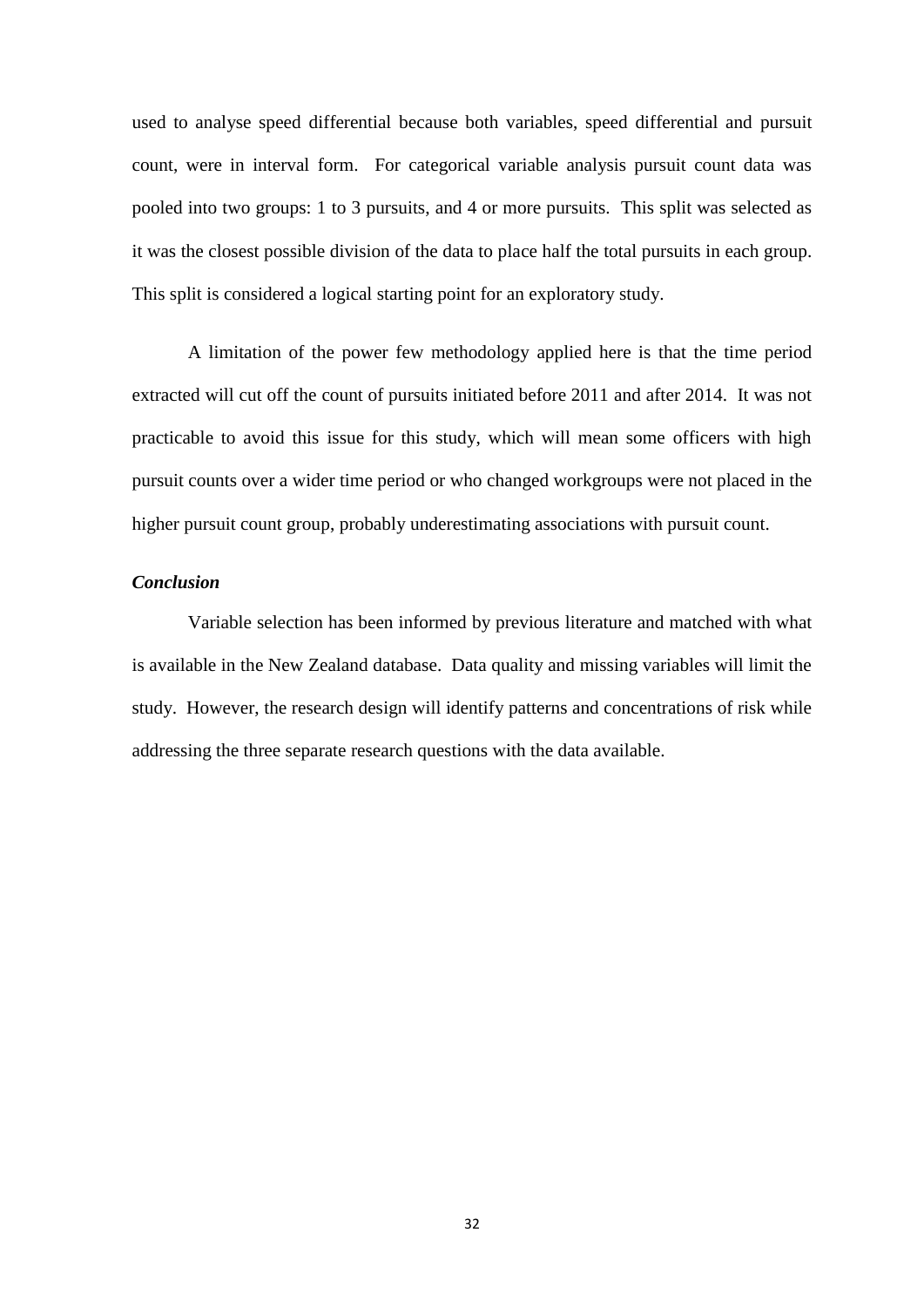used to analyse speed differential because both variables, speed differential and pursuit count, were in interval form. For categorical variable analysis pursuit count data was pooled into two groups: 1 to 3 pursuits, and 4 or more pursuits. This split was selected as it was the closest possible division of the data to place half the total pursuits in each group. This split is considered a logical starting point for an exploratory study.

A limitation of the power few methodology applied here is that the time period extracted will cut off the count of pursuits initiated before 2011 and after 2014. It was not practicable to avoid this issue for this study, which will mean some officers with high pursuit counts over a wider time period or who changed workgroups were not placed in the higher pursuit count group, probably underestimating associations with pursuit count.

### *Conclusion*

Variable selection has been informed by previous literature and matched with what is available in the New Zealand database. Data quality and missing variables will limit the study. However, the research design will identify patterns and concentrations of risk while addressing the three separate research questions with the data available.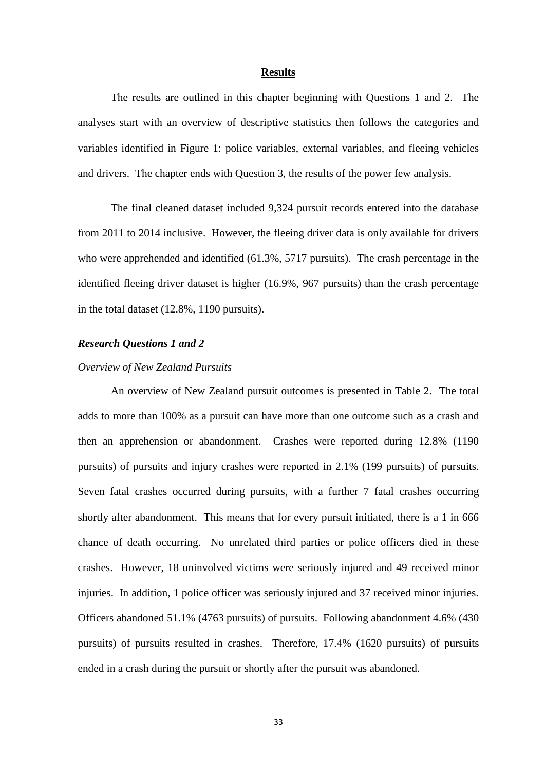# Results

The results are outlined in this chapter beginning with Questions 1 and 2. The analyses start with an overview of descriptive statistics then follows the categories and variables identified in Figure 1: police variables, external variables, and fleeing vehicles and drivers. The chapter ends with Question 3, the results of the power few analysis.

The final cleaned dataset included 9,324 pursuit records entered into the database from 2011 to 2014 inclusive. However, the fleeing driver data is only available for drivers who were apprehended and identified (61.3%, 5717 pursuits). The crash percentage in the identified fleeing driver dataset is higher (16.9%, 967 pursuits) than the crash percentage in the total dataset (12.8%, 1190 pursuits).

## *Research Questions 1 and 2*

### *Overview of New Zealand Pursuits*

An overview of New Zealand pursuit outcomes is presented in Table 2. The total adds to more than 100% as a pursuit can have more than one outcome such as a crash and then an apprehension or abandonment. Crashes were reported during 12.8% (1190 pursuits) of pursuits and injury crashes were reported in 2.1% (199 pursuits) of pursuits. Seven fatal crashes occurred during pursuits, with a further 7 fatal crashes occurring shortly after abandonment. This means that for every pursuit initiated, there is a 1 in 666 chance of death occurring. No unrelated third parties or police officers died in these crashes. However, 18 uninvolved victims were seriously injured and 49 received minor injuries. In addition, 1 police officer was seriously injured and 37 received minor injuries. Officers abandoned 51.1% (4763 pursuits) of pursuits. Following abandonment 4.6% (430 pursuits) of pursuits resulted in crashes. Therefore, 17.4% (1620 pursuits) of pursuits ended in a crash during the pursuit or shortly after the pursuit was abandoned.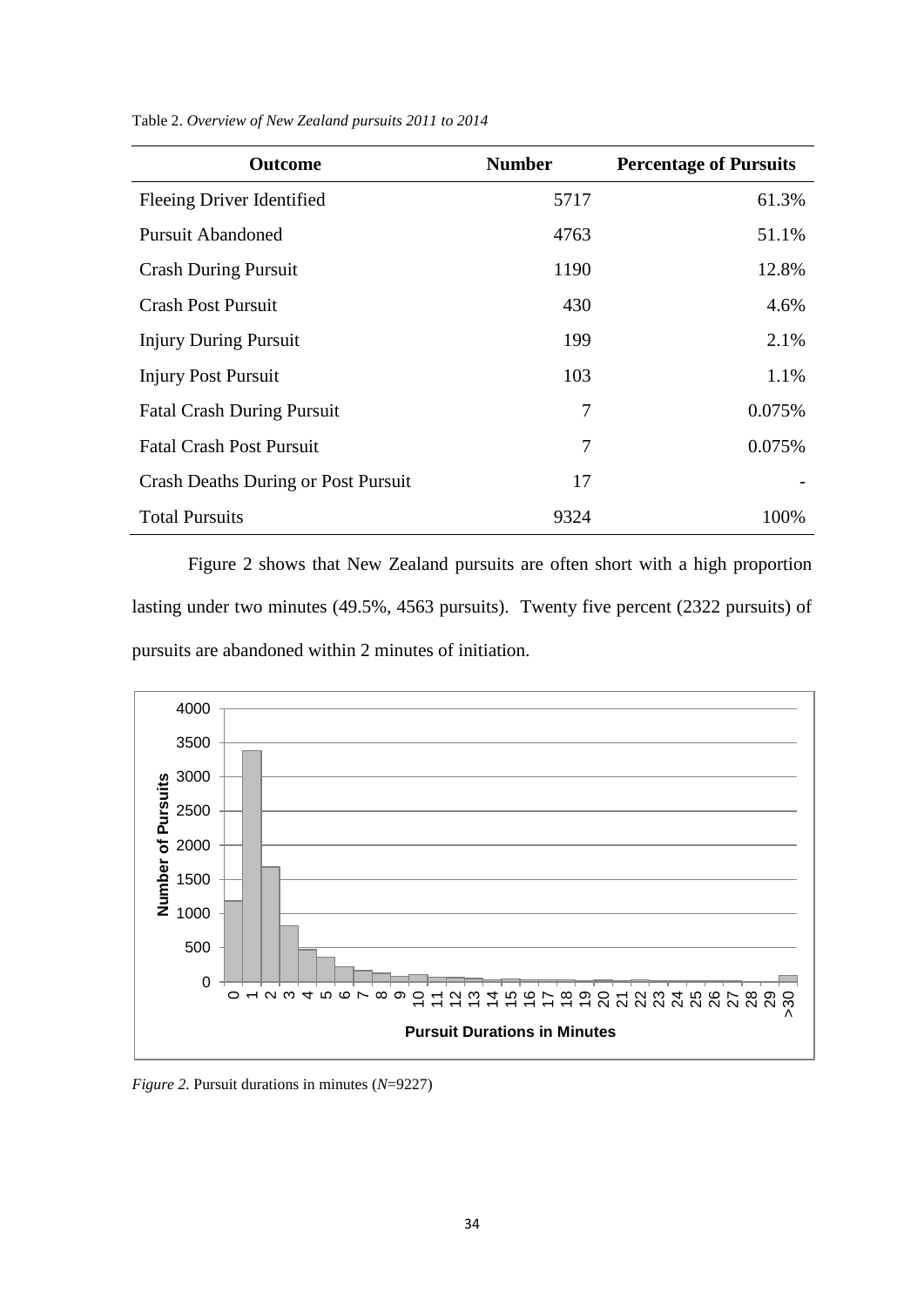Table 2. *Overview of New Zealand pursuits 2011 to 2014*

| Outcome | Number | Percentage of Pursuits |
|---|---|---|
| Fleeing Driver Identified | 5717 | 61.3% |
| Pursuit Abandoned | 4763 | 51.1% |
| Crash During Pursuit | 1190 | 12.8% |
| Crash Post Pursuit | 430 | 4.6% |
| Injury During Pursuit | 199 | 2.1% |
| Injury Post Pursuit | 103 | 1.1% |
| Fatal Crash During Pursuit | 7 | 0.075% |
| Fatal Crash Post Pursuit | 7 | 0.075% |
| Crash Deaths During or Post Pursuit | 17 | - |
| Total Pursuits | 9324 | 100% |

Figure 2 shows that New Zealand pursuits are often short with a high proportion lasting under two minutes (49.5%, 4563 pursuits). Twenty five percent (2322 pursuits) of pursuits are abandoned within 2 minutes of initiation.

*Figure 2.* Pursuit durations in minutes (*N*=9227)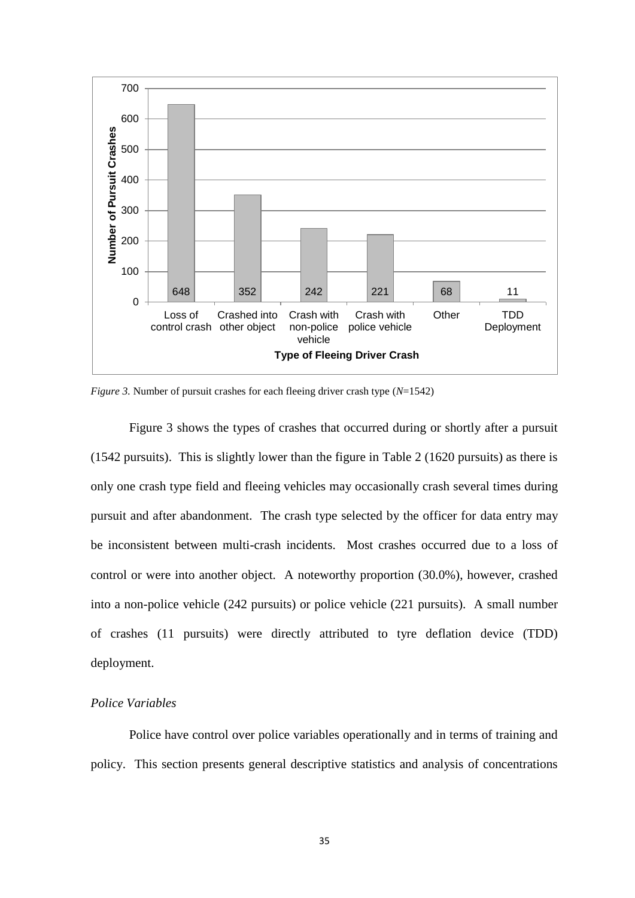| Type of Fleeing Driver Crash | Number of Pursuit Crashes |
|---|---|
| Loss of control crash | 648 |
| Crashed into other object | 352 |
| Crash with non-police vehicle | 242 |
| Crash with police vehicle | 221 |
| Other | 68 |
| TDD Deployment | 11 |

*Figure 3.* Number of pursuit crashes for each fleeing driver crash type (*N*=1542)

Figure 3 shows the types of crashes that occurred during or shortly after a pursuit (1542 pursuits). This is slightly lower than the figure in Table 2 (1620 pursuits) as there is only one crash type field and fleeing vehicles may occasionally crash several times during pursuit and after abandonment. The crash type selected by the officer for data entry may be inconsistent between multi-crash incidents. Most crashes occurred due to a loss of control or were into another object. A noteworthy proportion (30.0%), however, crashed into a non-police vehicle (242 pursuits) or police vehicle (221 pursuits). A small number of crashes (11 pursuits) were directly attributed to tyre deflation device (TDD) deployment.

### *Police Variables*

Police have control over police variables operationally and in terms of training and policy. This section presents general descriptive statistics and analysis of concentrations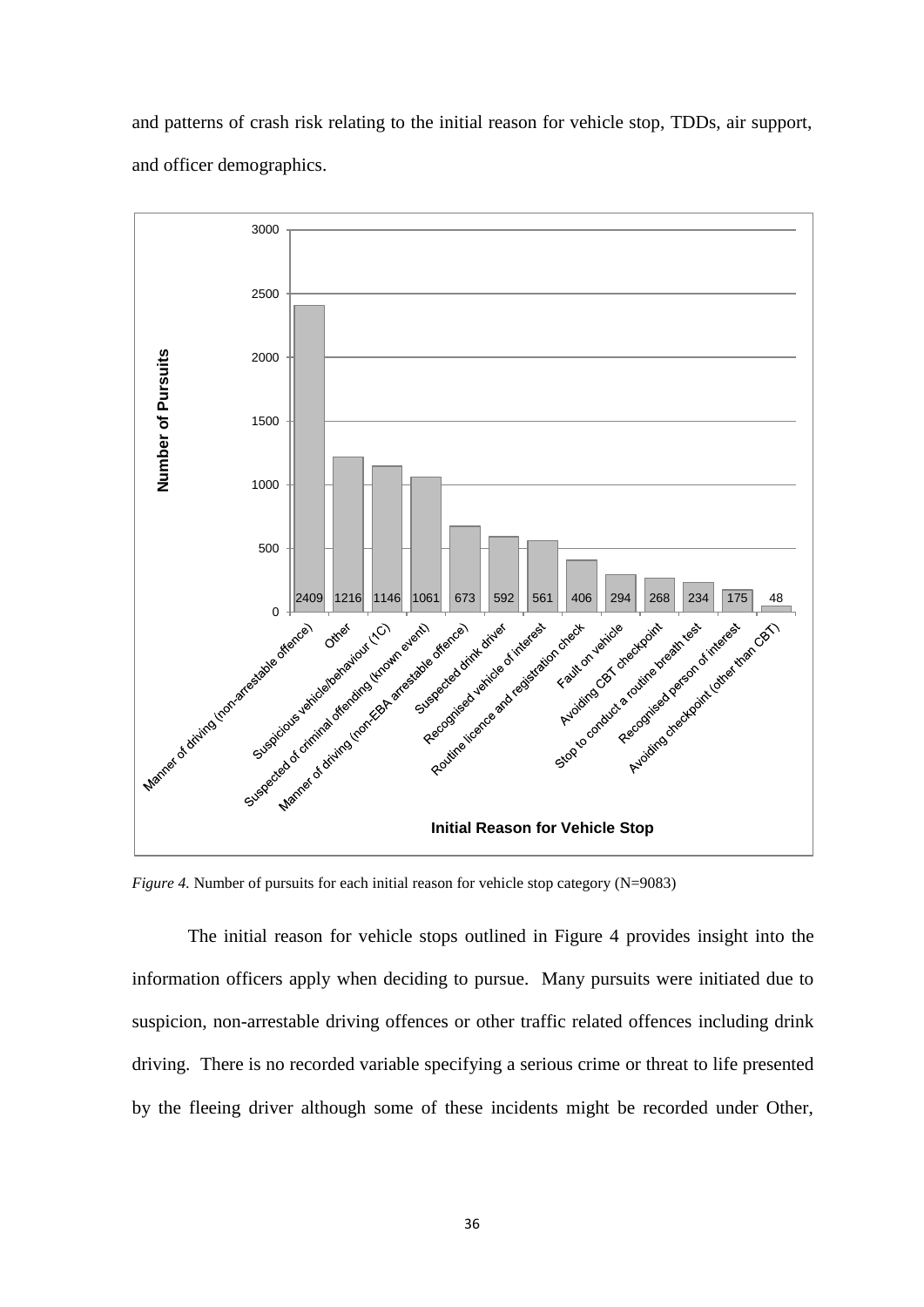and patterns of crash risk relating to the initial reason for vehicle stop, TDDs, air support, and officer demographics.

| Initial Reason for Vehicle Stop | Number of Pursuits |
|---|---|
| Manner of driving (non-arrestable offence) | 2409 |
| Other | 1216 |
| Suspicious vehicle/behaviour (1C) | 1146 |
| Suspected of criminal offending (known event) | 1061 |
| Manner of driving (non-EBA arrestable offence) | 673 |
| Suspected drink driver | 592 |
| Recognised vehicle of interest | 561 |
| Routine licence and registration check | 406 |
| Fault on vehicle | 294 |
| Avoiding CBT checkpoint | 268 |
| Stop to conduct a routine breath test | 234 |
| Recognised person of interest | 175 |
| Avoiding checkpoint (other than CBT) | 48 |

*Figure 4.* Number of pursuits for each initial reason for vehicle stop category (N=9083)

The initial reason for vehicle stops outlined in Figure 4 provides insight into the information officers apply when deciding to pursue. Many pursuits were initiated due to suspicion, non-arrestable driving offences or other traffic related offences including drink driving. There is no recorded variable specifying a serious crime or threat to life presented by the fleeing driver although some of these incidents might be recorded under Other,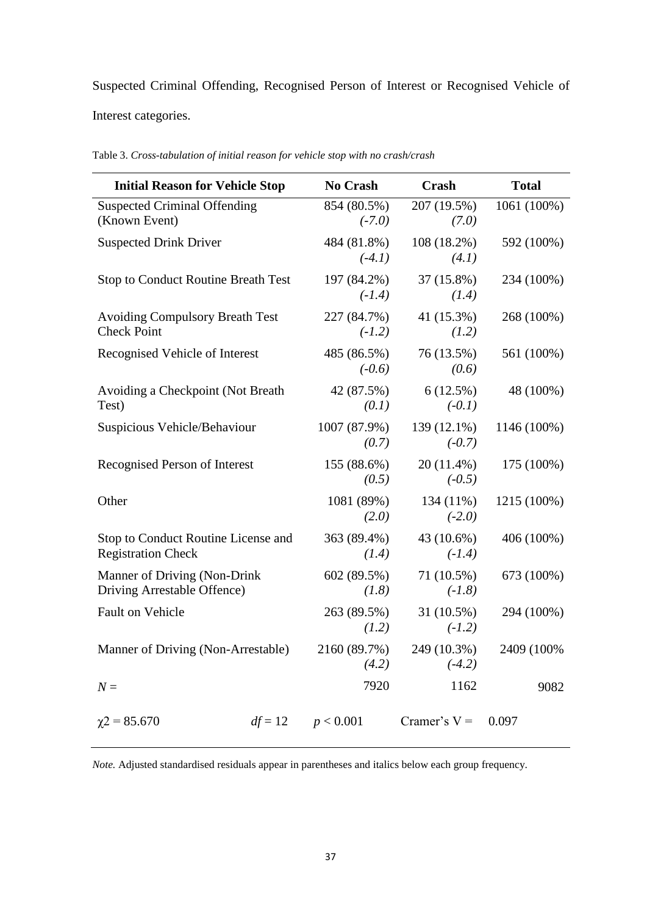Suspected Criminal Offending, Recognised Person of Interest or Recognised Vehicle of Interest categories.

Table 3. *Cross-tabulation of initial reason for vehicle stop with no crash/crash*

| Initial Reason for Vehicle Stop | No Crash | Crash | Total |
|---|---|---|---|
| Suspected Criminal Offending (Known Event) | 854 (80.5%) *(-7.0)* | 207 (19.5%) *(7.0)* | 1061 (100%) |
| Suspected Drink Driver | 484 (81.8%) *(-4.1)* | 108 (18.2%) *(4.1)* | 592 (100%) |
| Stop to Conduct Routine Breath Test | 197 (84.2%) *(-1.4)* | 37 (15.8%) *(1.4)* | 234 (100%) |
| Avoiding Compulsory Breath Test Check Point | 227 (84.7%) *(-1.2)* | 41 (15.3%) *(1.2)* | 268 (100%) |
| Recognised Vehicle of Interest | 485 (86.5%) *(-0.6)* | 76 (13.5%) *(0.6)* | 561 (100%) |
| Avoiding a Checkpoint (Not Breath Test) | 42 (87.5%) *(0.1)* | 6 (12.5%) *(-0.1)* | 48 (100%) |
| Suspicious Vehicle/Behaviour | 1007 (87.9%) *(0.7)* | 139 (12.1%) *(-0.7)* | 1146 (100%) |
| Recognised Person of Interest | 155 (88.6%) *(0.5)* | 20 (11.4%) *(-0.5)* | 175 (100%) |
| Other | 1081 (89%) *(2.0)* | 134 (11%) *(-2.0)* | 1215 (100%) |
| Stop to Conduct Routine License and Registration Check | 363 (89.4%) *(1.4)* | 43 (10.6%) *(-1.4)* | 406 (100%) |
| Manner of Driving (Non-Drink Driving Arrestable Offence) | 602 (89.5%) *(1.8)* | 71 (10.5%) *(-1.8)* | 673 (100%) |
| Fault on Vehicle | 263 (89.5%) *(1.2)* | 31 (10.5%) *(-1.2)* | 294 (100%) |
| Manner of Driving (Non-Arrestable) | 2160 (89.7%) *(4.2)* | 249 (10.3%) *(-4.2)* | 2409 (100% |
| $N$ = | 7920 | 1162 | 9082 |
| $\chi 2 = 85.670$ &nbsp;&nbsp; $df = 12$ | $p < 0.001$ | Cramer's V = | 0.097 |

*Note.* Adjusted standardised residuals appear in parentheses and italics below each group frequency.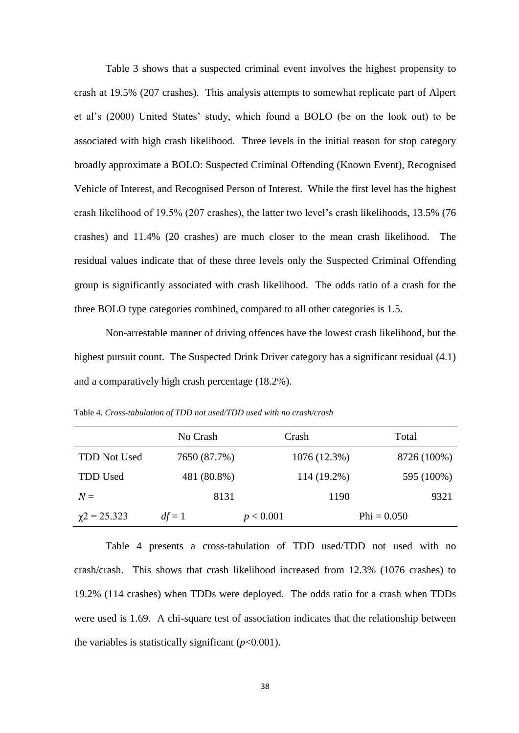Table 3 shows that a suspected criminal event involves the highest propensity to crash at 19.5% (207 crashes). This analysis attempts to somewhat replicate part of Alpert et al's (2000) United States' study, which found a BOLO (be on the look out) to be associated with high crash likelihood. Three levels in the initial reason for stop category broadly approximate a BOLO: Suspected Criminal Offending (Known Event), Recognised Vehicle of Interest, and Recognised Person of Interest. While the first level has the highest crash likelihood of 19.5% (207 crashes), the latter two level's crash likelihoods, 13.5% (76 crashes) and 11.4% (20 crashes) are much closer to the mean crash likelihood. The residual values indicate that of these three levels only the Suspected Criminal Offending group is significantly associated with crash likelihood. The odds ratio of a crash for the three BOLO type categories combined, compared to all other categories is 1.5.

Non-arrestable manner of driving offences have the lowest crash likelihood, but the highest pursuit count. The Suspected Drink Driver category has a significant residual (4.1) and a comparatively high crash percentage (18.2%).

Table 4. *Cross-tabulation of TDD not used/TDD used with no crash/crash*

| | No Crash | Crash | Total |
|---|---|---|---|
| TDD Not Used | 7650 (87.7%) | 1076 (12.3%) | 8726 (100%) |
| TDD Used | 481 (80.8%) | 114 (19.2%) | 595 (100%) |
| $N =$ | 8131 | 1190 | 9321 |
| $\chi^2 = 25.323$ | $df = 1$ | $p < 0.001$ | Phi = 0.050 |

Table 4 presents a cross-tabulation of TDD used/TDD not used with no crash/crash. This shows that crash likelihood increased from 12.3% (1076 crashes) to 19.2% (114 crashes) when TDDs were deployed. The odds ratio for a crash when TDDs were used is 1.69. A chi-square test of association indicates that the relationship between the variables is statistically significant ($p<0.001$).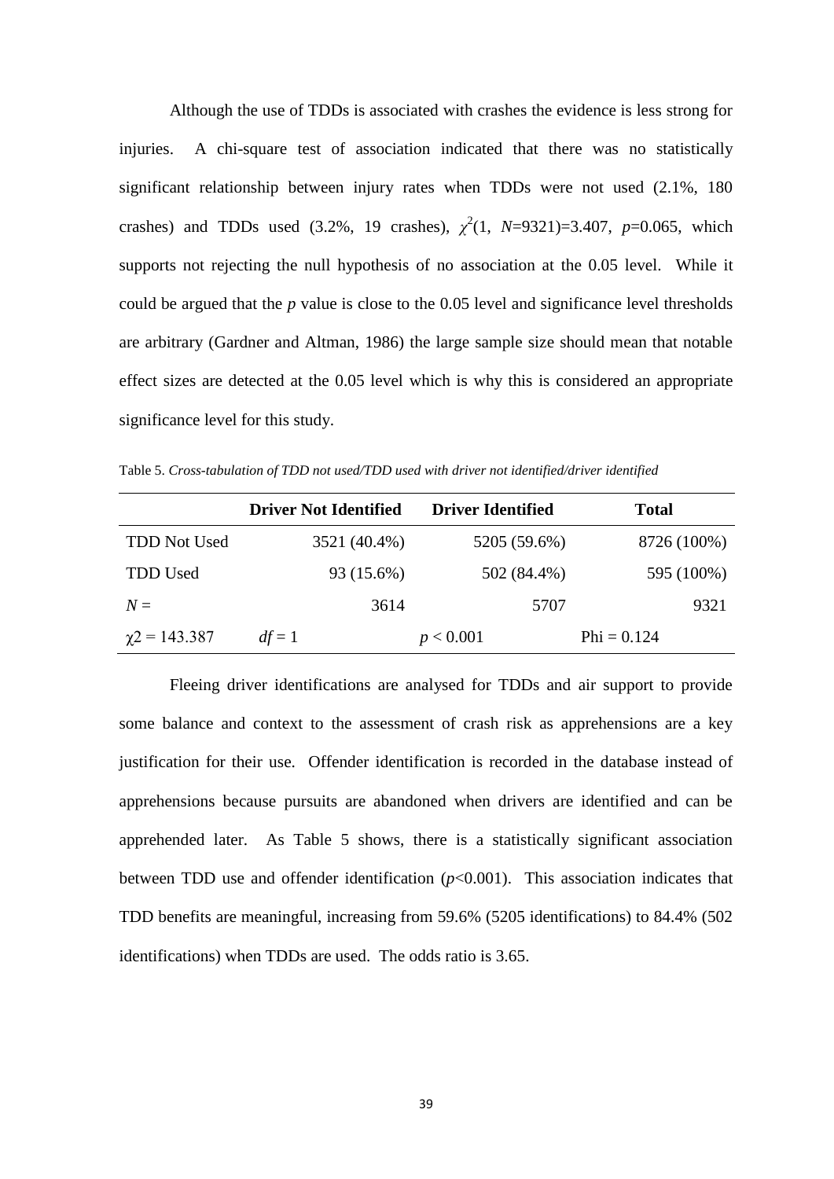Although the use of TDDs is associated with crashes the evidence is less strong for injuries. A chi-square test of association indicated that there was no statistically significant relationship between injury rates when TDDs were not used (2.1%, 180 crashes) and TDDs used (3.2%, 19 crashes), $\chi^2(1, N=9321)=3.407$, $p=0.065$, which supports not rejecting the null hypothesis of no association at the 0.05 level. While it could be argued that the *p* value is close to the 0.05 level and significance level thresholds are arbitrary (Gardner and Altman, 1986) the large sample size should mean that notable effect sizes are detected at the 0.05 level which is why this is considered an appropriate significance level for this study.

Table 5. *Cross-tabulation of TDD not used/TDD used with driver not identified/driver identified*

| | **Driver Not Identified** | **Driver Identified** | **Total** |
|---|---|---|---|
| TDD Not Used | 3521 (40.4%) | 5205 (59.6%) | 8726 (100%) |
| TDD Used | 93 (15.6%) | 502 (84.4%) | 595 (100%) |
| $N =$ | 3614 | 5707 | 9321 |
| $\chi2 = 143.387$ | $df = 1$ | $p < 0.001$ | Phi = 0.124 |

Fleeing driver identifications are analysed for TDDs and air support to provide some balance and context to the assessment of crash risk as apprehensions are a key justification for their use. Offender identification is recorded in the database instead of apprehensions because pursuits are abandoned when drivers are identified and can be apprehended later. As Table 5 shows, there is a statistically significant association between TDD use and offender identification ($p<0.001$). This association indicates that TDD benefits are meaningful, increasing from 59.6% (5205 identifications) to 84.4% (502 identifications) when TDDs are used. The odds ratio is 3.65.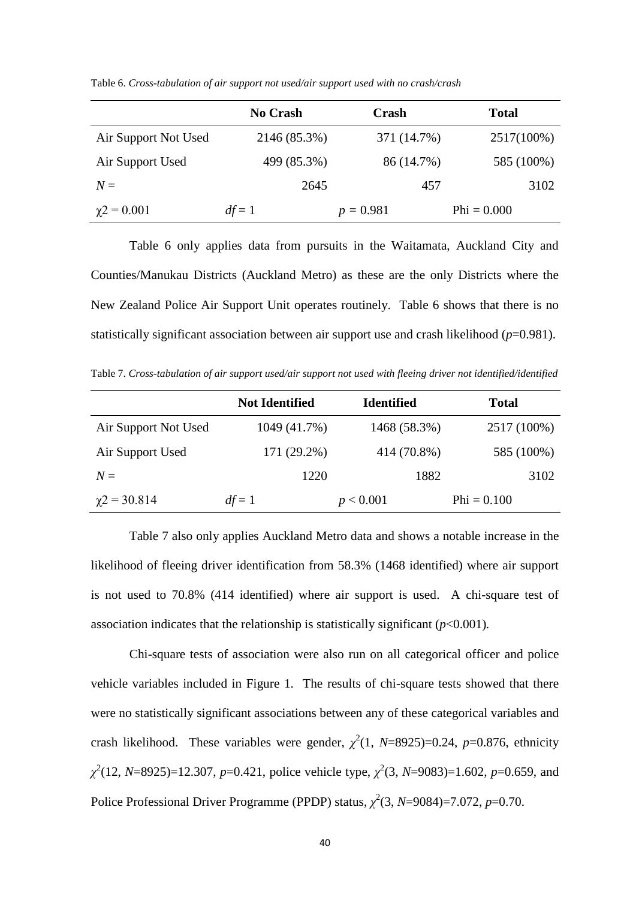Table 6. *Cross-tabulation of air support not used/air support used with no crash/crash*

| | No Crash | Crash | Total |
|---|---|---|---|
| Air Support Not Used | 2146 (85.3%) | 371 (14.7%) | 2517(100%) |
| Air Support Used | 499 (85.3%) | 86 (14.7%) | 585 (100%) |
| *N* = | 2645 | 457 | 3102 |
| $\chi2 = 0.001$ | $df = 1$ | $p = 0.981$ | Phi = 0.000 |

Table 6 only applies data from pursuits in the Waitamata, Auckland City and Counties/Manukau Districts (Auckland Metro) as these are the only Districts where the New Zealand Police Air Support Unit operates routinely. Table 6 shows that there is no statistically significant association between air support use and crash likelihood ($p$=0.981).

Table 7. *Cross-tabulation of air support used/air support not used with fleeing driver not identified/identified*

| | Not Identified | Identified | Total |
|---|---|---|---|
| Air Support Not Used | 1049 (41.7%) | 1468 (58.3%) | 2517 (100%) |
| Air Support Used | 171 (29.2%) | 414 (70.8%) | 585 (100%) |
| *N* = | 1220 | 1882 | 3102 |
| $\chi2 = 30.814$ | $df = 1$ | $p < 0.001$ | Phi = 0.100 |

Table 7 also only applies Auckland Metro data and shows a notable increase in the likelihood of fleeing driver identification from 58.3% (1468 identified) where air support is not used to 70.8% (414 identified) where air support is used. A chi-square test of association indicates that the relationship is statistically significant ($p$<0.001).

Chi-square tests of association were also run on all categorical officer and police vehicle variables included in Figure 1. The results of chi-square tests showed that there were no statistically significant associations between any of these categorical variables and crash likelihood. These variables were gender, $\chi^2(1, N=8925)=0.24$, $p=0.876$, ethnicity $\chi^2(12, N=8925)=12.307$, $p=0.421$, police vehicle type, $\chi^2(3, N=9083)=1.602$, $p=0.659$, and Police Professional Driver Programme (PPDP) status, $\chi^2(3, N=9084)=7.072$, $p=0.70$.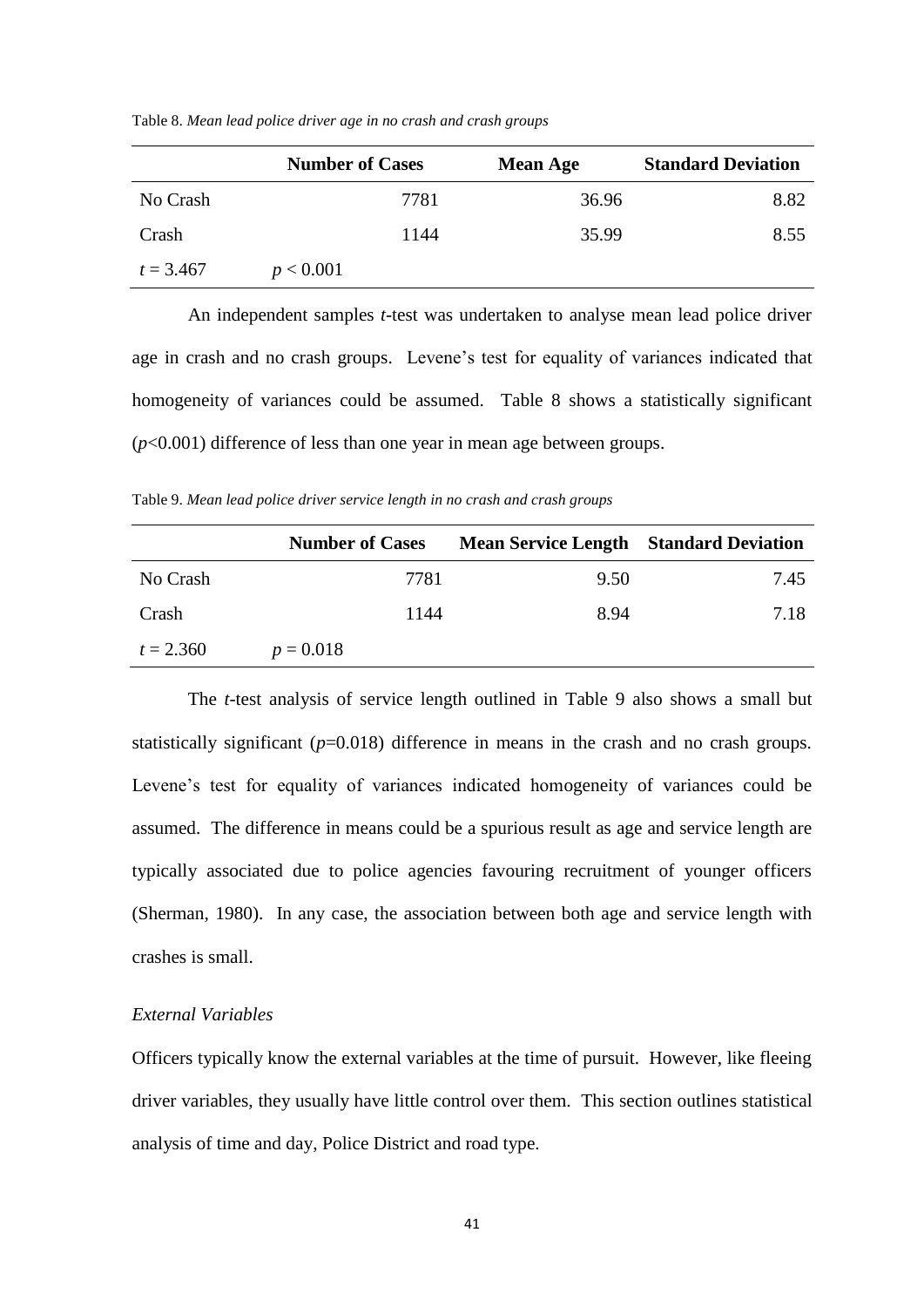Table 8. *Mean lead police driver age in no crash and crash groups*

| | Number of Cases | Mean Age | Standard Deviation |
|---|---|---|---|
| No Crash | 7781 | 36.96 | 8.82 |
| Crash | 1144 | 35.99 | 8.55 |
| $t = 3.467$ | $p < 0.001$ | | |

An independent samples *t*-test was undertaken to analyse mean lead police driver age in crash and no crash groups. Levene's test for equality of variances indicated that homogeneity of variances could be assumed. Table 8 shows a statistically significant ($p<0.001$) difference of less than one year in mean age between groups.

Table 9. *Mean lead police driver service length in no crash and crash groups*

| | Number of Cases | Mean Service Length | Standard Deviation |
|---|---|---|---|
| No Crash | 7781 | 9.50 | 7.45 |
| Crash | 1144 | 8.94 | 7.18 |
| $t = 2.360$ | $p = 0.018$ | | |

The *t*-test analysis of service length outlined in Table 9 also shows a small but statistically significant ($p=0.018$) difference in means in the crash and no crash groups. Levene's test for equality of variances indicated homogeneity of variances could be assumed. The difference in means could be a spurious result as age and service length are typically associated due to police agencies favouring recruitment of younger officers (Sherman, 1980). In any case, the association between both age and service length with crashes is small.

*External Variables*

Officers typically know the external variables at the time of pursuit. However, like fleeing driver variables, they usually have little control over them. This section outlines statistical analysis of time and day, Police District and road type.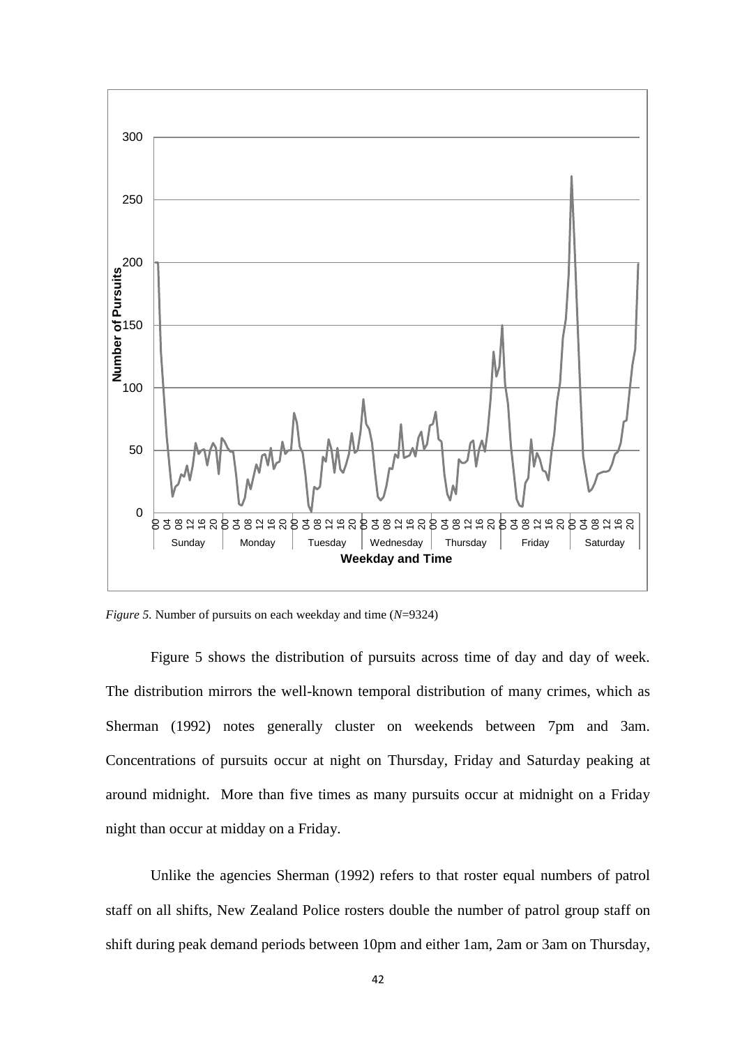*Figure 5.* Number of pursuits on each weekday and time (*N*=9324)

Figure 5 shows the distribution of pursuits across time of day and day of week. The distribution mirrors the well-known temporal distribution of many crimes, which as Sherman (1992) notes generally cluster on weekends between 7pm and 3am. Concentrations of pursuits occur at night on Thursday, Friday and Saturday peaking at around midnight. More than five times as many pursuits occur at midnight on a Friday night than occur at midday on a Friday.

Unlike the agencies Sherman (1992) refers to that roster equal numbers of patrol staff on all shifts, New Zealand Police rosters double the number of patrol group staff on shift during peak demand periods between 10pm and either 1am, 2am or 3am on Thursday,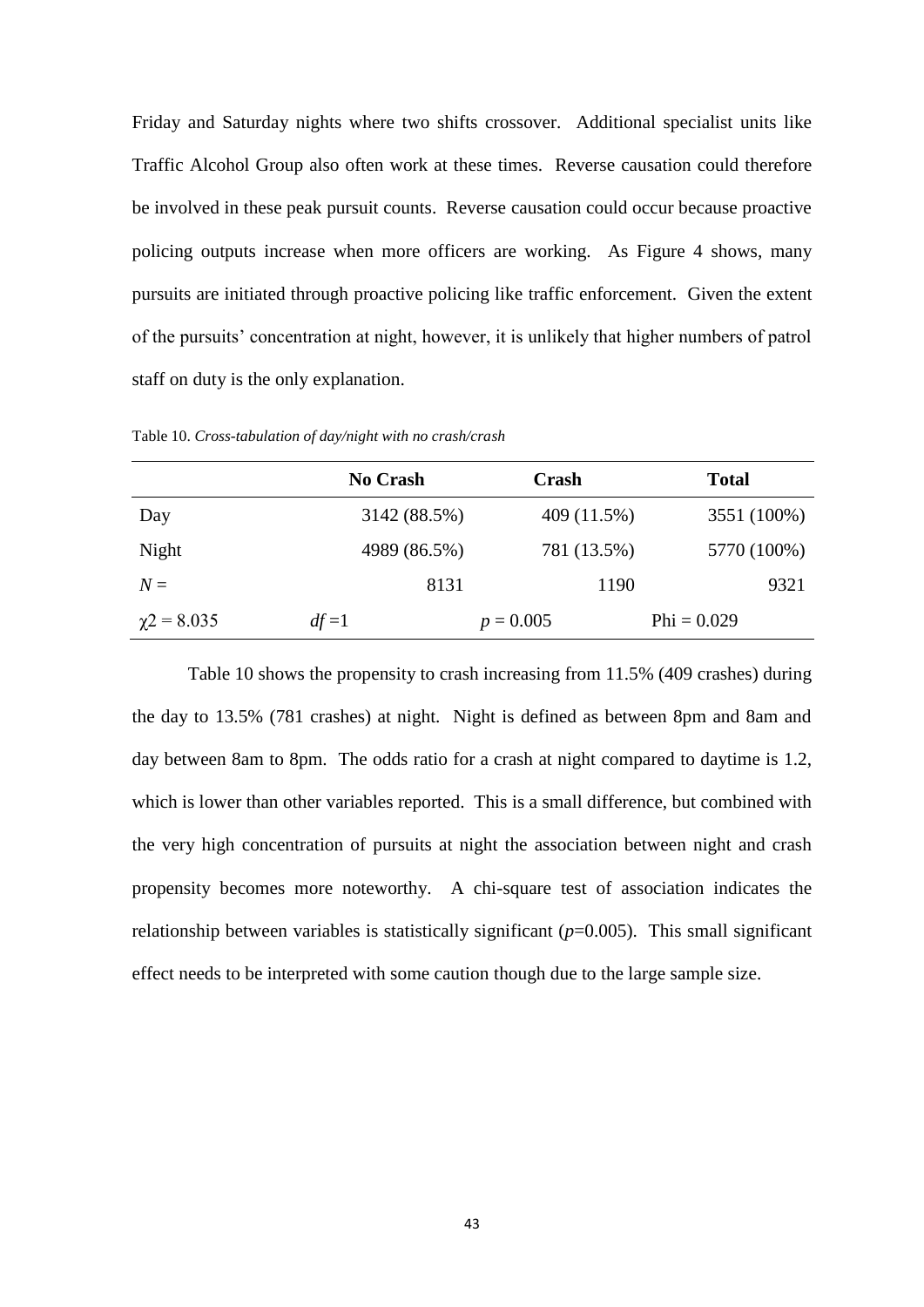Friday and Saturday nights where two shifts crossover. Additional specialist units like Traffic Alcohol Group also often work at these times. Reverse causation could therefore be involved in these peak pursuit counts. Reverse causation could occur because proactive policing outputs increase when more officers are working. As Figure 4 shows, many pursuits are initiated through proactive policing like traffic enforcement. Given the extent of the pursuits' concentration at night, however, it is unlikely that higher numbers of patrol staff on duty is the only explanation.

Table 10. *Cross-tabulation of day/night with no crash/crash*

| | **No Crash** | **Crash** | **Total** |
|---|---|---|---|
| Day | 3142 (88.5%) | 409 (11.5%) | 3551 (100%) |
| Night | 4989 (86.5%) | 781 (13.5%) | 5770 (100%) |
| *N* = | 8131 | 1190 | 9321 |
| $\chi2 = 8.035$ | $df = 1$ | $p = 0.005$ | Phi = 0.029 |

Table 10 shows the propensity to crash increasing from 11.5% (409 crashes) during the day to 13.5% (781 crashes) at night. Night is defined as between 8pm and 8am and day between 8am to 8pm. The odds ratio for a crash at night compared to daytime is 1.2, which is lower than other variables reported. This is a small difference, but combined with the very high concentration of pursuits at night the association between night and crash propensity becomes more noteworthy. A chi-square test of association indicates the relationship between variables is statistically significant ($p$=0.005). This small significant effect needs to be interpreted with some caution though due to the large sample size.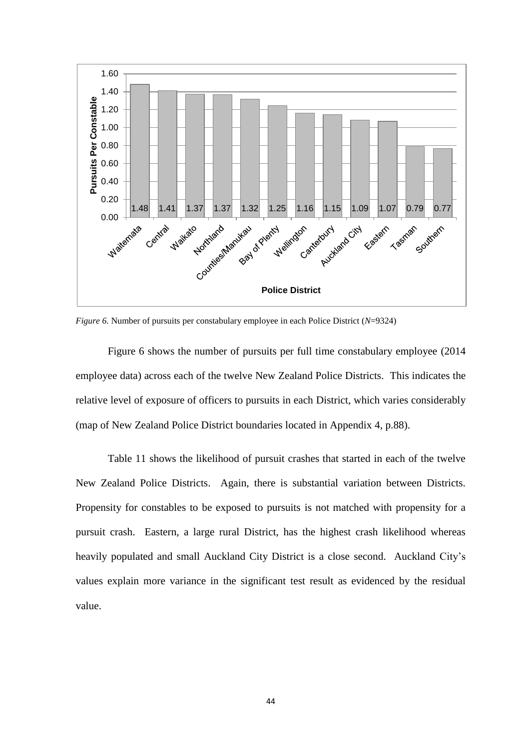| Police District | Pursuits Per Constable |
|---|---|
| Waitemata | 1.48 |
| Central | 1.41 |
| Waikato | 1.37 |
| Northland | 1.37 |
| Counties/Manukau | 1.32 |
| Bay of Plenty | 1.25 |
| Wellington | 1.16 |
| Canterbury | 1.15 |
| Auckland City | 1.09 |
| Eastern | 1.07 |
| Tasman | 0.79 |
| Southern | 0.77 |

*Figure 6.* Number of pursuits per constabulary employee in each Police District ($N$=9324)

Figure 6 shows the number of pursuits per full time constabulary employee (2014 employee data) across each of the twelve New Zealand Police Districts. This indicates the relative level of exposure of officers to pursuits in each District, which varies considerably (map of New Zealand Police District boundaries located in Appendix 4, p.88).

Table 11 shows the likelihood of pursuit crashes that started in each of the twelve New Zealand Police Districts. Again, there is substantial variation between Districts. Propensity for constables to be exposed to pursuits is not matched with propensity for a pursuit crash. Eastern, a large rural District, has the highest crash likelihood whereas heavily populated and small Auckland City District is a close second. Auckland City's values explain more variance in the significant test result as evidenced by the residual value.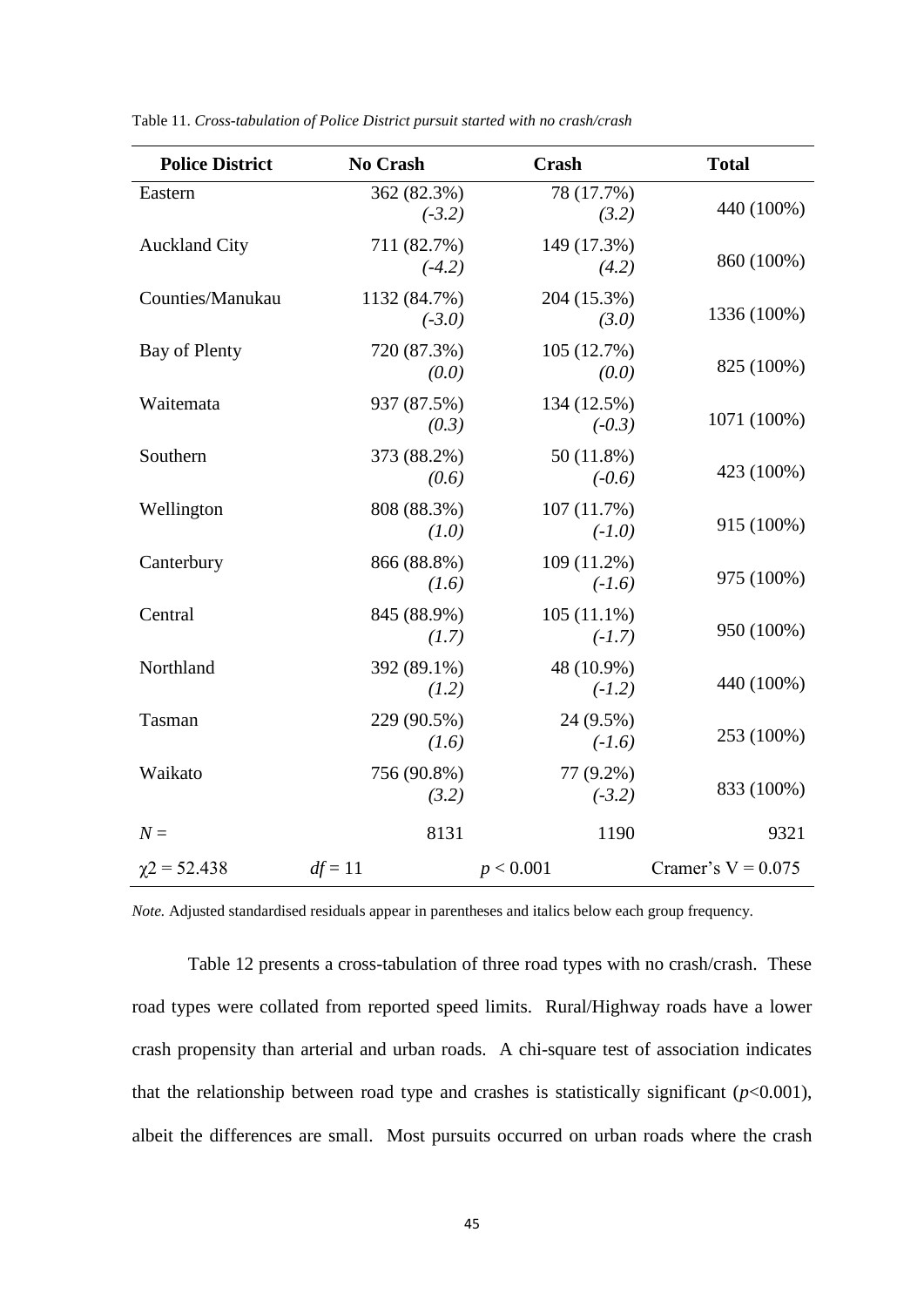Table 11. *Cross-tabulation of Police District pursuit started with no crash/crash*

| Police District | No Crash | Crash | Total |
|---|---|---|---|
| Eastern | 362 (82.3%) *(-3.2)* | 78 (17.7%) *(3.2)* | 440 (100%) |
| Auckland City | 711 (82.7%) *(-4.2)* | 149 (17.3%) *(4.2)* | 860 (100%) |
| Counties/Manukau | 1132 (84.7%) *(-3.0)* | 204 (15.3%) *(3.0)* | 1336 (100%) |
| Bay of Plenty | 720 (87.3%) *(0.0)* | 105 (12.7%) *(0.0)* | 825 (100%) |
| Waitemata | 937 (87.5%) *(0.3)* | 134 (12.5%) *(-0.3)* | 1071 (100%) |
| Southern | 373 (88.2%) *(0.6)* | 50 (11.8%) *(-0.6)* | 423 (100%) |
| Wellington | 808 (88.3%) *(1.0)* | 107 (11.7%) *(-1.0)* | 915 (100%) |
| Canterbury | 866 (88.8%) *(1.6)* | 109 (11.2%) *(-1.6)* | 975 (100%) |
| Central | 845 (88.9%) *(1.7)* | 105 (11.1%) *(-1.7)* | 950 (100%) |
| Northland | 392 (89.1%) *(1.2)* | 48 (10.9%) *(-1.2)* | 440 (100%) |
| Tasman | 229 (90.5%) *(1.6)* | 24 (9.5%) *(-1.6)* | 253 (100%) |
| Waikato | 756 (90.8%) *(3.2)* | 77 (9.2%) *(-3.2)* | 833 (100%) |
| $N$ = | 8131 | 1190 | 9321 |
| $\chi^2 = 52.438$ | $df = 11$ | $p < 0.001$ | Cramer's V = 0.075 |

*Note.* Adjusted standardised residuals appear in parentheses and italics below each group frequency.

Table 12 presents a cross-tabulation of three road types with no crash/crash. These road types were collated from reported speed limits. Rural/Highway roads have a lower crash propensity than arterial and urban roads. A chi-square test of association indicates that the relationship between road type and crashes is statistically significant ($p$<0.001), albeit the differences are small. Most pursuits occurred on urban roads where the crash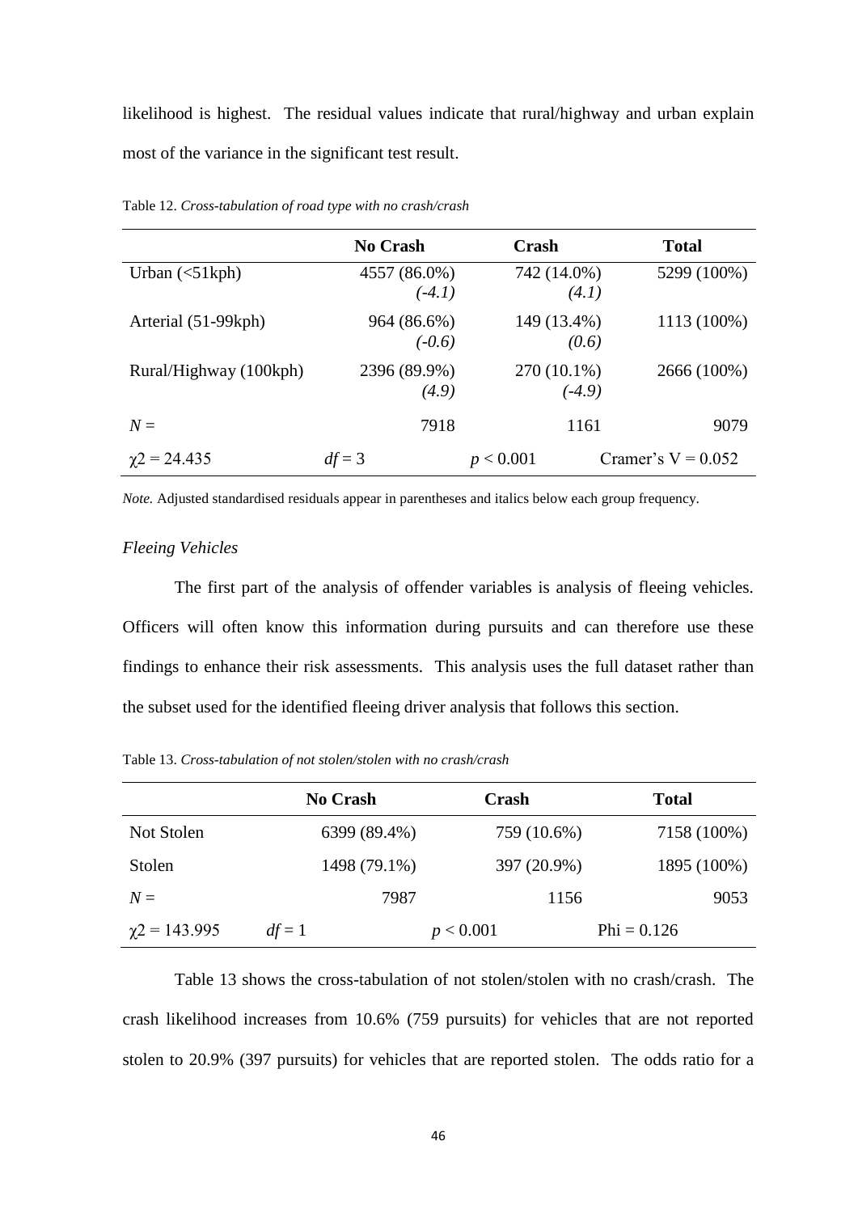likelihood is highest. The residual values indicate that rural/highway and urban explain most of the variance in the significant test result.

Table 12. *Cross-tabulation of road type with no crash/crash*

| | No Crash | Crash | Total |
|---|---|---|---|
| Urban (<51kph) | 4557 (86.0%) *(-4.1)* | 742 (14.0%) *(4.1)* | 5299 (100%) |
| Arterial (51-99kph) | 964 (86.6%) *(-0.6)* | 149 (13.4%) *(0.6)* | 1113 (100%) |
| Rural/Highway (100kph) | 2396 (89.9%) *(4.9)* | 270 (10.1%) *(-4.9)* | 2666 (100%) |
| *N* = | 7918 | 1161 | 9079 |
| $\chi^2 = 24.435$ | $df = 3$ | $p < 0.001$ | Cramer's V = 0.052 |

*Note.* Adjusted standardised residuals appear in parentheses and italics below each group frequency.

### *Fleeing Vehicles*

The first part of the analysis of offender variables is analysis of fleeing vehicles. Officers will often know this information during pursuits and can therefore use these findings to enhance their risk assessments. This analysis uses the full dataset rather than the subset used for the identified fleeing driver analysis that follows this section.

Table 13. *Cross-tabulation of not stolen/stolen with no crash/crash*

| | No Crash | Crash | Total |
|---|---|---|---|
| Not Stolen | 6399 (89.4%) | 759 (10.6%) | 7158 (100%) |
| Stolen | 1498 (79.1%) | 397 (20.9%) | 1895 (100%) |
| *N* = | 7987 | 1156 | 9053 |
| $\chi^2 = 143.995$ | $df = 1$ | $p < 0.001$ | Phi = 0.126 |

Table 13 shows the cross-tabulation of not stolen/stolen with no crash/crash. The crash likelihood increases from 10.6% (759 pursuits) for vehicles that are not reported stolen to 20.9% (397 pursuits) for vehicles that are reported stolen. The odds ratio for a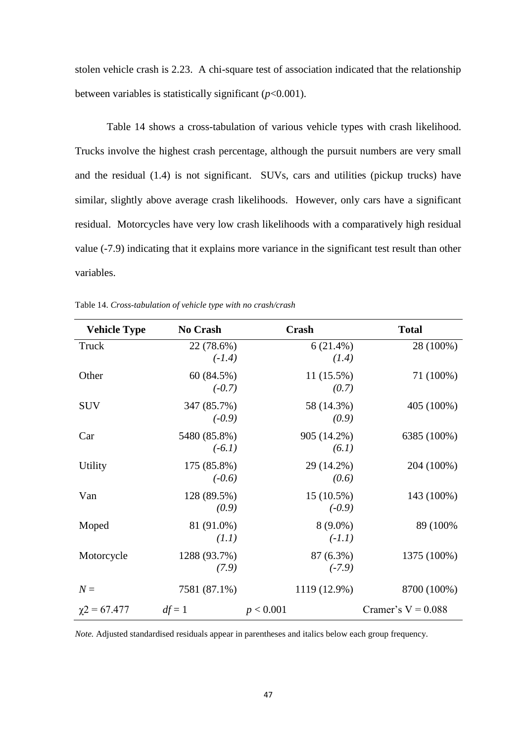stolen vehicle crash is 2.23. A chi-square test of association indicated that the relationship between variables is statistically significant ($p$<0.001).

Table 14 shows a cross-tabulation of various vehicle types with crash likelihood. Trucks involve the highest crash percentage, although the pursuit numbers are very small and the residual (1.4) is not significant. SUVs, cars and utilities (pickup trucks) have similar, slightly above average crash likelihoods. However, only cars have a significant residual. Motorcycles have very low crash likelihoods with a comparatively high residual value (-7.9) indicating that it explains more variance in the significant test result than other variables.

Table 14. *Cross-tabulation of vehicle type with no crash/crash*

| Vehicle Type | No Crash | Crash | Total |
|---|---|---|---|
| Truck | 22 (78.6%) *(-1.4)* | 6 (21.4%) *(1.4)* | 28 (100%) |
| Other | 60 (84.5%) *(-0.7)* | 11 (15.5%) *(0.7)* | 71 (100%) |
| SUV | 347 (85.7%) *(-0.9)* | 58 (14.3%) *(0.9)* | 405 (100%) |
| Car | 5480 (85.8%) *(-6.1)* | 905 (14.2%) *(6.1)* | 6385 (100%) |
| Utility | 175 (85.8%) *(-0.6)* | 29 (14.2%) *(0.6)* | 204 (100%) |
| Van | 128 (89.5%) *(0.9)* | 15 (10.5%) *(-0.9)* | 143 (100%) |
| Moped | 81 (91.0%) *(1.1)* | 8 (9.0%) *(-1.1)* | 89 (100% |
| Motorcycle | 1288 (93.7%) *(7.9)* | 87 (6.3%) *(-7.9)* | 1375 (100%) |
| $N$ = | 7581 (87.1%) | 1119 (12.9%) | 8700 (100%) |
| $\chi 2 = 67.477$ | $df = 1$ | $p < 0.001$ | Cramer's V = 0.088 |

*Note.* Adjusted standardised residuals appear in parentheses and italics below each group frequency.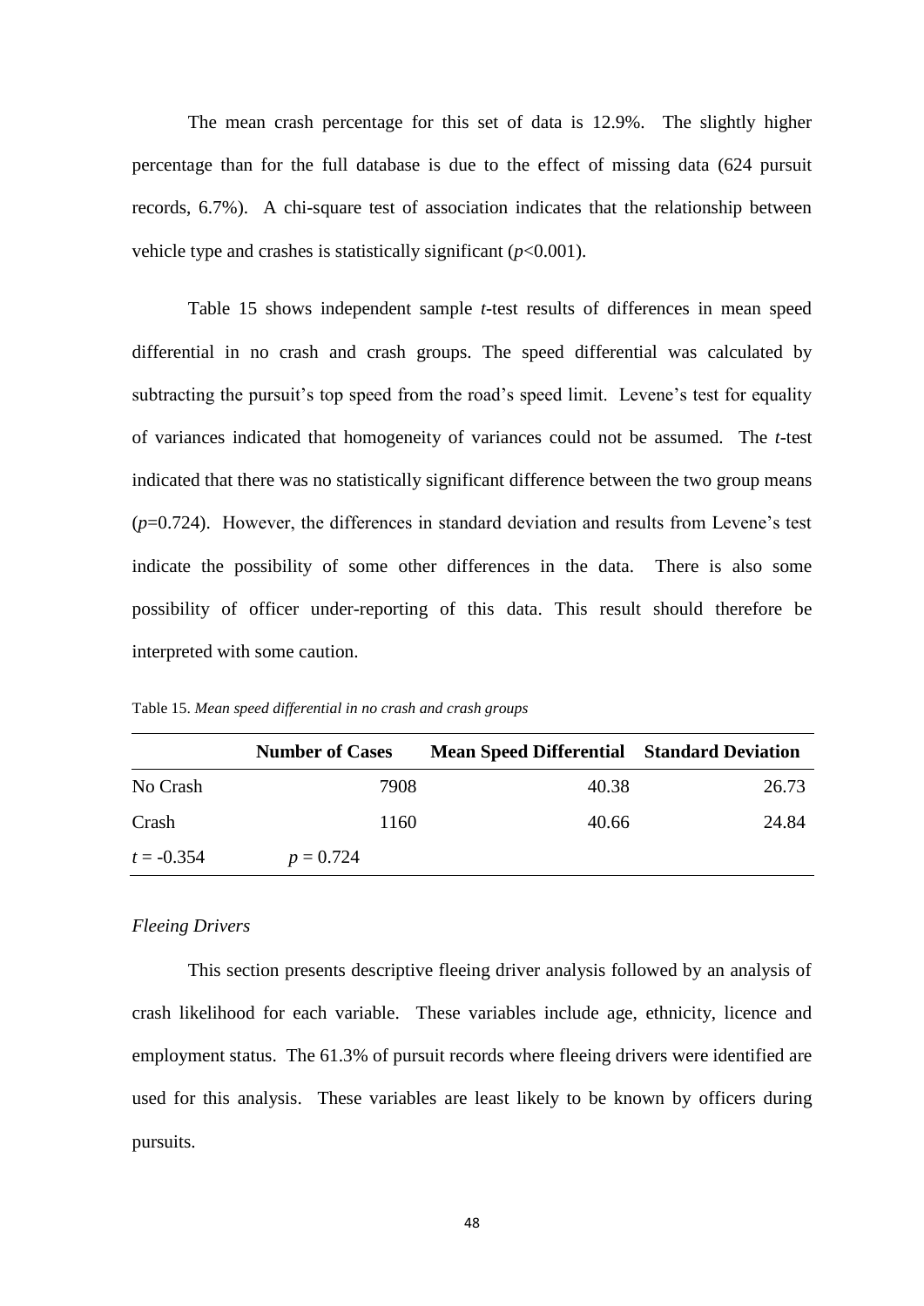The mean crash percentage for this set of data is 12.9%. The slightly higher percentage than for the full database is due to the effect of missing data (624 pursuit records, 6.7%). A chi-square test of association indicates that the relationship between vehicle type and crashes is statistically significant ($p<0.001$).

Table 15 shows independent sample *t*-test results of differences in mean speed differential in no crash and crash groups. The speed differential was calculated by subtracting the pursuit's top speed from the road's speed limit. Levene's test for equality of variances indicated that homogeneity of variances could not be assumed. The *t*-test indicated that there was no statistically significant difference between the two group means ($p=0.724$). However, the differences in standard deviation and results from Levene's test indicate the possibility of some other differences in the data. There is also some possibility of officer under-reporting of this data. This result should therefore be interpreted with some caution.

Table 15. *Mean speed differential in no crash and crash groups*

| | Number of Cases | Mean Speed Differential | Standard Deviation |
|---|---|---|---|
| No Crash | 7908 | 40.38 | 26.73 |
| Crash | 1160 | 40.66 | 24.84 |
| $t = -0.354$ | $p = 0.724$ | | |

*Fleeing Drivers*

This section presents descriptive fleeing driver analysis followed by an analysis of crash likelihood for each variable. These variables include age, ethnicity, licence and employment status. The 61.3% of pursuit records where fleeing drivers were identified are used for this analysis. These variables are least likely to be known by officers during pursuits.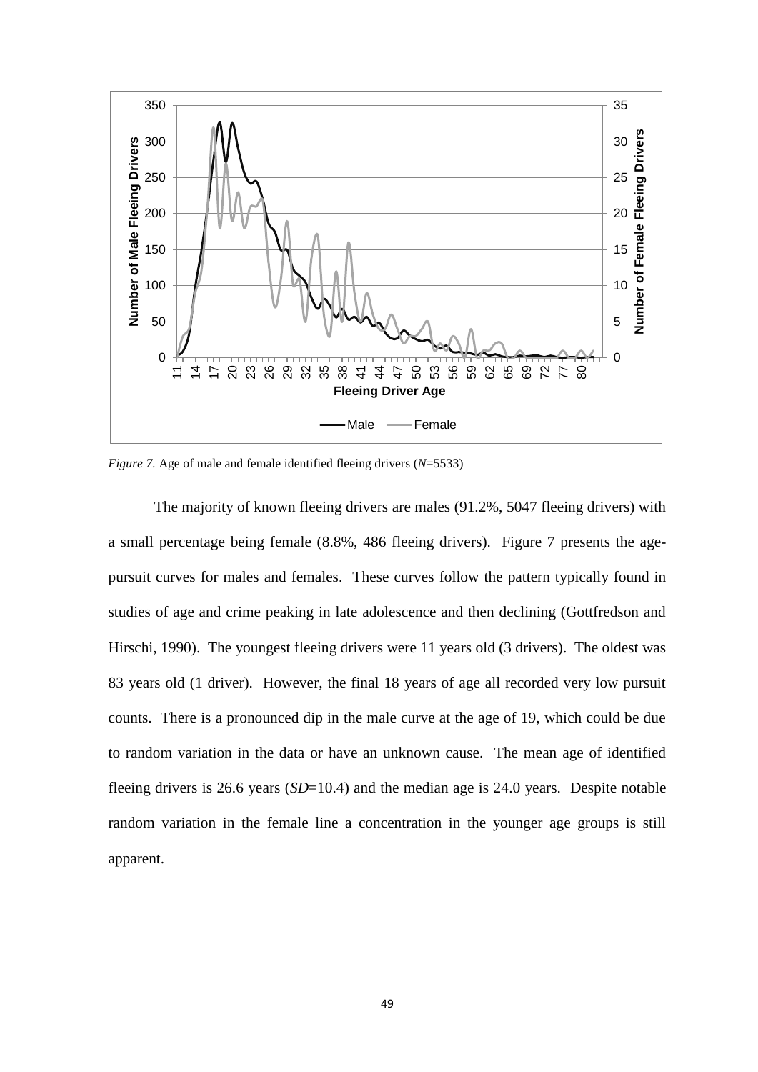*Figure 7.* Age of male and female identified fleeing drivers (*N*=5533)

The majority of known fleeing drivers are males (91.2%, 5047 fleeing drivers) with a small percentage being female (8.8%, 486 fleeing drivers). Figure 7 presents the age-pursuit curves for males and females. These curves follow the pattern typically found in studies of age and crime peaking in late adolescence and then declining (Gottfredson and Hirschi, 1990). The youngest fleeing drivers were 11 years old (3 drivers). The oldest was 83 years old (1 driver). However, the final 18 years of age all recorded very low pursuit counts. There is a pronounced dip in the male curve at the age of 19, which could be due to random variation in the data or have an unknown cause. The mean age of identified fleeing drivers is 26.6 years (*SD*=10.4) and the median age is 24.0 years. Despite notable random variation in the female line a concentration in the younger age groups is still apparent.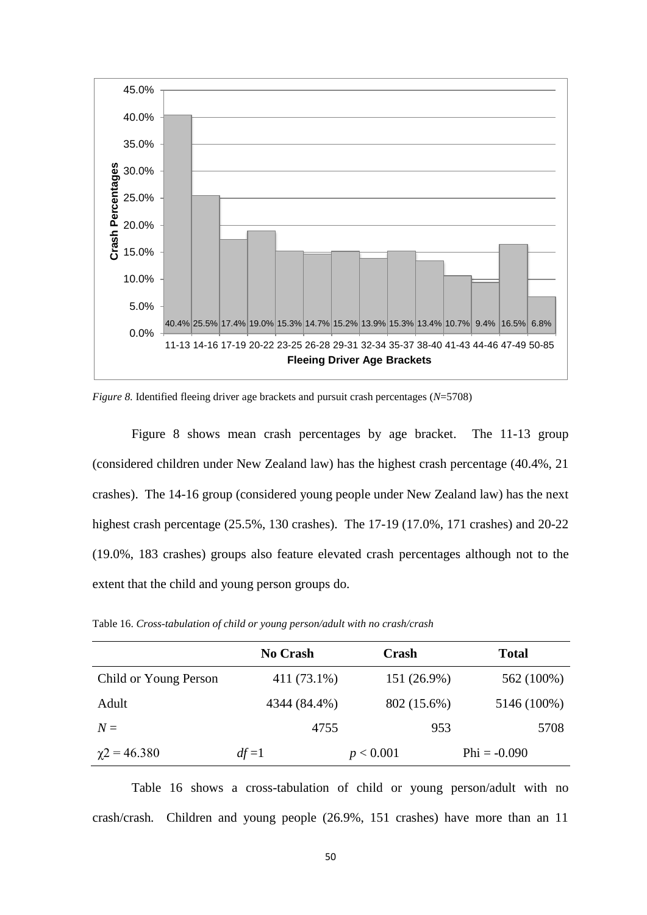*Figure 8.* Identified fleeing driver age brackets and pursuit crash percentages ($N$=5708)

Figure 8 shows mean crash percentages by age bracket. The 11-13 group (considered children under New Zealand law) has the highest crash percentage (40.4%, 21 crashes). The 14-16 group (considered young people under New Zealand law) has the next highest crash percentage (25.5%, 130 crashes). The 17-19 (17.0%, 171 crashes) and 20-22 (19.0%, 183 crashes) groups also feature elevated crash percentages although not to the extent that the child and young person groups do.

Table 16. *Cross-tabulation of child or young person/adult with no crash/crash*

| | No Crash | Crash | Total |
|---|---|---|---|
| Child or Young Person | 411 (73.1%) | 151 (26.9%) | 562 (100%) |
| Adult | 4344 (84.4%) | 802 (15.6%) | 5146 (100%) |
| $N =$ | 4755 | 953 | 5708 |
| $\chi 2 = 46.380$ | $df = 1$ | $p < 0.001$ | Phi = -0.090 |

Table 16 shows a cross-tabulation of child or young person/adult with no crash/crash. Children and young people (26.9%, 151 crashes) have more than an 11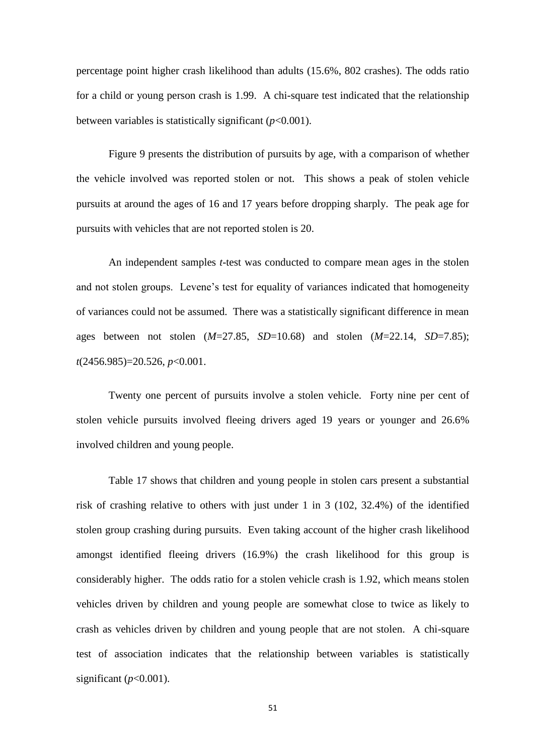percentage point higher crash likelihood than adults (15.6%, 802 crashes). The odds ratio for a child or young person crash is 1.99. A chi-square test indicated that the relationship between variables is statistically significant ($p$<0.001).

Figure 9 presents the distribution of pursuits by age, with a comparison of whether the vehicle involved was reported stolen or not. This shows a peak of stolen vehicle pursuits at around the ages of 16 and 17 years before dropping sharply. The peak age for pursuits with vehicles that are not reported stolen is 20.

An independent samples $t$-test was conducted to compare mean ages in the stolen and not stolen groups. Levene's test for equality of variances indicated that homogeneity of variances could not be assumed. There was a statistically significant difference in mean ages between not stolen ($M$=27.85, $SD$=10.68) and stolen ($M$=22.14, $SD$=7.85); $t$(2456.985)=20.526, $p$<0.001.

Twenty one percent of pursuits involve a stolen vehicle. Forty nine per cent of stolen vehicle pursuits involved fleeing drivers aged 19 years or younger and 26.6% involved children and young people.

Table 17 shows that children and young people in stolen cars present a substantial risk of crashing relative to others with just under 1 in 3 (102, 32.4%) of the identified stolen group crashing during pursuits. Even taking account of the higher crash likelihood amongst identified fleeing drivers (16.9%) the crash likelihood for this group is considerably higher. The odds ratio for a stolen vehicle crash is 1.92, which means stolen vehicles driven by children and young people are somewhat close to twice as likely to crash as vehicles driven by children and young people that are not stolen. A chi-square test of association indicates that the relationship between variables is statistically significant ($p$<0.001).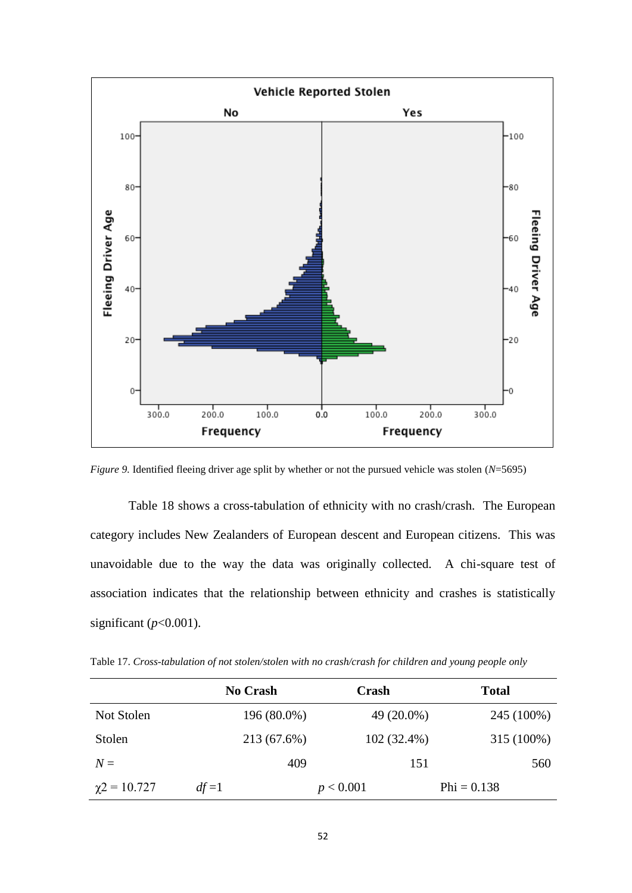*Figure 9.* Identified fleeing driver age split by whether or not the pursued vehicle was stolen ($N$=5695)

Table 18 shows a cross-tabulation of ethnicity with no crash/crash. The European category includes New Zealanders of European descent and European citizens. This was unavoidable due to the way the data was originally collected. A chi-square test of association indicates that the relationship between ethnicity and crashes is statistically significant ($p$<0.001).

Table 17. *Cross-tabulation of not stolen/stolen with no crash/crash for children and young people only*

| | No Crash | Crash | Total |
|---|---|---|---|
| Not Stolen | 196 (80.0%) | 49 (20.0%) | 245 (100%) |
| Stolen | 213 (67.6%) | 102 (32.4%) | 315 (100%) |
| $N$ = | 409 | 151 | 560 |
| $\chi 2 = 10.727$ | $df = 1$ | $p < 0.001$ | Phi = 0.138 |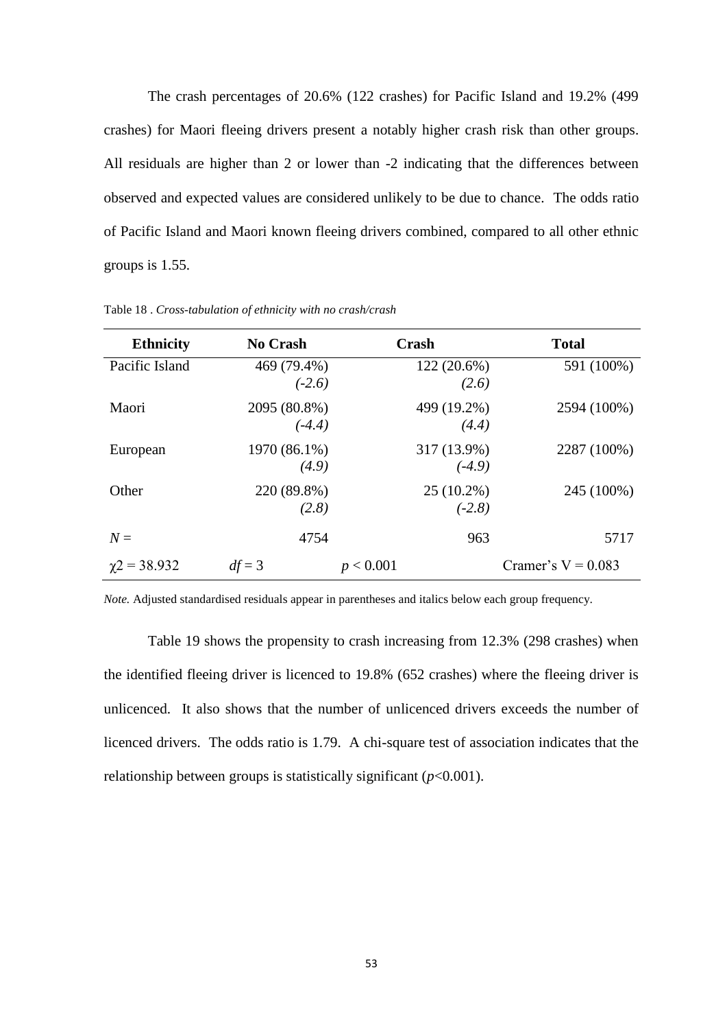The crash percentages of 20.6% (122 crashes) for Pacific Island and 19.2% (499 crashes) for Maori fleeing drivers present a notably higher crash risk than other groups. All residuals are higher than 2 or lower than -2 indicating that the differences between observed and expected values are considered unlikely to be due to chance. The odds ratio of Pacific Island and Maori known fleeing drivers combined, compared to all other ethnic groups is 1.55.

Table 18 . *Cross-tabulation of ethnicity with no crash/crash*

| Ethnicity | No Crash | Crash | Total |
|---|---|---|---|
| Pacific Island | 469 (79.4%) *(-2.6)* | 122 (20.6%) *(2.6)* | 591 (100%) |
| Maori | 2095 (80.8%) *(-4.4)* | 499 (19.2%) *(4.4)* | 2594 (100%) |
| European | 1970 (86.1%) *(4.9)* | 317 (13.9%) *(-4.9)* | 2287 (100%) |
| Other | 220 (89.8%) *(2.8)* | 25 (10.2%) *(-2.8)* | 245 (100%) |
| *N* = | 4754 | 963 | 5717 |
| $\chi2 = 38.932$ | $df = 3$ | $p < 0.001$ | Cramer's V = 0.083 |

*Note.* Adjusted standardised residuals appear in parentheses and italics below each group frequency.

Table 19 shows the propensity to crash increasing from 12.3% (298 crashes) when the identified fleeing driver is licenced to 19.8% (652 crashes) where the fleeing driver is unlicenced. It also shows that the number of unlicenced drivers exceeds the number of licenced drivers. The odds ratio is 1.79. A chi-square test of association indicates that the relationship between groups is statistically significant ($p<0.001$).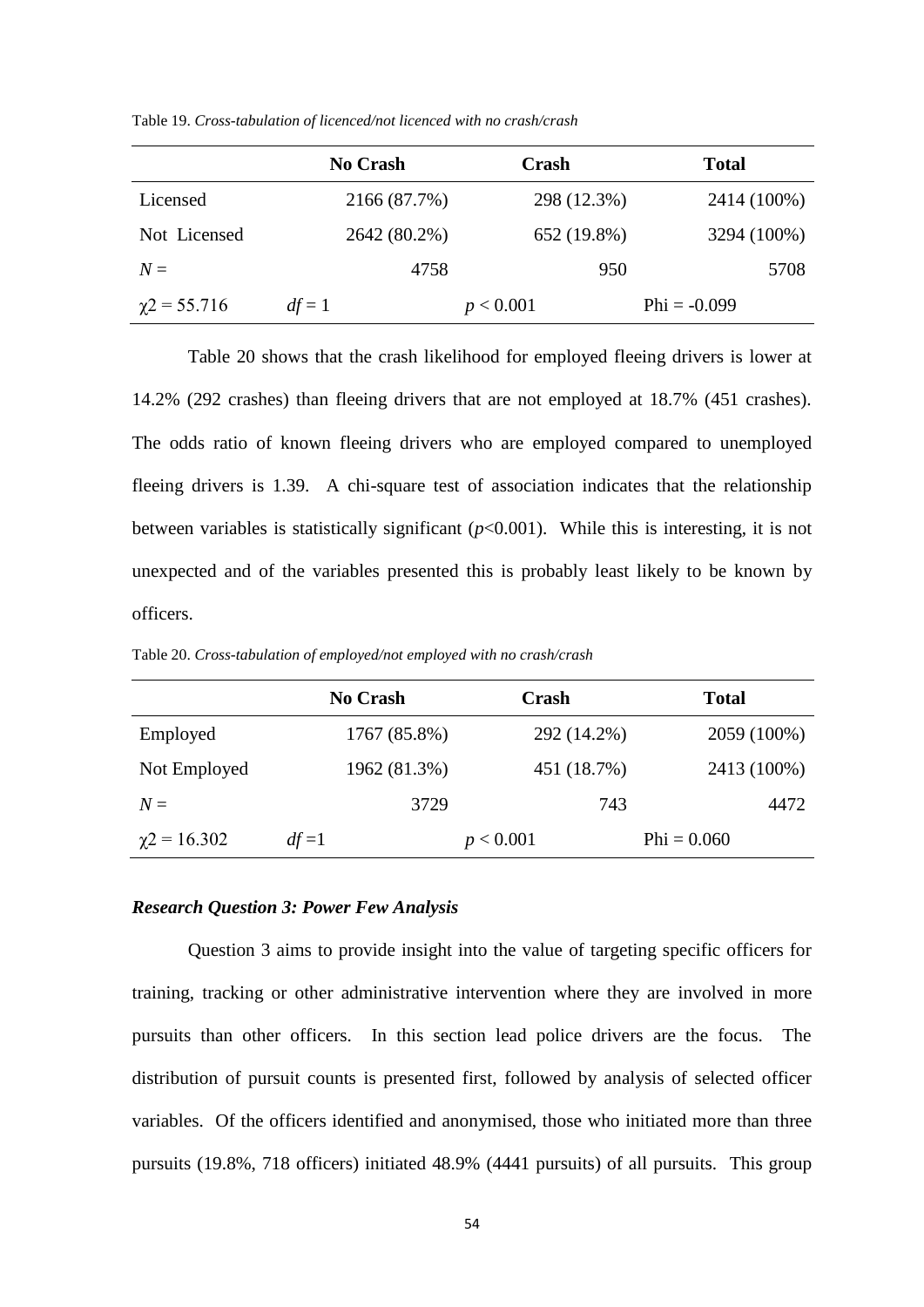Table 19. *Cross-tabulation of licenced/not licenced with no crash/crash*

| | No Crash | Crash | Total |
|---|---|---|---|
| Licensed | 2166 (87.7%) | 298 (12.3%) | 2414 (100%) |
| Not Licensed | 2642 (80.2%) | 652 (19.8%) | 3294 (100%) |
| *N* = | 4758 | 950 | 5708 |
| $\chi 2 = 55.716$ $df = 1$ | | $p < 0.001$ | Phi = -0.099 |

Table 20 shows that the crash likelihood for employed fleeing drivers is lower at 14.2% (292 crashes) than fleeing drivers that are not employed at 18.7% (451 crashes). The odds ratio of known fleeing drivers who are employed compared to unemployed fleeing drivers is 1.39. A chi-square test of association indicates that the relationship between variables is statistically significant ($p$<0.001). While this is interesting, it is not unexpected and of the variables presented this is probably least likely to be known by officers.

Table 20. *Cross-tabulation of employed/not employed with no crash/crash*

| | No Crash | Crash | Total |
|---|---|---|---|
| Employed | 1767 (85.8%) | 292 (14.2%) | 2059 (100%) |
| Not Employed | 1962 (81.3%) | 451 (18.7%) | 2413 (100%) |
| *N* = | 3729 | 743 | 4472 |
| $\chi 2 = 16.302$ $df = 1$ | | $p < 0.001$ | Phi = 0.060 |

### *Research Question 3: Power Few Analysis*

Question 3 aims to provide insight into the value of targeting specific officers for training, tracking or other administrative intervention where they are involved in more pursuits than other officers. In this section lead police drivers are the focus. The distribution of pursuit counts is presented first, followed by analysis of selected officer variables. Of the officers identified and anonymised, those who initiated more than three pursuits (19.8%, 718 officers) initiated 48.9% (4441 pursuits) of all pursuits. This group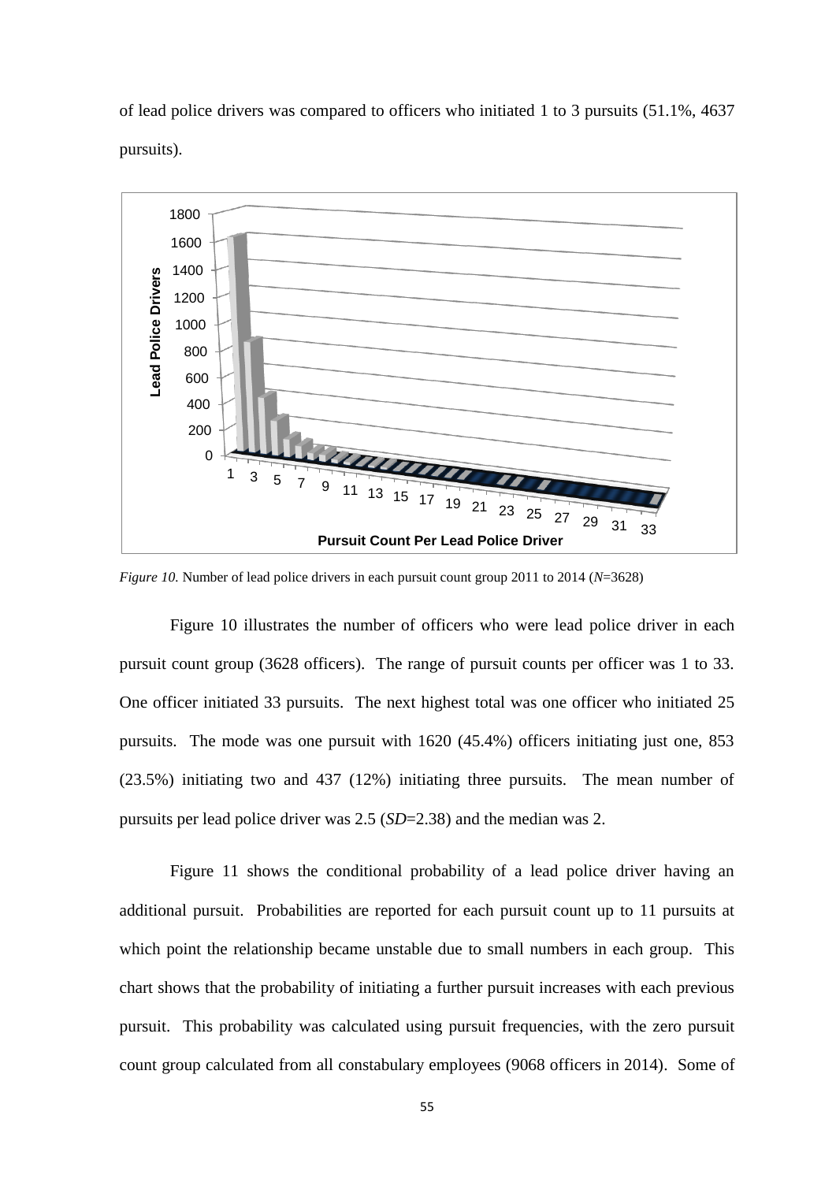of lead police drivers was compared to officers who initiated 1 to 3 pursuits (51.1%, 4637 pursuits).

*Figure 10.* Number of lead police drivers in each pursuit count group 2011 to 2014 (*N*=3628)

Figure 10 illustrates the number of officers who were lead police driver in each pursuit count group (3628 officers). The range of pursuit counts per officer was 1 to 33. One officer initiated 33 pursuits. The next highest total was one officer who initiated 25 pursuits. The mode was one pursuit with 1620 (45.4%) officers initiating just one, 853 (23.5%) initiating two and 437 (12%) initiating three pursuits. The mean number of pursuits per lead police driver was 2.5 (*SD*=2.38) and the median was 2.

Figure 11 shows the conditional probability of a lead police driver having an additional pursuit. Probabilities are reported for each pursuit count up to 11 pursuits at which point the relationship became unstable due to small numbers in each group. This chart shows that the probability of initiating a further pursuit increases with each previous pursuit. This probability was calculated using pursuit frequencies, with the zero pursuit count group calculated from all constabulary employees (9068 officers in 2014). Some of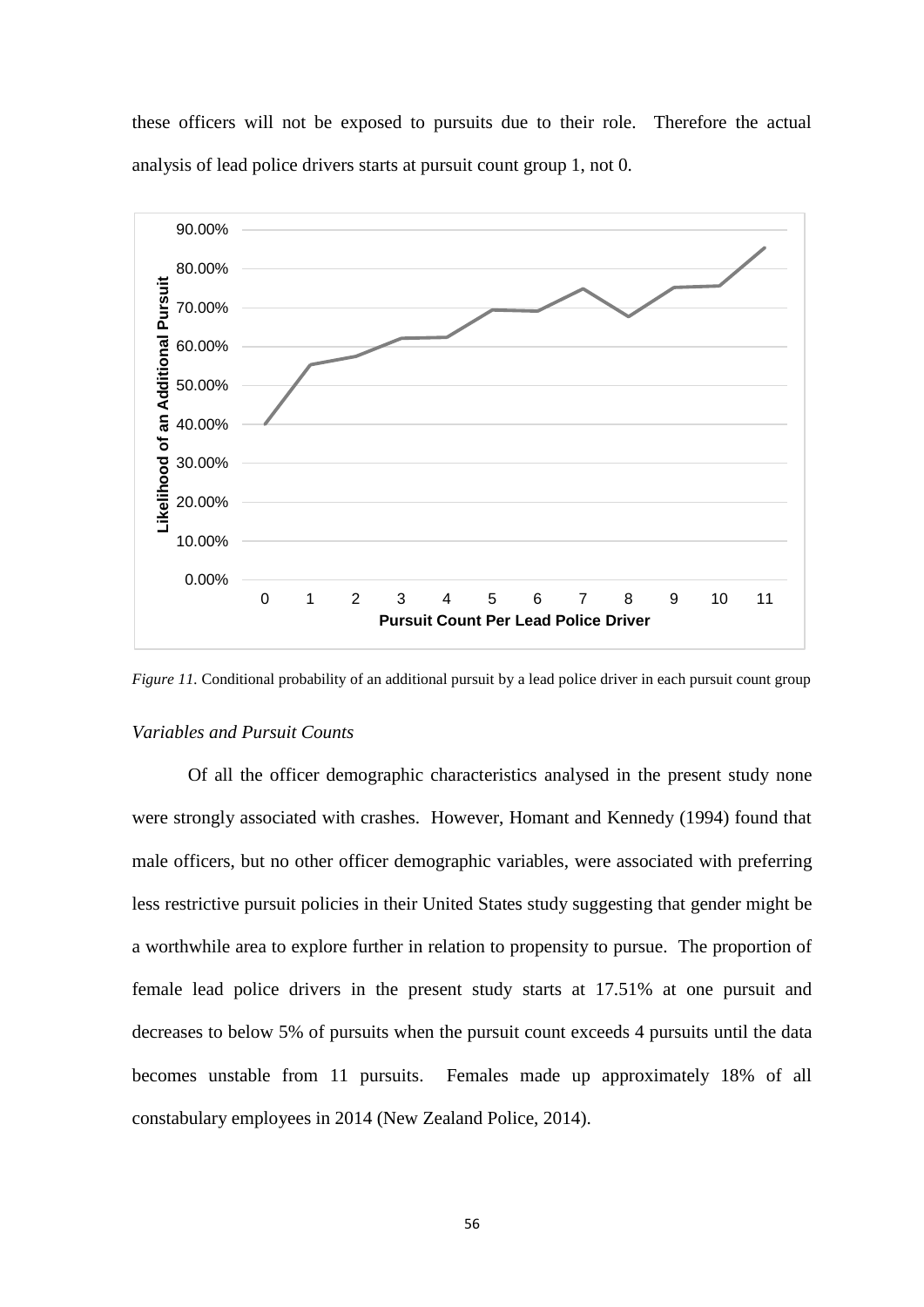these officers will not be exposed to pursuits due to their role. Therefore the actual analysis of lead police drivers starts at pursuit count group 1, not 0.

*Figure 11.* Conditional probability of an additional pursuit by a lead police driver in each pursuit count group

### *Variables and Pursuit Counts*

Of all the officer demographic characteristics analysed in the present study none were strongly associated with crashes. However, Homant and Kennedy (1994) found that male officers, but no other officer demographic variables, were associated with preferring less restrictive pursuit policies in their United States study suggesting that gender might be a worthwhile area to explore further in relation to propensity to pursue. The proportion of female lead police drivers in the present study starts at 17.51% at one pursuit and decreases to below 5% of pursuits when the pursuit count exceeds 4 pursuits until the data becomes unstable from 11 pursuits. Females made up approximately 18% of all constabulary employees in 2014 (New Zealand Police, 2014).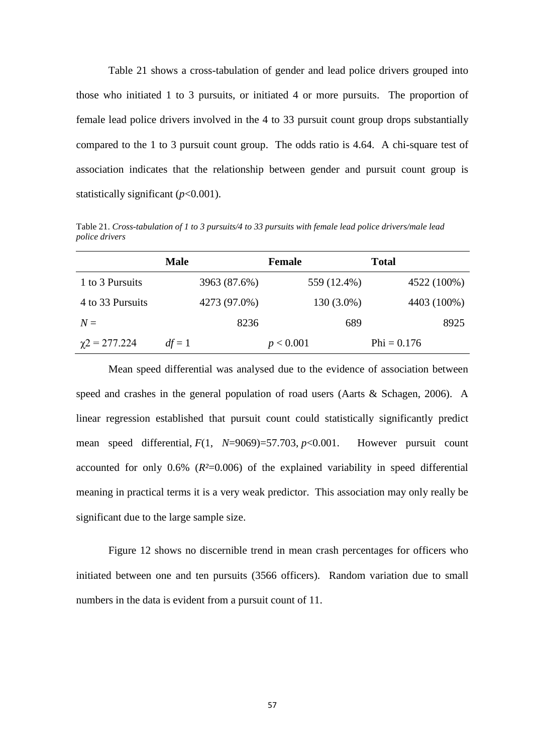Table 21 shows a cross-tabulation of gender and lead police drivers grouped into those who initiated 1 to 3 pursuits, or initiated 4 or more pursuits. The proportion of female lead police drivers involved in the 4 to 33 pursuit count group drops substantially compared to the 1 to 3 pursuit count group. The odds ratio is 4.64. A chi-square test of association indicates that the relationship between gender and pursuit count group is statistically significant ($p<0.001$).

Table 21. *Cross-tabulation of 1 to 3 pursuits/4 to 33 pursuits with female lead police drivers/male lead police drivers*

| | Male | Female | Total |
|---|---|---|---|
| 1 to 3 Pursuits | 3963 (87.6%) | 559 (12.4%) | 4522 (100%) |
| 4 to 33 Pursuits | 4273 (97.0%) | 130 (3.0%) | 4403 (100%) |
| $N =$ | 8236 | 689 | 8925 |
| $\chi 2 = 277.224$ | $df = 1$ | $p < 0.001$ | Phi = 0.176 |

Mean speed differential was analysed due to the evidence of association between speed and crashes in the general population of road users (Aarts & Schagen, 2006). A linear regression established that pursuit count could statistically significantly predict mean speed differential, $F(1,\ N=9069)=57.703$, $p<0.001$. However pursuit count accounted for only 0.6% ($R^2=0.006$) of the explained variability in speed differential meaning in practical terms it is a very weak predictor. This association may only really be significant due to the large sample size.

Figure 12 shows no discernible trend in mean crash percentages for officers who initiated between one and ten pursuits (3566 officers). Random variation due to small numbers in the data is evident from a pursuit count of 11.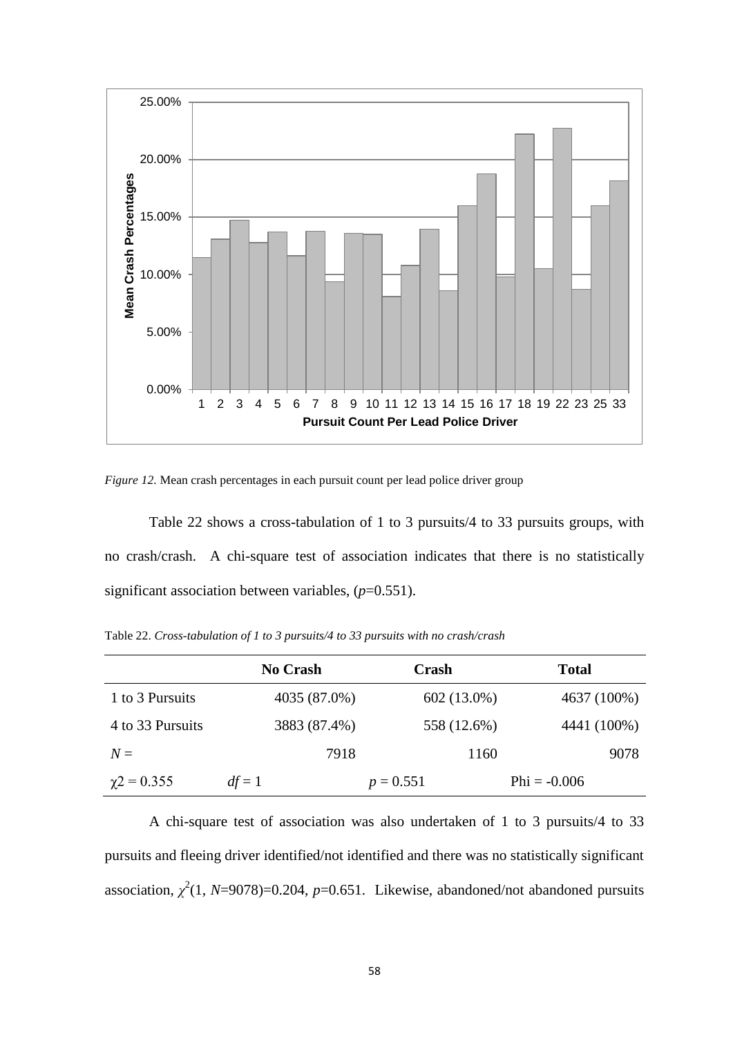*Figure 12.* Mean crash percentages in each pursuit count per lead police driver group

Table 22 shows a cross-tabulation of 1 to 3 pursuits/4 to 33 pursuits groups, with no crash/crash. A chi-square test of association indicates that there is no statistically significant association between variables, ($p$=0.551).

Table 22. *Cross-tabulation of 1 to 3 pursuits/4 to 33 pursuits with no crash/crash*

| | No Crash | Crash | Total |
|---|---|---|---|
| 1 to 3 Pursuits | 4035 (87.0%) | 602 (13.0%) | 4637 (100%) |
| 4 to 33 Pursuits | 3883 (87.4%) | 558 (12.6%) | 4441 (100%) |
| $N$ = | 7918 | 1160 | 9078 |
| $\chi2 = 0.355$ $df = 1$ | $p = 0.551$ | Phi = -0.006 | |

A chi-square test of association was also undertaken of 1 to 3 pursuits/4 to 33 pursuits and fleeing driver identified/not identified and there was no statistically significant association, $\chi^2(1, N=9078)=0.204$, $p$=0.651. Likewise, abandoned/not abandoned pursuits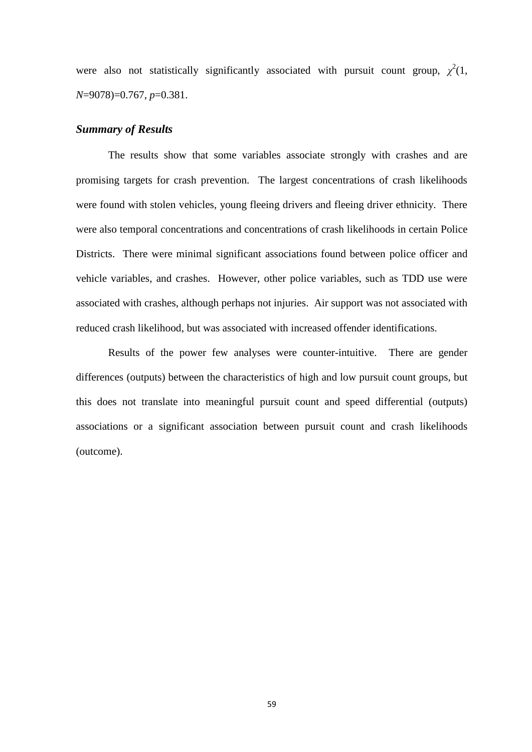were also not statistically significantly associated with pursuit count group, $\chi^2$(1, $N$=9078)=0.767, $p$=0.381.

### *Summary of Results*

The results show that some variables associate strongly with crashes and are promising targets for crash prevention. The largest concentrations of crash likelihoods were found with stolen vehicles, young fleeing drivers and fleeing driver ethnicity. There were also temporal concentrations and concentrations of crash likelihoods in certain Police Districts. There were minimal significant associations found between police officer and vehicle variables, and crashes. However, other police variables, such as TDD use were associated with crashes, although perhaps not injuries. Air support was not associated with reduced crash likelihood, but was associated with increased offender identifications.

Results of the power few analyses were counter-intuitive. There are gender differences (outputs) between the characteristics of high and low pursuit count groups, but this does not translate into meaningful pursuit count and speed differential (outputs) associations or a significant association between pursuit count and crash likelihoods (outcome).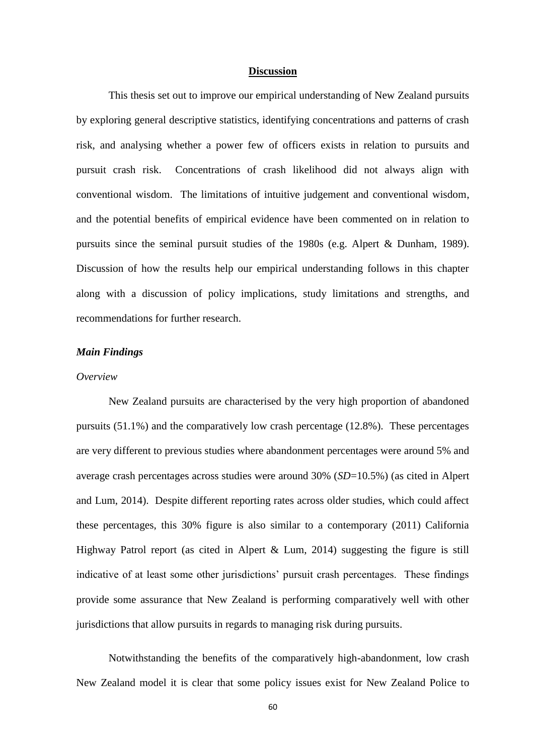# Discussion

This thesis set out to improve our empirical understanding of New Zealand pursuits by exploring general descriptive statistics, identifying concentrations and patterns of crash risk, and analysing whether a power few of officers exists in relation to pursuits and pursuit crash risk. Concentrations of crash likelihood did not always align with conventional wisdom. The limitations of intuitive judgement and conventional wisdom, and the potential benefits of empirical evidence have been commented on in relation to pursuits since the seminal pursuit studies of the 1980s (e.g. Alpert & Dunham, 1989). Discussion of how the results help our empirical understanding follows in this chapter along with a discussion of policy implications, study limitations and strengths, and recommendations for further research.

## *Main Findings*

### *Overview*

New Zealand pursuits are characterised by the very high proportion of abandoned pursuits (51.1%) and the comparatively low crash percentage (12.8%). These percentages are very different to previous studies where abandonment percentages were around 5% and average crash percentages across studies were around 30% (*SD*=10.5%) (as cited in Alpert and Lum, 2014). Despite different reporting rates across older studies, which could affect these percentages, this 30% figure is also similar to a contemporary (2011) California Highway Patrol report (as cited in Alpert & Lum, 2014) suggesting the figure is still indicative of at least some other jurisdictions' pursuit crash percentages. These findings provide some assurance that New Zealand is performing comparatively well with other jurisdictions that allow pursuits in regards to managing risk during pursuits.

Notwithstanding the benefits of the comparatively high-abandonment, low crash New Zealand model it is clear that some policy issues exist for New Zealand Police to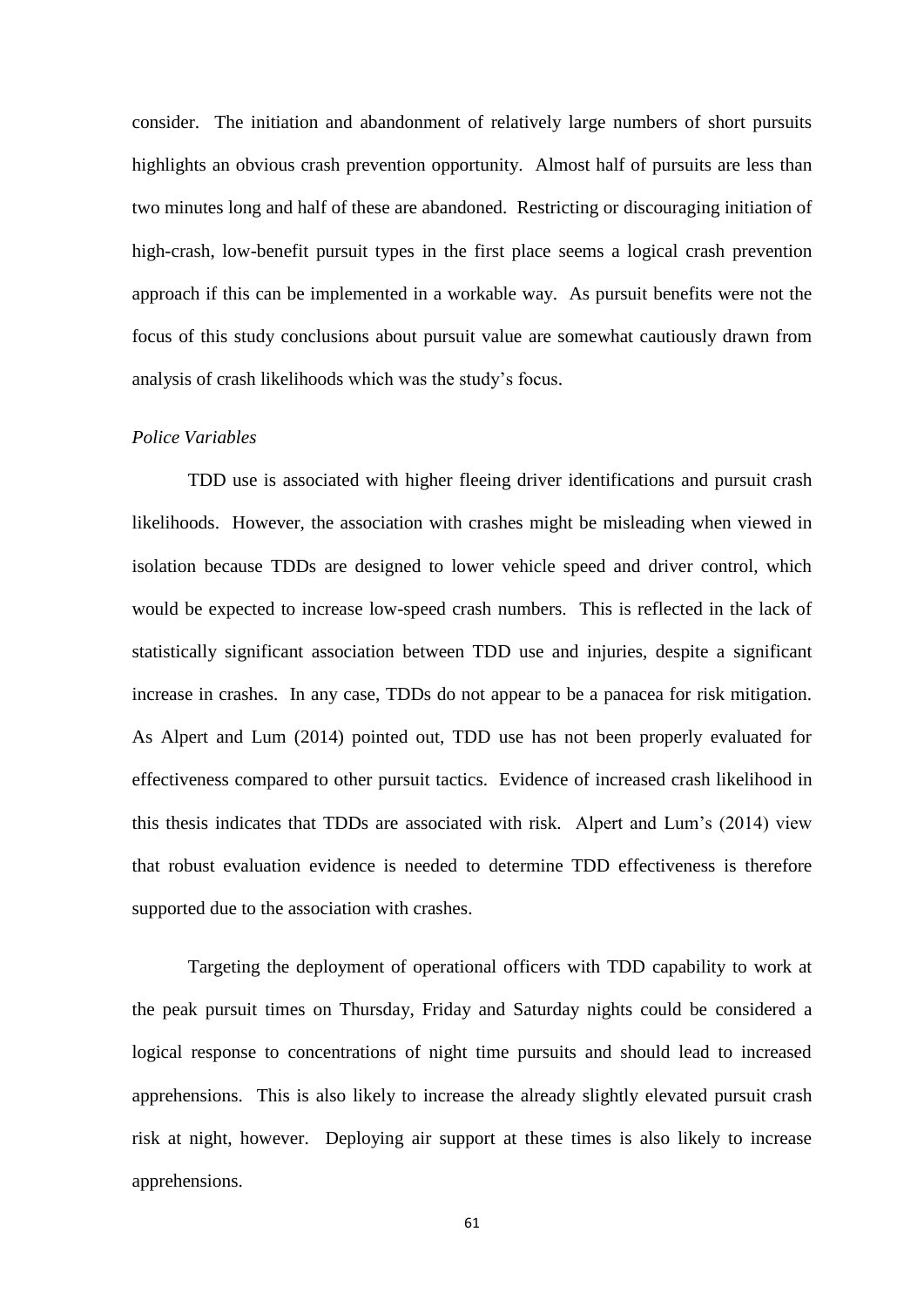consider. The initiation and abandonment of relatively large numbers of short pursuits highlights an obvious crash prevention opportunity. Almost half of pursuits are less than two minutes long and half of these are abandoned. Restricting or discouraging initiation of high-crash, low-benefit pursuit types in the first place seems a logical crash prevention approach if this can be implemented in a workable way. As pursuit benefits were not the focus of this study conclusions about pursuit value are somewhat cautiously drawn from analysis of crash likelihoods which was the study's focus.

*Police Variables*

TDD use is associated with higher fleeing driver identifications and pursuit crash likelihoods. However, the association with crashes might be misleading when viewed in isolation because TDDs are designed to lower vehicle speed and driver control, which would be expected to increase low-speed crash numbers. This is reflected in the lack of statistically significant association between TDD use and injuries, despite a significant increase in crashes. In any case, TDDs do not appear to be a panacea for risk mitigation. As Alpert and Lum (2014) pointed out, TDD use has not been properly evaluated for effectiveness compared to other pursuit tactics. Evidence of increased crash likelihood in this thesis indicates that TDDs are associated with risk. Alpert and Lum's (2014) view that robust evaluation evidence is needed to determine TDD effectiveness is therefore supported due to the association with crashes.

Targeting the deployment of operational officers with TDD capability to work at the peak pursuit times on Thursday, Friday and Saturday nights could be considered a logical response to concentrations of night time pursuits and should lead to increased apprehensions. This is also likely to increase the already slightly elevated pursuit crash risk at night, however. Deploying air support at these times is also likely to increase apprehensions.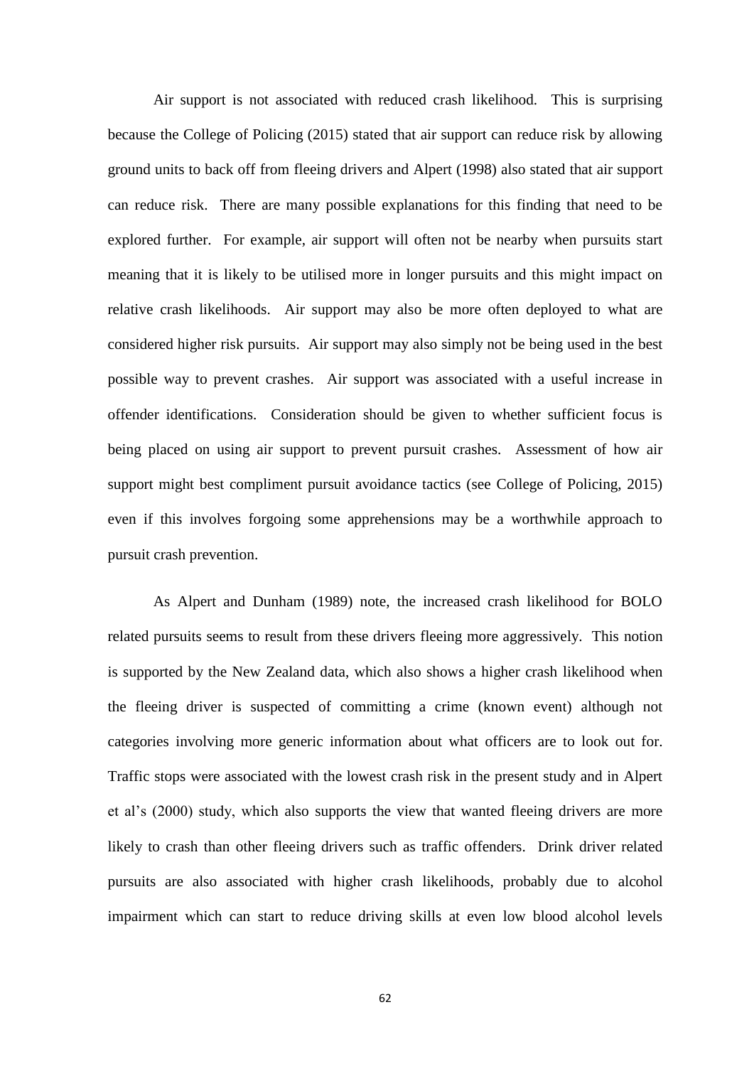Air support is not associated with reduced crash likelihood. This is surprising because the College of Policing (2015) stated that air support can reduce risk by allowing ground units to back off from fleeing drivers and Alpert (1998) also stated that air support can reduce risk. There are many possible explanations for this finding that need to be explored further. For example, air support will often not be nearby when pursuits start meaning that it is likely to be utilised more in longer pursuits and this might impact on relative crash likelihoods. Air support may also be more often deployed to what are considered higher risk pursuits. Air support may also simply not be being used in the best possible way to prevent crashes. Air support was associated with a useful increase in offender identifications. Consideration should be given to whether sufficient focus is being placed on using air support to prevent pursuit crashes. Assessment of how air support might best compliment pursuit avoidance tactics (see College of Policing, 2015) even if this involves forgoing some apprehensions may be a worthwhile approach to pursuit crash prevention.

As Alpert and Dunham (1989) note, the increased crash likelihood for BOLO related pursuits seems to result from these drivers fleeing more aggressively. This notion is supported by the New Zealand data, which also shows a higher crash likelihood when the fleeing driver is suspected of committing a crime (known event) although not categories involving more generic information about what officers are to look out for. Traffic stops were associated with the lowest crash risk in the present study and in Alpert et al's (2000) study, which also supports the view that wanted fleeing drivers are more likely to crash than other fleeing drivers such as traffic offenders. Drink driver related pursuits are also associated with higher crash likelihoods, probably due to alcohol impairment which can start to reduce driving skills at even low blood alcohol levels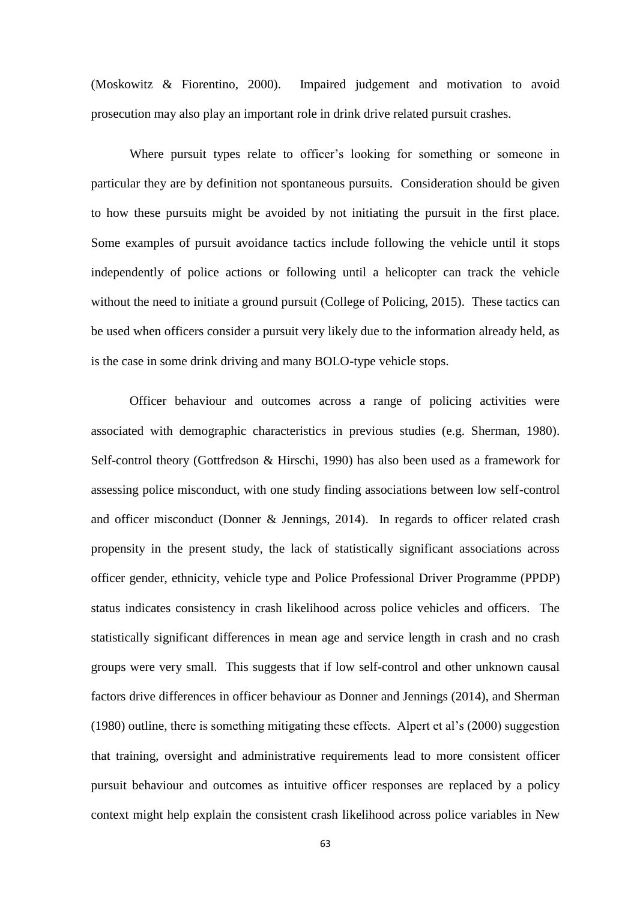(Moskowitz & Fiorentino, 2000). Impaired judgement and motivation to avoid prosecution may also play an important role in drink drive related pursuit crashes.

Where pursuit types relate to officer's looking for something or someone in particular they are by definition not spontaneous pursuits. Consideration should be given to how these pursuits might be avoided by not initiating the pursuit in the first place. Some examples of pursuit avoidance tactics include following the vehicle until it stops independently of police actions or following until a helicopter can track the vehicle without the need to initiate a ground pursuit (College of Policing, 2015). These tactics can be used when officers consider a pursuit very likely due to the information already held, as is the case in some drink driving and many BOLO-type vehicle stops.

Officer behaviour and outcomes across a range of policing activities were associated with demographic characteristics in previous studies (e.g. Sherman, 1980). Self-control theory (Gottfredson & Hirschi, 1990) has also been used as a framework for assessing police misconduct, with one study finding associations between low self-control and officer misconduct (Donner & Jennings, 2014). In regards to officer related crash propensity in the present study, the lack of statistically significant associations across officer gender, ethnicity, vehicle type and Police Professional Driver Programme (PPDP) status indicates consistency in crash likelihood across police vehicles and officers. The statistically significant differences in mean age and service length in crash and no crash groups were very small. This suggests that if low self-control and other unknown causal factors drive differences in officer behaviour as Donner and Jennings (2014), and Sherman (1980) outline, there is something mitigating these effects. Alpert et al's (2000) suggestion that training, oversight and administrative requirements lead to more consistent officer pursuit behaviour and outcomes as intuitive officer responses are replaced by a policy context might help explain the consistent crash likelihood across police variables in New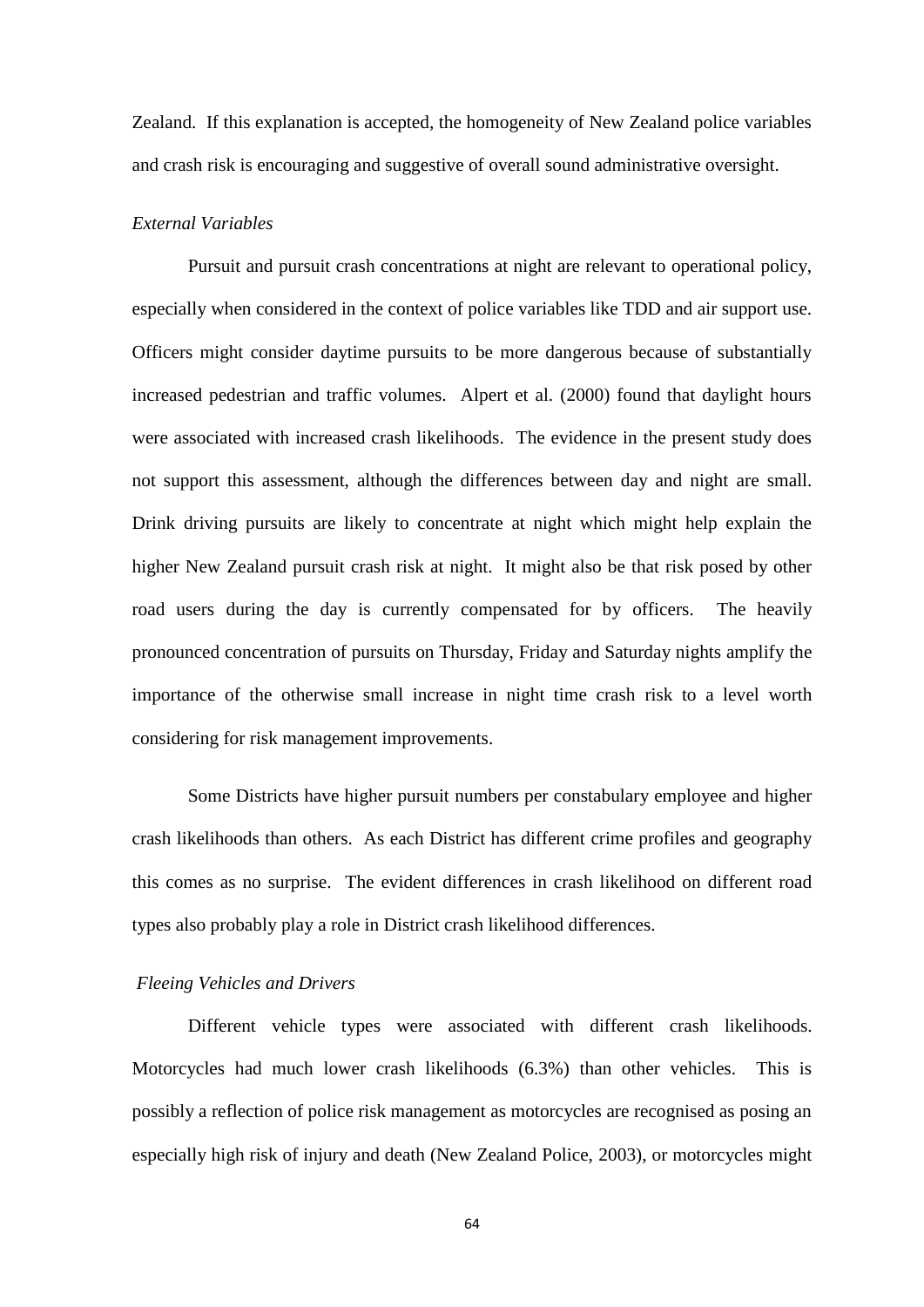Zealand. If this explanation is accepted, the homogeneity of New Zealand police variables and crash risk is encouraging and suggestive of overall sound administrative oversight.

*External Variables*

Pursuit and pursuit crash concentrations at night are relevant to operational policy, especially when considered in the context of police variables like TDD and air support use. Officers might consider daytime pursuits to be more dangerous because of substantially increased pedestrian and traffic volumes. Alpert et al. (2000) found that daylight hours were associated with increased crash likelihoods. The evidence in the present study does not support this assessment, although the differences between day and night are small. Drink driving pursuits are likely to concentrate at night which might help explain the higher New Zealand pursuit crash risk at night. It might also be that risk posed by other road users during the day is currently compensated for by officers. The heavily pronounced concentration of pursuits on Thursday, Friday and Saturday nights amplify the importance of the otherwise small increase in night time crash risk to a level worth considering for risk management improvements.

Some Districts have higher pursuit numbers per constabulary employee and higher crash likelihoods than others. As each District has different crime profiles and geography this comes as no surprise. The evident differences in crash likelihood on different road types also probably play a role in District crash likelihood differences.

*Fleeing Vehicles and Drivers*

Different vehicle types were associated with different crash likelihoods. Motorcycles had much lower crash likelihoods (6.3%) than other vehicles. This is possibly a reflection of police risk management as motorcycles are recognised as posing an especially high risk of injury and death (New Zealand Police, 2003), or motorcycles might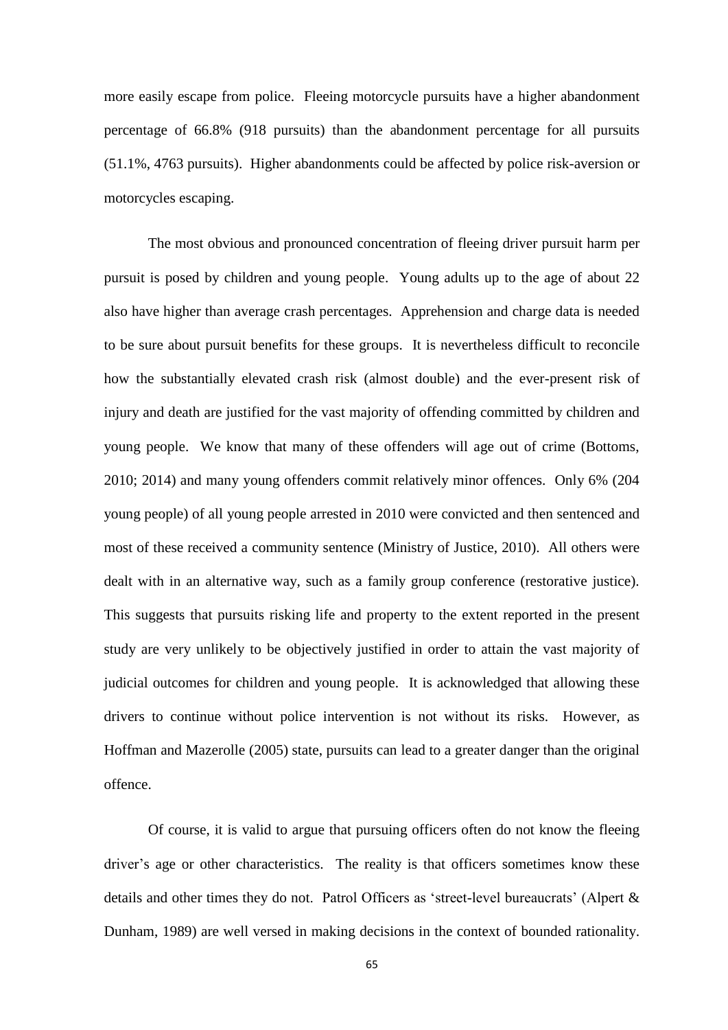more easily escape from police. Fleeing motorcycle pursuits have a higher abandonment percentage of 66.8% (918 pursuits) than the abandonment percentage for all pursuits (51.1%, 4763 pursuits). Higher abandonments could be affected by police risk-aversion or motorcycles escaping.

The most obvious and pronounced concentration of fleeing driver pursuit harm per pursuit is posed by children and young people. Young adults up to the age of about 22 also have higher than average crash percentages. Apprehension and charge data is needed to be sure about pursuit benefits for these groups. It is nevertheless difficult to reconcile how the substantially elevated crash risk (almost double) and the ever-present risk of injury and death are justified for the vast majority of offending committed by children and young people. We know that many of these offenders will age out of crime (Bottoms, 2010; 2014) and many young offenders commit relatively minor offences. Only 6% (204 young people) of all young people arrested in 2010 were convicted and then sentenced and most of these received a community sentence (Ministry of Justice, 2010). All others were dealt with in an alternative way, such as a family group conference (restorative justice). This suggests that pursuits risking life and property to the extent reported in the present study are very unlikely to be objectively justified in order to attain the vast majority of judicial outcomes for children and young people. It is acknowledged that allowing these drivers to continue without police intervention is not without its risks. However, as Hoffman and Mazerolle (2005) state, pursuits can lead to a greater danger than the original offence.

Of course, it is valid to argue that pursuing officers often do not know the fleeing driver's age or other characteristics. The reality is that officers sometimes know these details and other times they do not. Patrol Officers as 'street-level bureaucrats' (Alpert & Dunham, 1989) are well versed in making decisions in the context of bounded rationality.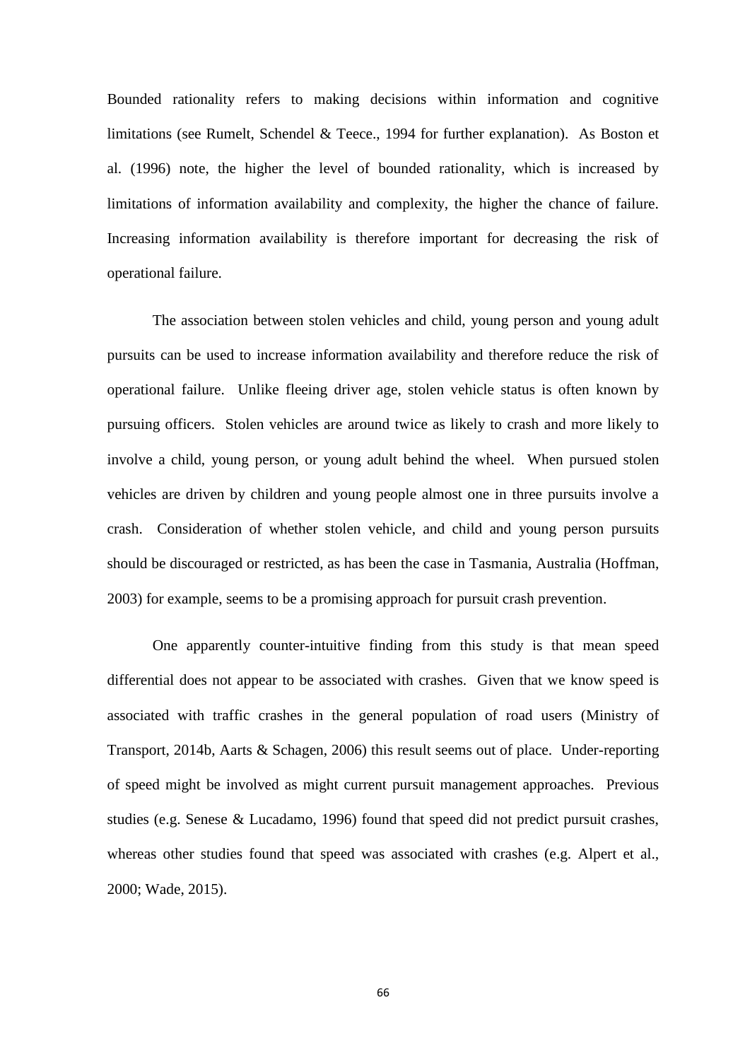Bounded rationality refers to making decisions within information and cognitive limitations (see Rumelt, Schendel & Teece., 1994 for further explanation). As Boston et al. (1996) note, the higher the level of bounded rationality, which is increased by limitations of information availability and complexity, the higher the chance of failure. Increasing information availability is therefore important for decreasing the risk of operational failure.

The association between stolen vehicles and child, young person and young adult pursuits can be used to increase information availability and therefore reduce the risk of operational failure. Unlike fleeing driver age, stolen vehicle status is often known by pursuing officers. Stolen vehicles are around twice as likely to crash and more likely to involve a child, young person, or young adult behind the wheel. When pursued stolen vehicles are driven by children and young people almost one in three pursuits involve a crash. Consideration of whether stolen vehicle, and child and young person pursuits should be discouraged or restricted, as has been the case in Tasmania, Australia (Hoffman, 2003) for example, seems to be a promising approach for pursuit crash prevention.

One apparently counter-intuitive finding from this study is that mean speed differential does not appear to be associated with crashes. Given that we know speed is associated with traffic crashes in the general population of road users (Ministry of Transport, 2014b, Aarts & Schagen, 2006) this result seems out of place. Under-reporting of speed might be involved as might current pursuit management approaches. Previous studies (e.g. Senese & Lucadamo, 1996) found that speed did not predict pursuit crashes, whereas other studies found that speed was associated with crashes (e.g. Alpert et al., 2000; Wade, 2015).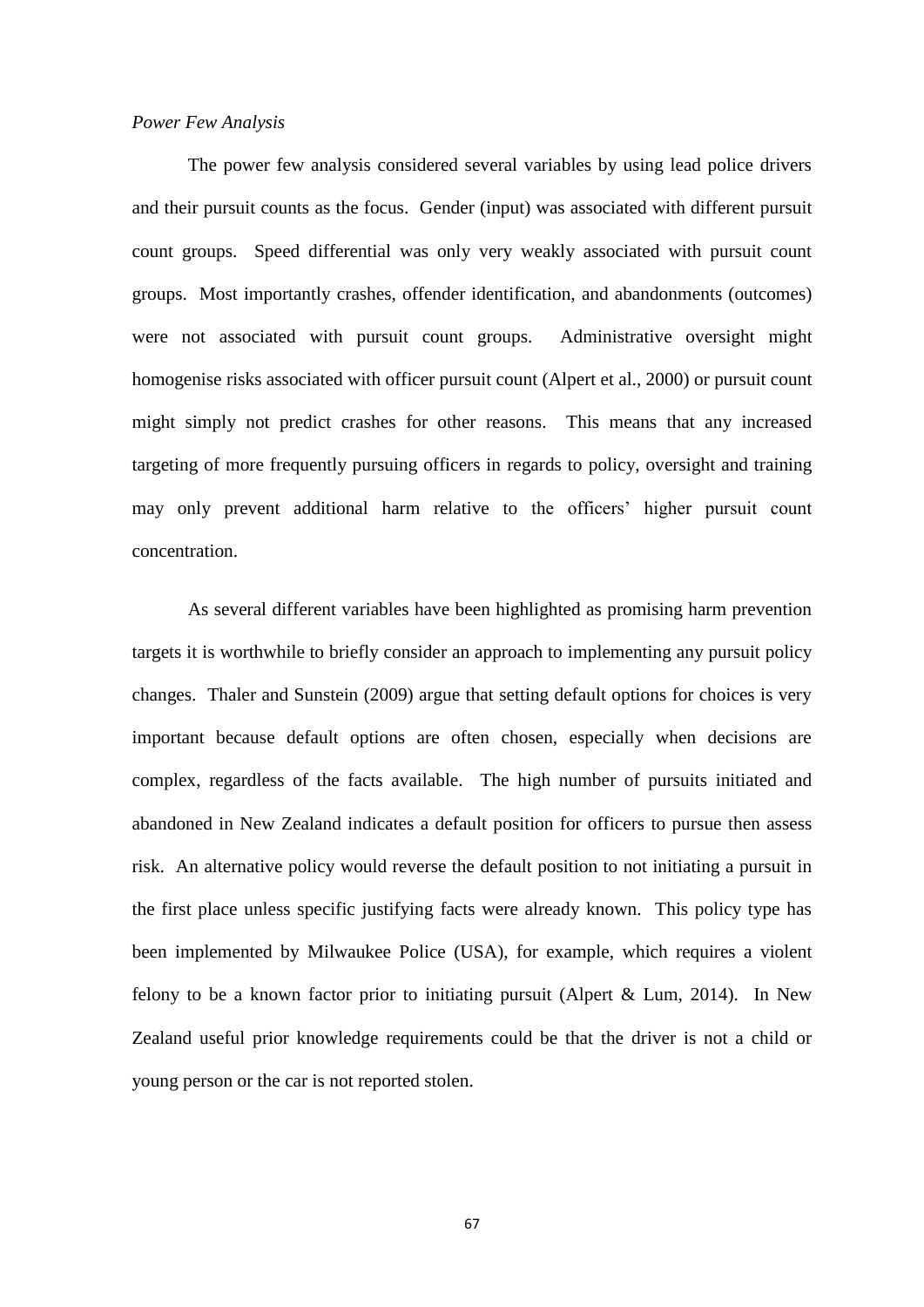*Power Few Analysis*

The power few analysis considered several variables by using lead police drivers and their pursuit counts as the focus. Gender (input) was associated with different pursuit count groups. Speed differential was only very weakly associated with pursuit count groups. Most importantly crashes, offender identification, and abandonments (outcomes) were not associated with pursuit count groups. Administrative oversight might homogenise risks associated with officer pursuit count (Alpert et al., 2000) or pursuit count might simply not predict crashes for other reasons. This means that any increased targeting of more frequently pursuing officers in regards to policy, oversight and training may only prevent additional harm relative to the officers' higher pursuit count concentration.

As several different variables have been highlighted as promising harm prevention targets it is worthwhile to briefly consider an approach to implementing any pursuit policy changes. Thaler and Sunstein (2009) argue that setting default options for choices is very important because default options are often chosen, especially when decisions are complex, regardless of the facts available. The high number of pursuits initiated and abandoned in New Zealand indicates a default position for officers to pursue then assess risk. An alternative policy would reverse the default position to not initiating a pursuit in the first place unless specific justifying facts were already known. This policy type has been implemented by Milwaukee Police (USA), for example, which requires a violent felony to be a known factor prior to initiating pursuit (Alpert & Lum, 2014). In New Zealand useful prior knowledge requirements could be that the driver is not a child or young person or the car is not reported stolen.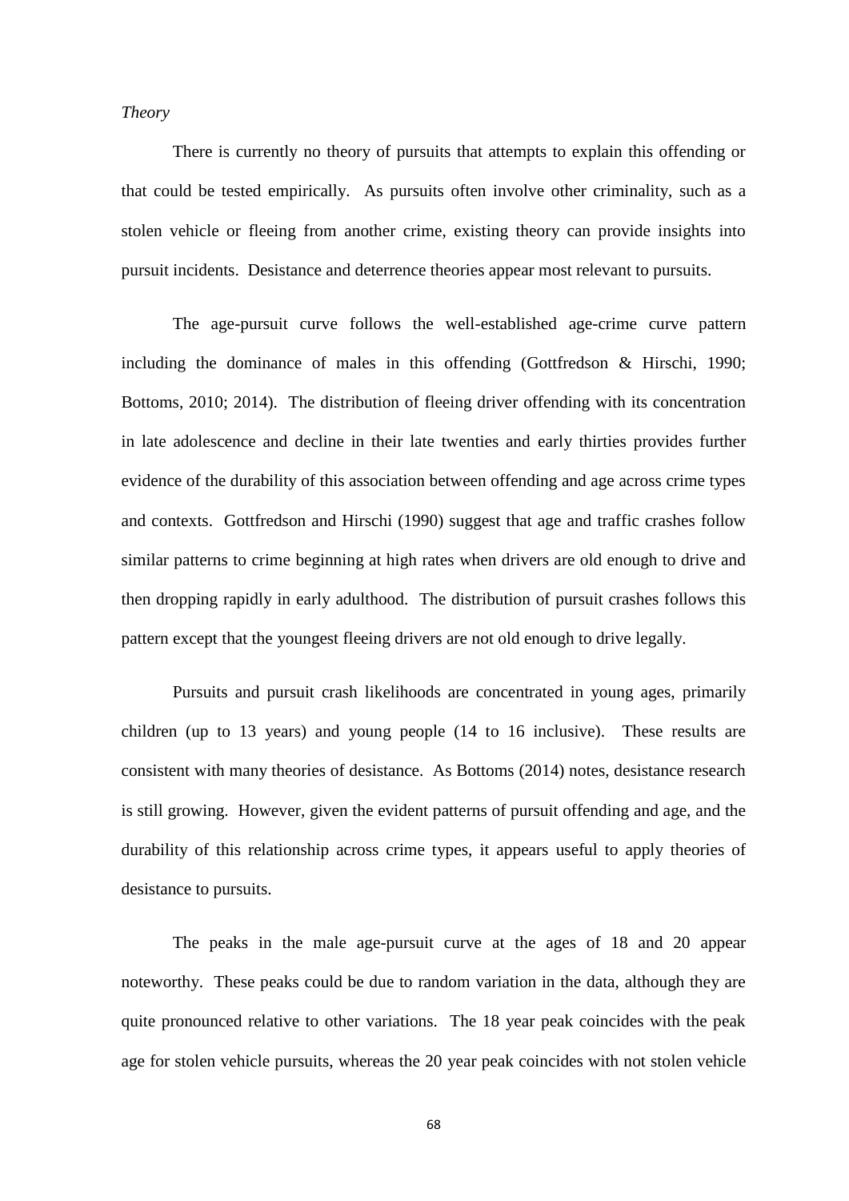*Theory*

There is currently no theory of pursuits that attempts to explain this offending or that could be tested empirically. As pursuits often involve other criminality, such as a stolen vehicle or fleeing from another crime, existing theory can provide insights into pursuit incidents. Desistance and deterrence theories appear most relevant to pursuits.

The age-pursuit curve follows the well-established age-crime curve pattern including the dominance of males in this offending (Gottfredson & Hirschi, 1990; Bottoms, 2010; 2014). The distribution of fleeing driver offending with its concentration in late adolescence and decline in their late twenties and early thirties provides further evidence of the durability of this association between offending and age across crime types and contexts. Gottfredson and Hirschi (1990) suggest that age and traffic crashes follow similar patterns to crime beginning at high rates when drivers are old enough to drive and then dropping rapidly in early adulthood. The distribution of pursuit crashes follows this pattern except that the youngest fleeing drivers are not old enough to drive legally.

Pursuits and pursuit crash likelihoods are concentrated in young ages, primarily children (up to 13 years) and young people (14 to 16 inclusive). These results are consistent with many theories of desistance. As Bottoms (2014) notes, desistance research is still growing. However, given the evident patterns of pursuit offending and age, and the durability of this relationship across crime types, it appears useful to apply theories of desistance to pursuits.

The peaks in the male age-pursuit curve at the ages of 18 and 20 appear noteworthy. These peaks could be due to random variation in the data, although they are quite pronounced relative to other variations. The 18 year peak coincides with the peak age for stolen vehicle pursuits, whereas the 20 year peak coincides with not stolen vehicle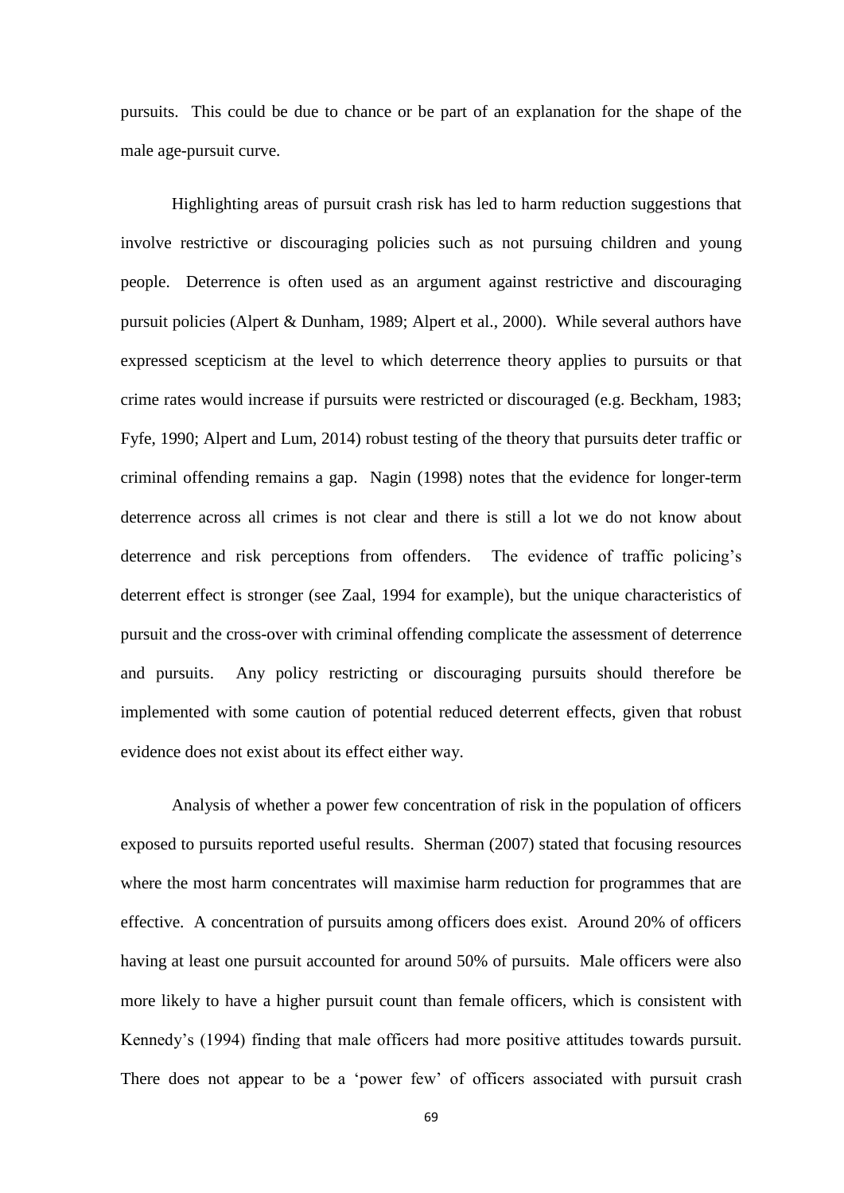pursuits. This could be due to chance or be part of an explanation for the shape of the male age-pursuit curve.

Highlighting areas of pursuit crash risk has led to harm reduction suggestions that involve restrictive or discouraging policies such as not pursuing children and young people. Deterrence is often used as an argument against restrictive and discouraging pursuit policies (Alpert & Dunham, 1989; Alpert et al., 2000). While several authors have expressed scepticism at the level to which deterrence theory applies to pursuits or that crime rates would increase if pursuits were restricted or discouraged (e.g. Beckham, 1983; Fyfe, 1990; Alpert and Lum, 2014) robust testing of the theory that pursuits deter traffic or criminal offending remains a gap. Nagin (1998) notes that the evidence for longer-term deterrence across all crimes is not clear and there is still a lot we do not know about deterrence and risk perceptions from offenders. The evidence of traffic policing's deterrent effect is stronger (see Zaal, 1994 for example), but the unique characteristics of pursuit and the cross-over with criminal offending complicate the assessment of deterrence and pursuits. Any policy restricting or discouraging pursuits should therefore be implemented with some caution of potential reduced deterrent effects, given that robust evidence does not exist about its effect either way.

Analysis of whether a power few concentration of risk in the population of officers exposed to pursuits reported useful results. Sherman (2007) stated that focusing resources where the most harm concentrates will maximise harm reduction for programmes that are effective. A concentration of pursuits among officers does exist. Around 20% of officers having at least one pursuit accounted for around 50% of pursuits. Male officers were also more likely to have a higher pursuit count than female officers, which is consistent with Kennedy's (1994) finding that male officers had more positive attitudes towards pursuit. There does not appear to be a 'power few' of officers associated with pursuit crash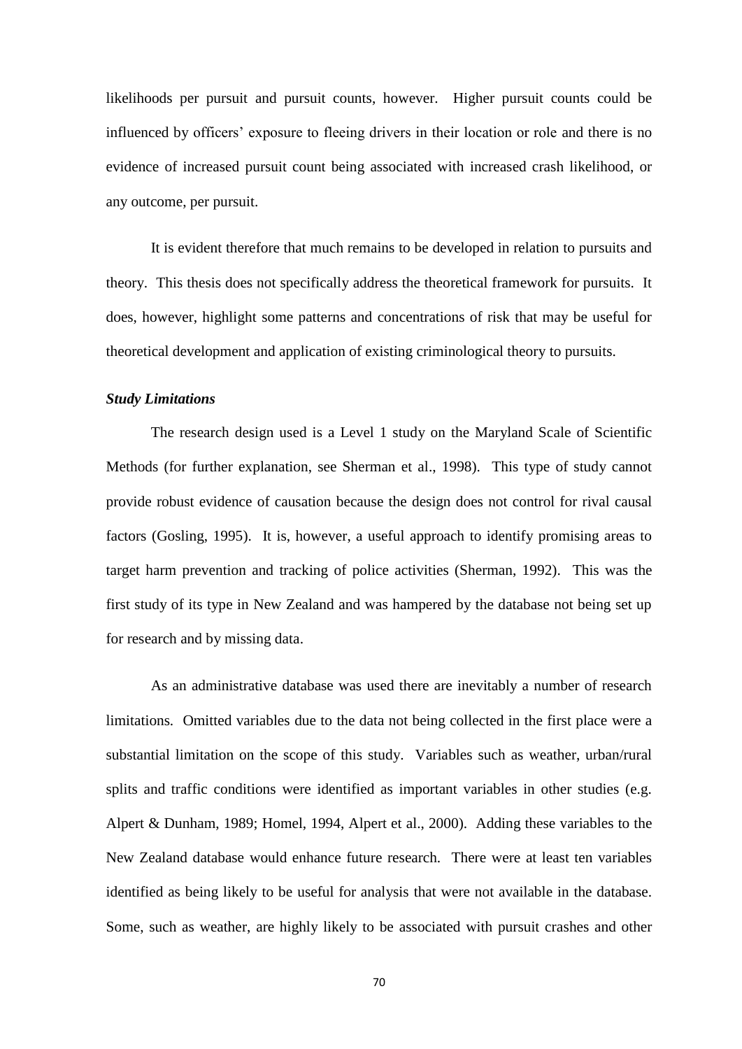likelihoods per pursuit and pursuit counts, however. Higher pursuit counts could be influenced by officers' exposure to fleeing drivers in their location or role and there is no evidence of increased pursuit count being associated with increased crash likelihood, or any outcome, per pursuit.

It is evident therefore that much remains to be developed in relation to pursuits and theory. This thesis does not specifically address the theoretical framework for pursuits. It does, however, highlight some patterns and concentrations of risk that may be useful for theoretical development and application of existing criminological theory to pursuits.

### *Study Limitations*

The research design used is a Level 1 study on the Maryland Scale of Scientific Methods (for further explanation, see Sherman et al., 1998). This type of study cannot provide robust evidence of causation because the design does not control for rival causal factors (Gosling, 1995). It is, however, a useful approach to identify promising areas to target harm prevention and tracking of police activities (Sherman, 1992). This was the first study of its type in New Zealand and was hampered by the database not being set up for research and by missing data.

As an administrative database was used there are inevitably a number of research limitations. Omitted variables due to the data not being collected in the first place were a substantial limitation on the scope of this study. Variables such as weather, urban/rural splits and traffic conditions were identified as important variables in other studies (e.g. Alpert & Dunham, 1989; Homel, 1994, Alpert et al., 2000). Adding these variables to the New Zealand database would enhance future research. There were at least ten variables identified as being likely to be useful for analysis that were not available in the database. Some, such as weather, are highly likely to be associated with pursuit crashes and other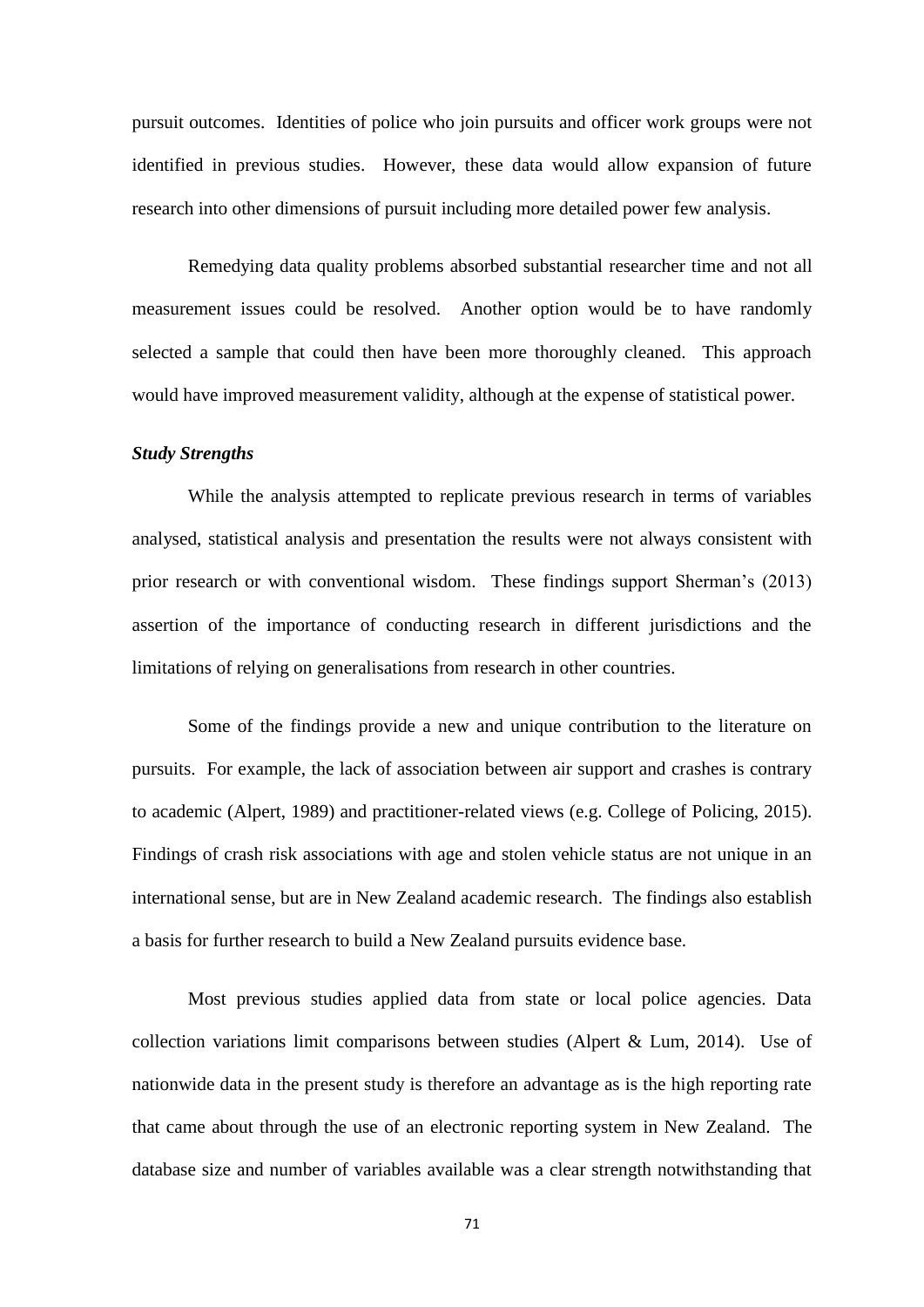pursuit outcomes. Identities of police who join pursuits and officer work groups were not identified in previous studies. However, these data would allow expansion of future research into other dimensions of pursuit including more detailed power few analysis.

Remedying data quality problems absorbed substantial researcher time and not all measurement issues could be resolved. Another option would be to have randomly selected a sample that could then have been more thoroughly cleaned. This approach would have improved measurement validity, although at the expense of statistical power.

### *Study Strengths*

While the analysis attempted to replicate previous research in terms of variables analysed, statistical analysis and presentation the results were not always consistent with prior research or with conventional wisdom. These findings support Sherman's (2013) assertion of the importance of conducting research in different jurisdictions and the limitations of relying on generalisations from research in other countries.

Some of the findings provide a new and unique contribution to the literature on pursuits. For example, the lack of association between air support and crashes is contrary to academic (Alpert, 1989) and practitioner-related views (e.g. College of Policing, 2015). Findings of crash risk associations with age and stolen vehicle status are not unique in an international sense, but are in New Zealand academic research. The findings also establish a basis for further research to build a New Zealand pursuits evidence base.

Most previous studies applied data from state or local police agencies. Data collection variations limit comparisons between studies (Alpert & Lum, 2014). Use of nationwide data in the present study is therefore an advantage as is the high reporting rate that came about through the use of an electronic reporting system in New Zealand. The database size and number of variables available was a clear strength notwithstanding that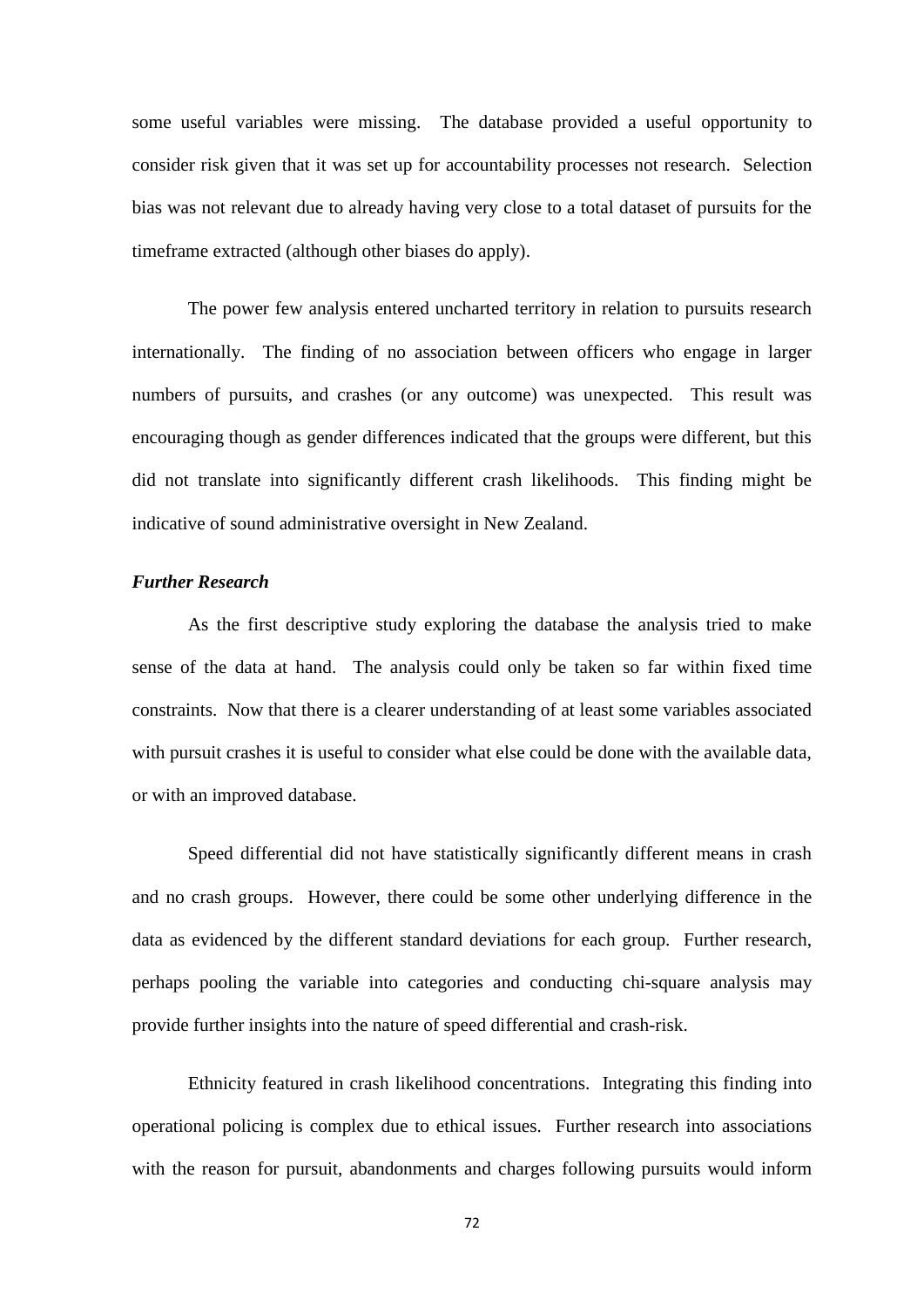some useful variables were missing. The database provided a useful opportunity to consider risk given that it was set up for accountability processes not research. Selection bias was not relevant due to already having very close to a total dataset of pursuits for the timeframe extracted (although other biases do apply).

The power few analysis entered uncharted territory in relation to pursuits research internationally. The finding of no association between officers who engage in larger numbers of pursuits, and crashes (or any outcome) was unexpected. This result was encouraging though as gender differences indicated that the groups were different, but this did not translate into significantly different crash likelihoods. This finding might be indicative of sound administrative oversight in New Zealand.

### *Further Research*

As the first descriptive study exploring the database the analysis tried to make sense of the data at hand. The analysis could only be taken so far within fixed time constraints. Now that there is a clearer understanding of at least some variables associated with pursuit crashes it is useful to consider what else could be done with the available data, or with an improved database.

Speed differential did not have statistically significantly different means in crash and no crash groups. However, there could be some other underlying difference in the data as evidenced by the different standard deviations for each group. Further research, perhaps pooling the variable into categories and conducting chi-square analysis may provide further insights into the nature of speed differential and crash-risk.

Ethnicity featured in crash likelihood concentrations. Integrating this finding into operational policing is complex due to ethical issues. Further research into associations with the reason for pursuit, abandonments and charges following pursuits would inform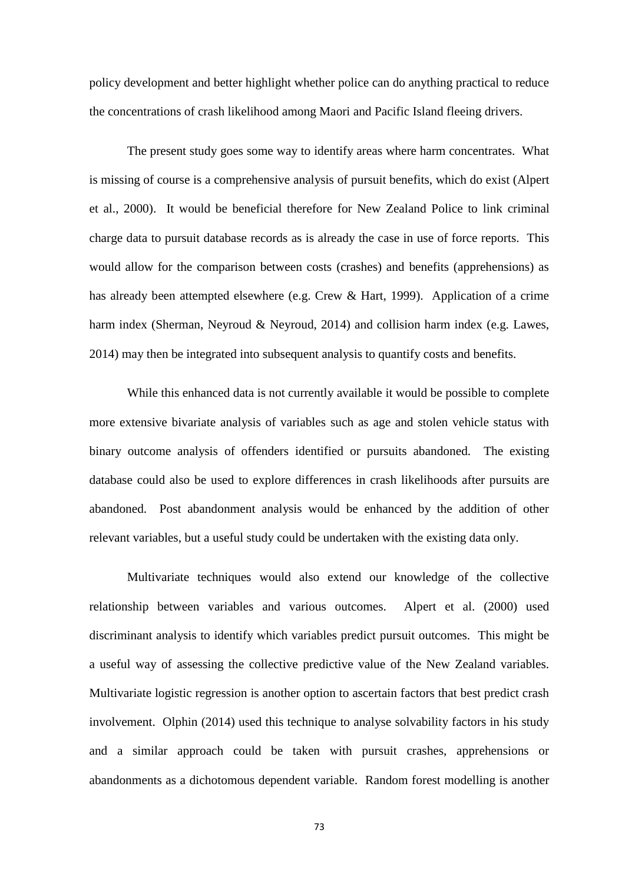policy development and better highlight whether police can do anything practical to reduce the concentrations of crash likelihood among Maori and Pacific Island fleeing drivers.

The present study goes some way to identify areas where harm concentrates. What is missing of course is a comprehensive analysis of pursuit benefits, which do exist (Alpert et al., 2000). It would be beneficial therefore for New Zealand Police to link criminal charge data to pursuit database records as is already the case in use of force reports. This would allow for the comparison between costs (crashes) and benefits (apprehensions) as has already been attempted elsewhere (e.g. Crew & Hart, 1999). Application of a crime harm index (Sherman, Neyroud & Neyroud, 2014) and collision harm index (e.g. Lawes, 2014) may then be integrated into subsequent analysis to quantify costs and benefits.

While this enhanced data is not currently available it would be possible to complete more extensive bivariate analysis of variables such as age and stolen vehicle status with binary outcome analysis of offenders identified or pursuits abandoned. The existing database could also be used to explore differences in crash likelihoods after pursuits are abandoned. Post abandonment analysis would be enhanced by the addition of other relevant variables, but a useful study could be undertaken with the existing data only.

Multivariate techniques would also extend our knowledge of the collective relationship between variables and various outcomes. Alpert et al. (2000) used discriminant analysis to identify which variables predict pursuit outcomes. This might be a useful way of assessing the collective predictive value of the New Zealand variables. Multivariate logistic regression is another option to ascertain factors that best predict crash involvement. Olphin (2014) used this technique to analyse solvability factors in his study and a similar approach could be taken with pursuit crashes, apprehensions or abandonments as a dichotomous dependent variable. Random forest modelling is another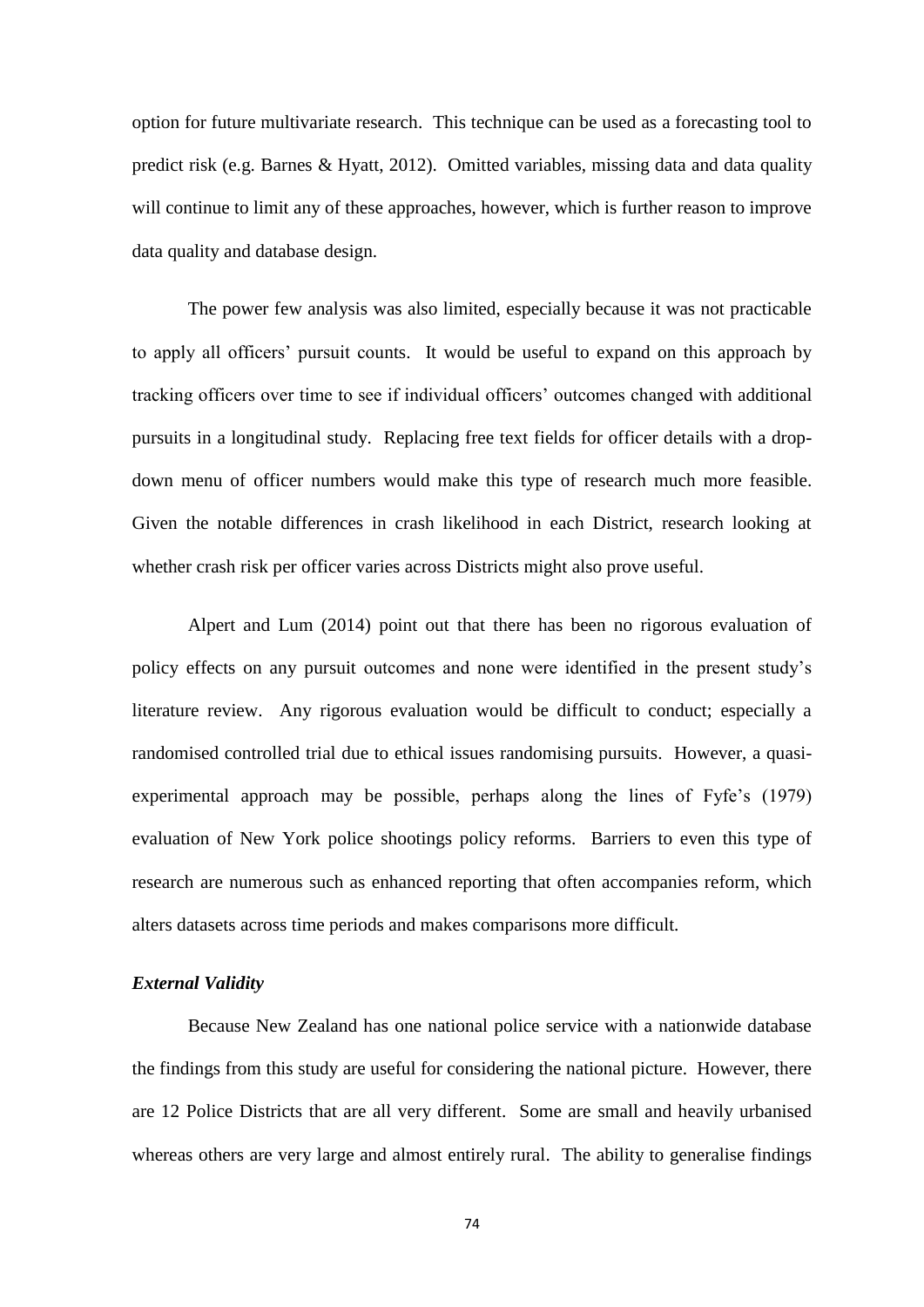option for future multivariate research. This technique can be used as a forecasting tool to predict risk (e.g. Barnes & Hyatt, 2012). Omitted variables, missing data and data quality will continue to limit any of these approaches, however, which is further reason to improve data quality and database design.

The power few analysis was also limited, especially because it was not practicable to apply all officers' pursuit counts. It would be useful to expand on this approach by tracking officers over time to see if individual officers' outcomes changed with additional pursuits in a longitudinal study. Replacing free text fields for officer details with a drop-down menu of officer numbers would make this type of research much more feasible. Given the notable differences in crash likelihood in each District, research looking at whether crash risk per officer varies across Districts might also prove useful.

Alpert and Lum (2014) point out that there has been no rigorous evaluation of policy effects on any pursuit outcomes and none were identified in the present study's literature review. Any rigorous evaluation would be difficult to conduct; especially a randomised controlled trial due to ethical issues randomising pursuits. However, a quasi-experimental approach may be possible, perhaps along the lines of Fyfe's (1979) evaluation of New York police shootings policy reforms. Barriers to even this type of research are numerous such as enhanced reporting that often accompanies reform, which alters datasets across time periods and makes comparisons more difficult.

### *External Validity*

Because New Zealand has one national police service with a nationwide database the findings from this study are useful for considering the national picture. However, there are 12 Police Districts that are all very different. Some are small and heavily urbanised whereas others are very large and almost entirely rural. The ability to generalise findings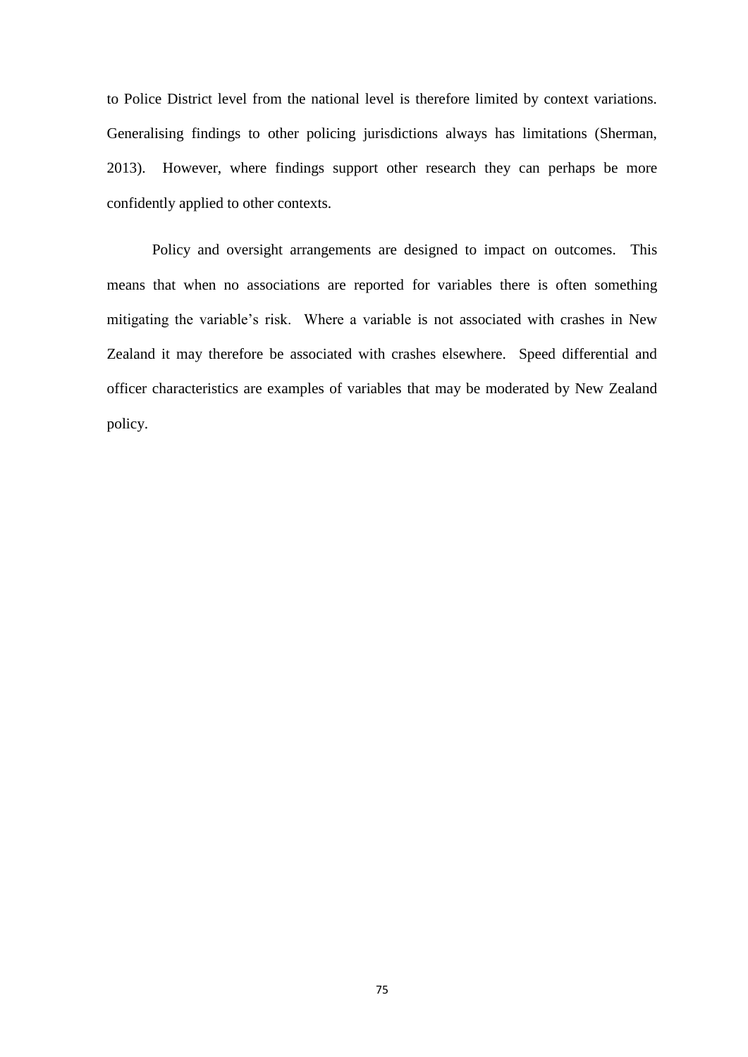to Police District level from the national level is therefore limited by context variations. Generalising findings to other policing jurisdictions always has limitations (Sherman, 2013). However, where findings support other research they can perhaps be more confidently applied to other contexts.

Policy and oversight arrangements are designed to impact on outcomes. This means that when no associations are reported for variables there is often something mitigating the variable's risk. Where a variable is not associated with crashes in New Zealand it may therefore be associated with crashes elsewhere. Speed differential and officer characteristics are examples of variables that may be moderated by New Zealand policy.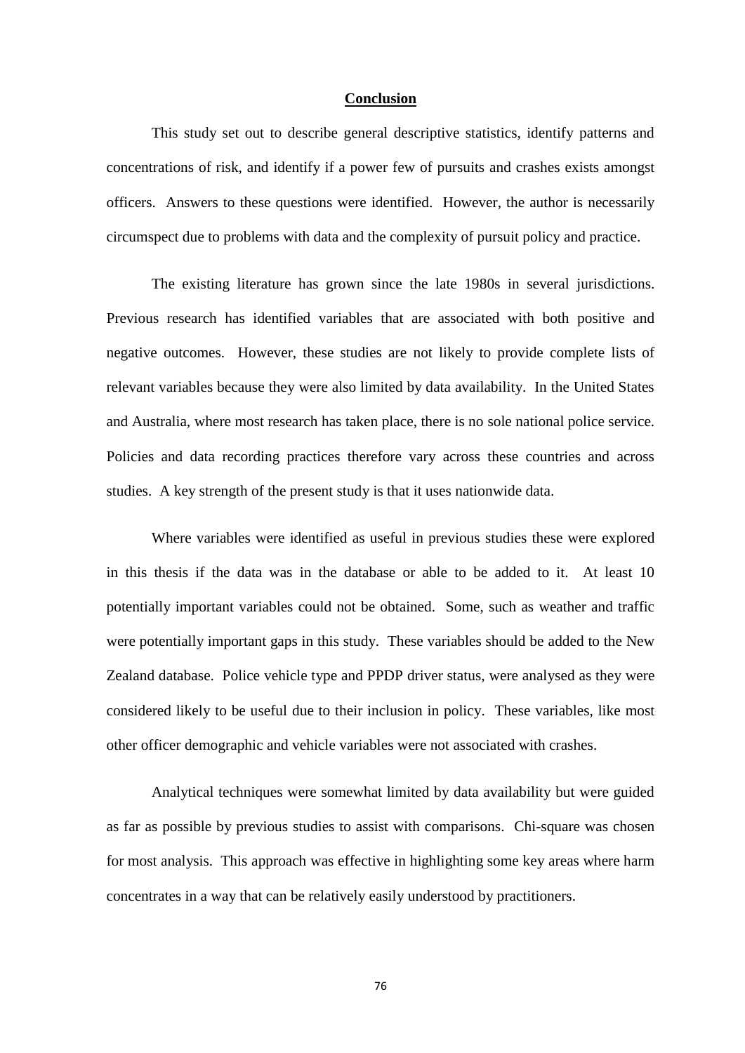## Conclusion

This study set out to describe general descriptive statistics, identify patterns and concentrations of risk, and identify if a power few of pursuits and crashes exists amongst officers. Answers to these questions were identified. However, the author is necessarily circumspect due to problems with data and the complexity of pursuit policy and practice.

The existing literature has grown since the late 1980s in several jurisdictions. Previous research has identified variables that are associated with both positive and negative outcomes. However, these studies are not likely to provide complete lists of relevant variables because they were also limited by data availability. In the United States and Australia, where most research has taken place, there is no sole national police service. Policies and data recording practices therefore vary across these countries and across studies. A key strength of the present study is that it uses nationwide data.

Where variables were identified as useful in previous studies these were explored in this thesis if the data was in the database or able to be added to it. At least 10 potentially important variables could not be obtained. Some, such as weather and traffic were potentially important gaps in this study. These variables should be added to the New Zealand database. Police vehicle type and PPDP driver status, were analysed as they were considered likely to be useful due to their inclusion in policy. These variables, like most other officer demographic and vehicle variables were not associated with crashes.

Analytical techniques were somewhat limited by data availability but were guided as far as possible by previous studies to assist with comparisons. Chi-square was chosen for most analysis. This approach was effective in highlighting some key areas where harm concentrates in a way that can be relatively easily understood by practitioners.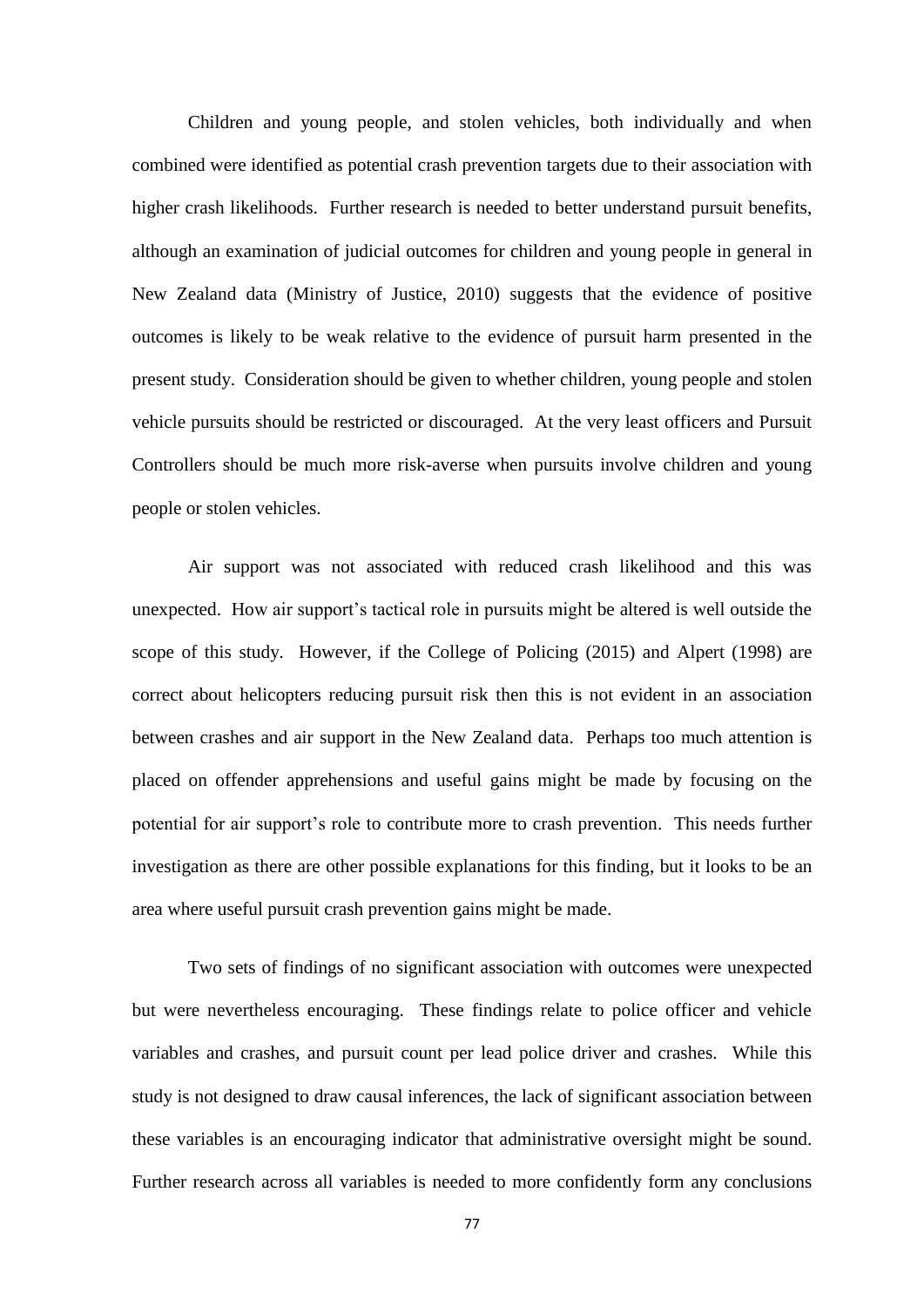Children and young people, and stolen vehicles, both individually and when combined were identified as potential crash prevention targets due to their association with higher crash likelihoods. Further research is needed to better understand pursuit benefits, although an examination of judicial outcomes for children and young people in general in New Zealand data (Ministry of Justice, 2010) suggests that the evidence of positive outcomes is likely to be weak relative to the evidence of pursuit harm presented in the present study. Consideration should be given to whether children, young people and stolen vehicle pursuits should be restricted or discouraged. At the very least officers and Pursuit Controllers should be much more risk-averse when pursuits involve children and young people or stolen vehicles.

Air support was not associated with reduced crash likelihood and this was unexpected. How air support's tactical role in pursuits might be altered is well outside the scope of this study. However, if the College of Policing (2015) and Alpert (1998) are correct about helicopters reducing pursuit risk then this is not evident in an association between crashes and air support in the New Zealand data. Perhaps too much attention is placed on offender apprehensions and useful gains might be made by focusing on the potential for air support's role to contribute more to crash prevention. This needs further investigation as there are other possible explanations for this finding, but it looks to be an area where useful pursuit crash prevention gains might be made.

Two sets of findings of no significant association with outcomes were unexpected but were nevertheless encouraging. These findings relate to police officer and vehicle variables and crashes, and pursuit count per lead police driver and crashes. While this study is not designed to draw causal inferences, the lack of significant association between these variables is an encouraging indicator that administrative oversight might be sound. Further research across all variables is needed to more confidently form any conclusions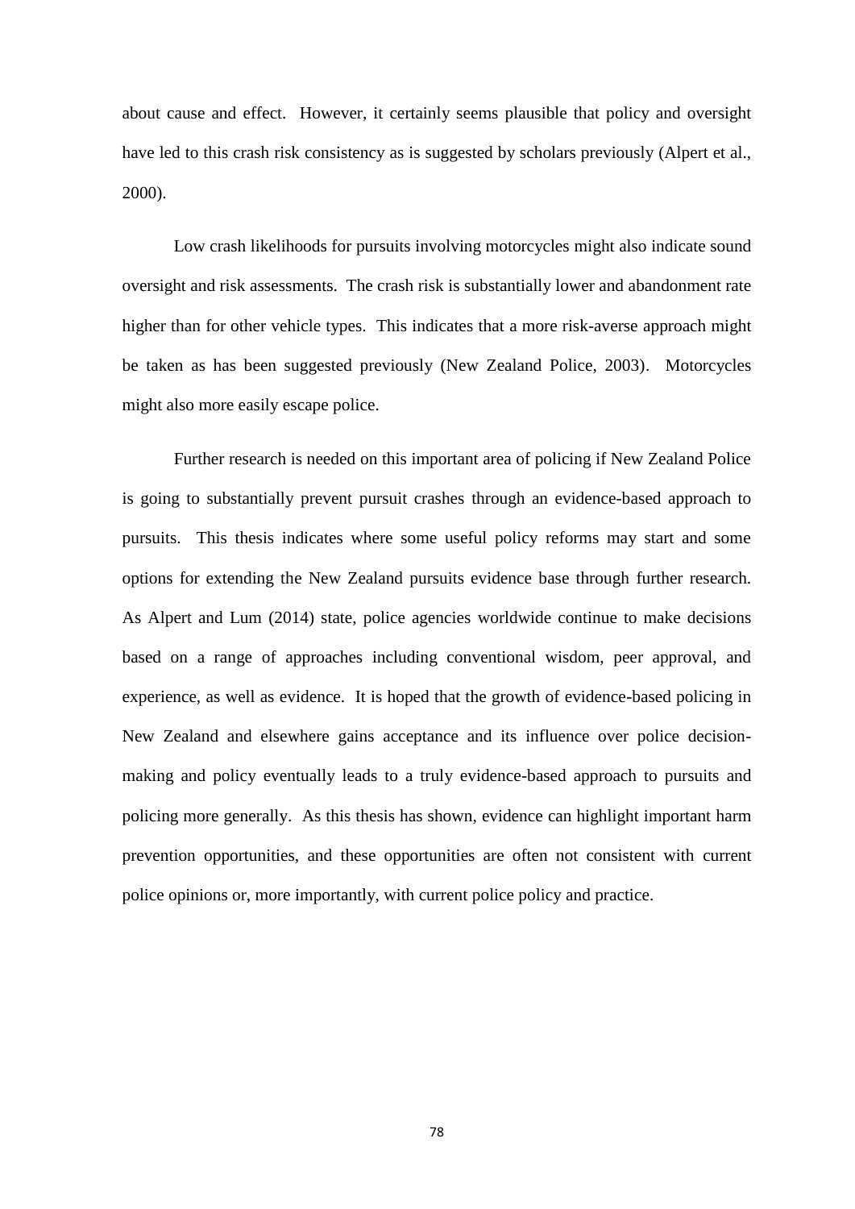about cause and effect. However, it certainly seems plausible that policy and oversight have led to this crash risk consistency as is suggested by scholars previously (Alpert et al., 2000).

Low crash likelihoods for pursuits involving motorcycles might also indicate sound oversight and risk assessments. The crash risk is substantially lower and abandonment rate higher than for other vehicle types. This indicates that a more risk-averse approach might be taken as has been suggested previously (New Zealand Police, 2003). Motorcycles might also more easily escape police.

Further research is needed on this important area of policing if New Zealand Police is going to substantially prevent pursuit crashes through an evidence-based approach to pursuits. This thesis indicates where some useful policy reforms may start and some options for extending the New Zealand pursuits evidence base through further research. As Alpert and Lum (2014) state, police agencies worldwide continue to make decisions based on a range of approaches including conventional wisdom, peer approval, and experience, as well as evidence. It is hoped that the growth of evidence-based policing in New Zealand and elsewhere gains acceptance and its influence over police decision-making and policy eventually leads to a truly evidence-based approach to pursuits and policing more generally. As this thesis has shown, evidence can highlight important harm prevention opportunities, and these opportunities are often not consistent with current police opinions or, more importantly, with current police policy and practice.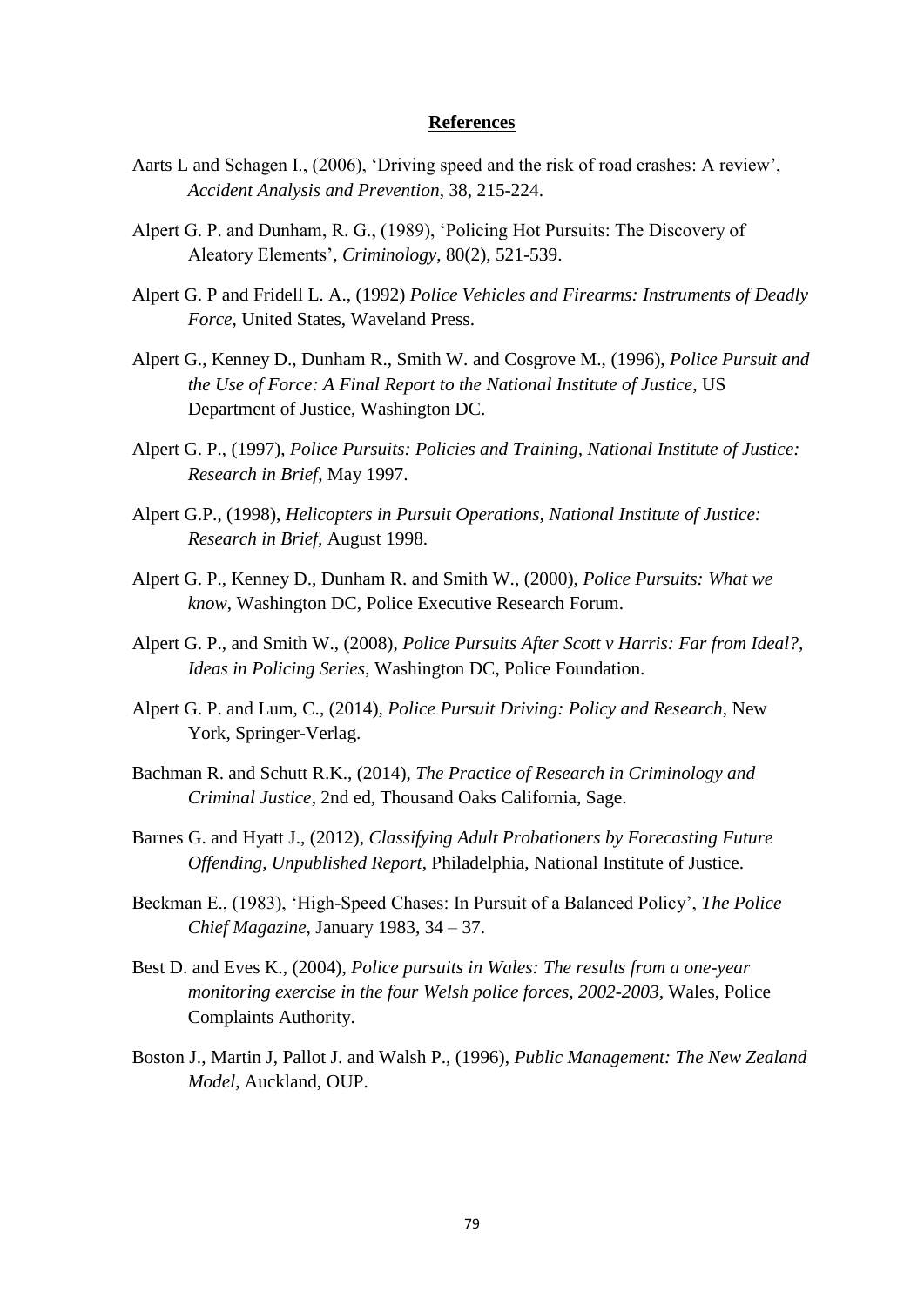## References

Aarts L and Schagen I., (2006), 'Driving speed and the risk of road crashes: A review', *Accident Analysis and Prevention*, 38, 215-224.

Alpert G. P. and Dunham, R. G., (1989), 'Policing Hot Pursuits: The Discovery of Aleatory Elements', *Criminology*, 80(2), 521-539.

Alpert G. P and Fridell L. A., (1992) *Police Vehicles and Firearms: Instruments of Deadly Force*, United States, Waveland Press.

Alpert G., Kenney D., Dunham R., Smith W. and Cosgrove M., (1996), *Police Pursuit and the Use of Force: A Final Report to the National Institute of Justice*, US Department of Justice, Washington DC.

Alpert G. P., (1997), *Police Pursuits: Policies and Training, National Institute of Justice: Research in Brief*, May 1997.

Alpert G.P., (1998), *Helicopters in Pursuit Operations, National Institute of Justice: Research in Brief,* August 1998.

Alpert G. P., Kenney D., Dunham R. and Smith W., (2000), *Police Pursuits: What we know*, Washington DC, Police Executive Research Forum.

Alpert G. P., and Smith W., (2008), *Police Pursuits After Scott v Harris: Far from Ideal?, Ideas in Policing Series*, Washington DC, Police Foundation.

Alpert G. P. and Lum, C., (2014), *Police Pursuit Driving: Policy and Research*, New York, Springer-Verlag.

Bachman R. and Schutt R.K., (2014), *The Practice of Research in Criminology and Criminal Justice*, 2nd ed, Thousand Oaks California, Sage.

Barnes G. and Hyatt J., (2012), *Classifying Adult Probationers by Forecasting Future Offending, Unpublished Report*, Philadelphia, National Institute of Justice.

Beckman E., (1983), 'High-Speed Chases: In Pursuit of a Balanced Policy', *The Police Chief Magazine,* January 1983, 34 – 37.

Best D. and Eves K., (2004), *Police pursuits in Wales: The results from a one-year monitoring exercise in the four Welsh police forces, 2002-2003*, Wales, Police Complaints Authority.

Boston J., Martin J, Pallot J. and Walsh P., (1996), *Public Management: The New Zealand Model*, Auckland, OUP.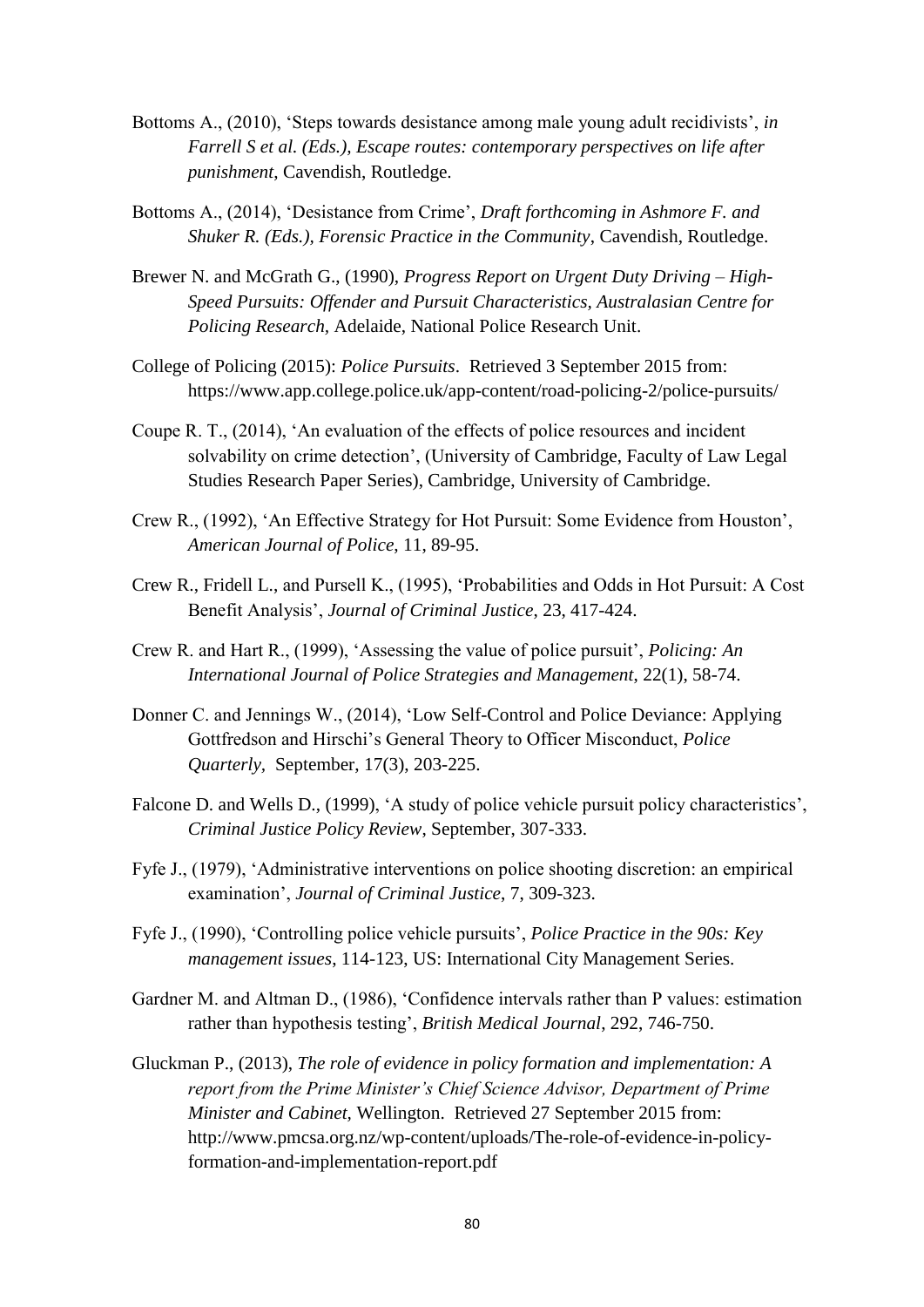Bottoms A., (2010), 'Steps towards desistance among male young adult recidivists', *in Farrell S et al. (Eds.), Escape routes: contemporary perspectives on life after punishment*, Cavendish, Routledge.

Bottoms A., (2014), 'Desistance from Crime', *Draft forthcoming in Ashmore F. and Shuker R. (Eds.), Forensic Practice in the Community*, Cavendish, Routledge.

Brewer N. and McGrath G., (1990), *Progress Report on Urgent Duty Driving – High-Speed Pursuits: Offender and Pursuit Characteristics, Australasian Centre for Policing Research,* Adelaide, National Police Research Unit.

College of Policing (2015): *Police Pursuits*. Retrieved 3 September 2015 from: https://www.app.college.police.uk/app-content/road-policing-2/police-pursuits/

Coupe R. T., (2014), 'An evaluation of the effects of police resources and incident solvability on crime detection', (University of Cambridge, Faculty of Law Legal Studies Research Paper Series), Cambridge, University of Cambridge.

Crew R., (1992), 'An Effective Strategy for Hot Pursuit: Some Evidence from Houston', *American Journal of Police*, 11, 89-95.

Crew R., Fridell L., and Pursell K., (1995), 'Probabilities and Odds in Hot Pursuit: A Cost Benefit Analysis', *Journal of Criminal Justice*, 23, 417-424.

Crew R. and Hart R., (1999), 'Assessing the value of police pursuit', *Policing: An International Journal of Police Strategies and Management*, 22(1), 58-74.

Donner C. and Jennings W., (2014), 'Low Self-Control and Police Deviance: Applying Gottfredson and Hirschi's General Theory to Officer Misconduct, *Police Quarterly,* September, 17(3), 203-225.

Falcone D. and Wells D., (1999), 'A study of police vehicle pursuit policy characteristics', *Criminal Justice Policy Review*, September, 307-333.

Fyfe J., (1979), 'Administrative interventions on police shooting discretion: an empirical examination', *Journal of Criminal Justice*, 7, 309-323.

Fyfe J., (1990), 'Controlling police vehicle pursuits', *Police Practice in the 90s: Key management issues*, 114-123, US: International City Management Series.

Gardner M. and Altman D., (1986), 'Confidence intervals rather than P values: estimation rather than hypothesis testing', *British Medical Journal*, 292, 746-750.

Gluckman P., (2013), *The role of evidence in policy formation and implementation: A report from the Prime Minister's Chief Science Advisor, Department of Prime Minister and Cabinet,* Wellington. Retrieved 27 September 2015 from: http://www.pmcsa.org.nz/wp-content/uploads/The-role-of-evidence-in-policy-formation-and-implementation-report.pdf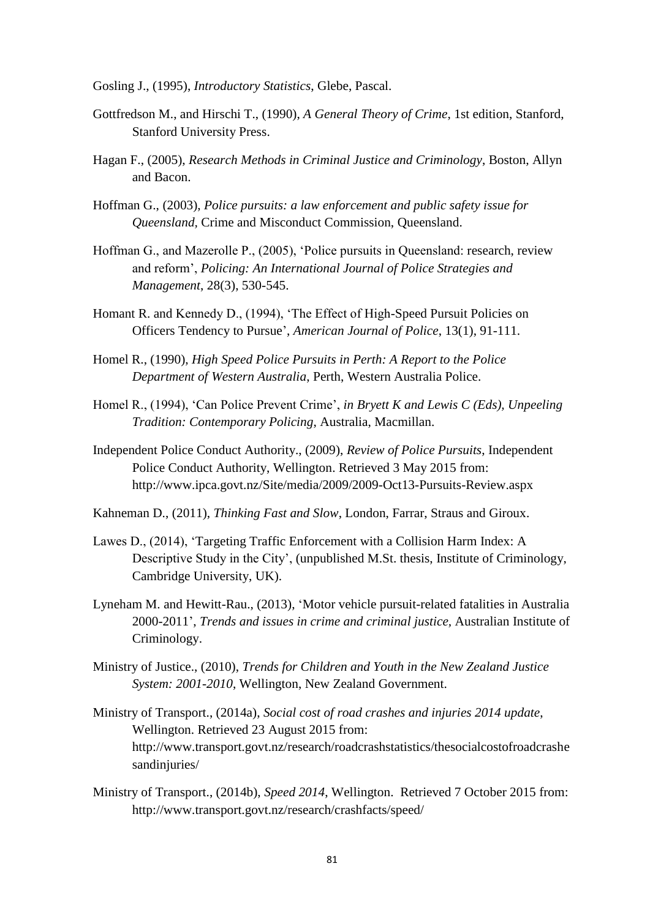Gosling J., (1995), *Introductory Statistics*, Glebe, Pascal.

Gottfredson M., and Hirschi T., (1990), *A General Theory of Crime*, 1st edition, Stanford, Stanford University Press.

Hagan F., (2005), *Research Methods in Criminal Justice and Criminology*, Boston, Allyn and Bacon.

Hoffman G., (2003), *Police pursuits: a law enforcement and public safety issue for Queensland*, Crime and Misconduct Commission, Queensland.

Hoffman G., and Mazerolle P., (2005), 'Police pursuits in Queensland: research, review and reform', *Policing: An International Journal of Police Strategies and Management*, 28(3), 530-545.

Homant R. and Kennedy D., (1994), 'The Effect of High-Speed Pursuit Policies on Officers Tendency to Pursue', *American Journal of Police*, 13(1), 91-111.

Homel R., (1990), *High Speed Police Pursuits in Perth: A Report to the Police Department of Western Australia*, Perth, Western Australia Police.

Homel R., (1994), 'Can Police Prevent Crime', *in Bryett K and Lewis C (Eds), Unpeeling Tradition: Contemporary Policing*, Australia, Macmillan.

Independent Police Conduct Authority., (2009), *Review of Police Pursuits*, Independent Police Conduct Authority, Wellington. Retrieved 3 May 2015 from: http://www.ipca.govt.nz/Site/media/2009/2009-Oct13-Pursuits-Review.aspx

Kahneman D., (2011), *Thinking Fast and Slow*, London, Farrar, Straus and Giroux.

Lawes D., (2014), 'Targeting Traffic Enforcement with a Collision Harm Index: A Descriptive Study in the City', (unpublished M.St. thesis, Institute of Criminology, Cambridge University, UK).

Lyneham M. and Hewitt-Rau., (2013), 'Motor vehicle pursuit-related fatalities in Australia 2000-2011', *Trends and issues in crime and criminal justice*, Australian Institute of Criminology.

Ministry of Justice., (2010), *Trends for Children and Youth in the New Zealand Justice System: 2001-2010*, Wellington, New Zealand Government.

Ministry of Transport., (2014a), *Social cost of road crashes and injuries 2014 update*, Wellington. Retrieved 23 August 2015 from: http://www.transport.govt.nz/research/roadcrashstatistics/thesocialcostofroadcrashesandinjuries/

Ministry of Transport., (2014b), *Speed 2014*, Wellington. Retrieved 7 October 2015 from: http://www.transport.govt.nz/research/crashfacts/speed/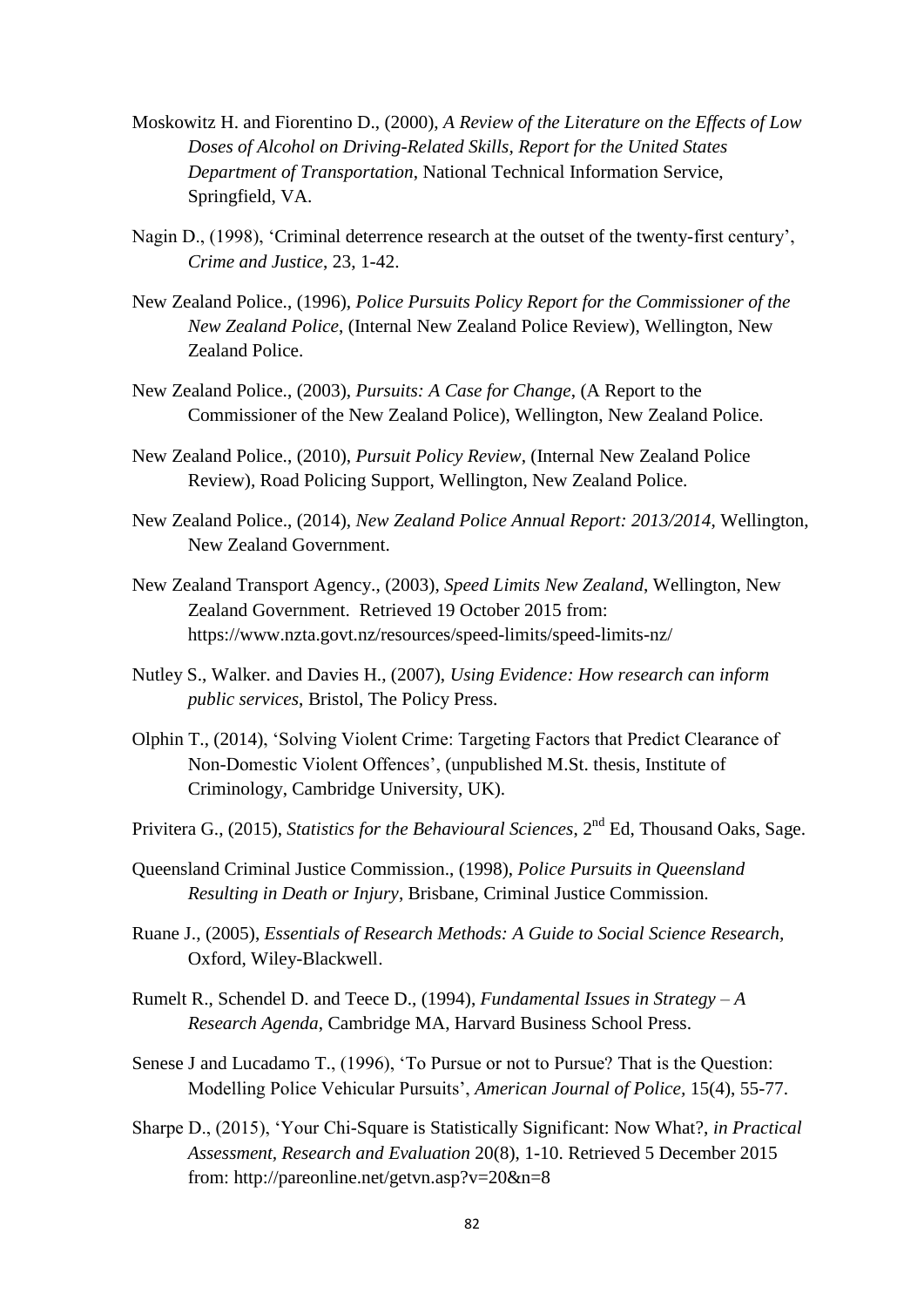Moskowitz H. and Fiorentino D., (2000), *A Review of the Literature on the Effects of Low Doses of Alcohol on Driving-Related Skills, Report for the United States Department of Transportation*, National Technical Information Service, Springfield, VA.

Nagin D., (1998), 'Criminal deterrence research at the outset of the twenty-first century', *Crime and Justice*, 23, 1-42.

New Zealand Police., (1996), *Police Pursuits Policy Report for the Commissioner of the New Zealand Police*, (Internal New Zealand Police Review), Wellington, New Zealand Police.

New Zealand Police., (2003), *Pursuits: A Case for Change*, (A Report to the Commissioner of the New Zealand Police), Wellington, New Zealand Police.

New Zealand Police., (2010), *Pursuit Policy Review*, (Internal New Zealand Police Review), Road Policing Support, Wellington, New Zealand Police.

New Zealand Police., (2014), *New Zealand Police Annual Report: 2013/2014*, Wellington, New Zealand Government.

New Zealand Transport Agency., (2003), *Speed Limits New Zealand*, Wellington, New Zealand Government. Retrieved 19 October 2015 from: https://www.nzta.govt.nz/resources/speed-limits/speed-limits-nz/

Nutley S., Walker. and Davies H., (2007), *Using Evidence: How research can inform public services*, Bristol, The Policy Press.

Olphin T., (2014), 'Solving Violent Crime: Targeting Factors that Predict Clearance of Non-Domestic Violent Offences', (unpublished M.St. thesis, Institute of Criminology, Cambridge University, UK).

Privitera G., (2015), *Statistics for the Behavioural Sciences*, 2nd Ed, Thousand Oaks, Sage.

Queensland Criminal Justice Commission., (1998), *Police Pursuits in Queensland Resulting in Death or Injury*, Brisbane, Criminal Justice Commission.

Ruane J., (2005), *Essentials of Research Methods: A Guide to Social Science Research*, Oxford, Wiley-Blackwell.

Rumelt R., Schendel D. and Teece D., (1994), *Fundamental Issues in Strategy – A Research Agenda*, Cambridge MA, Harvard Business School Press.

Senese J and Lucadamo T., (1996), 'To Pursue or not to Pursue? That is the Question: Modelling Police Vehicular Pursuits', *American Journal of Police*, 15(4), 55-77.

Sharpe D., (2015), 'Your Chi-Square is Statistically Significant: Now What?, *in Practical Assessment, Research and Evaluation* 20(8), 1-10. Retrieved 5 December 2015 from: http://pareonline.net/getvn.asp?v=20&n=8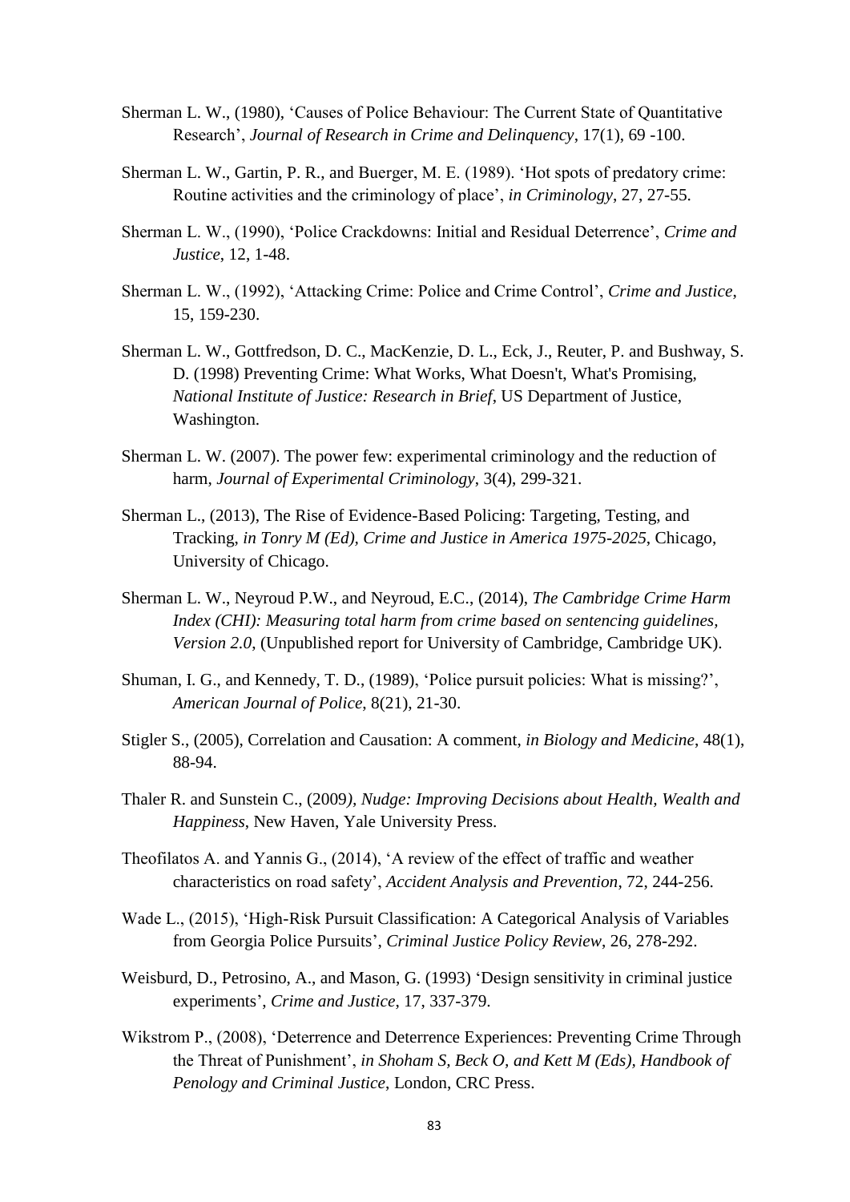Sherman L. W., (1980), 'Causes of Police Behaviour: The Current State of Quantitative Research', *Journal of Research in Crime and Delinquency*, 17(1), 69 -100.

Sherman L. W., Gartin, P. R., and Buerger, M. E. (1989). 'Hot spots of predatory crime: Routine activities and the criminology of place', *in Criminology*, 27, 27-55.

Sherman L. W., (1990), 'Police Crackdowns: Initial and Residual Deterrence', *Crime and Justice*, 12, 1-48.

Sherman L. W., (1992), 'Attacking Crime: Police and Crime Control', *Crime and Justice*, 15, 159-230.

Sherman L. W., Gottfredson, D. C., MacKenzie, D. L., Eck, J., Reuter, P. and Bushway, S. D. (1998) Preventing Crime: What Works, What Doesn't, What's Promising, *National Institute of Justice: Research in Brief*, US Department of Justice, Washington.

Sherman L. W. (2007). The power few: experimental criminology and the reduction of harm, *Journal of Experimental Criminology*, 3(4), 299-321.

Sherman L., (2013), The Rise of Evidence-Based Policing: Targeting, Testing, and Tracking, *in Tonry M (Ed), Crime and Justice in America 1975-2025*, Chicago, University of Chicago.

Sherman L. W., Neyroud P.W., and Neyroud, E.C., (2014), *The Cambridge Crime Harm Index (CHI): Measuring total harm from crime based on sentencing guidelines, Version 2.0*, (Unpublished report for University of Cambridge, Cambridge UK).

Shuman, I. G., and Kennedy, T. D., (1989), 'Police pursuit policies: What is missing?', *American Journal of Police*, 8(21), 21-30.

Stigler S., (2005), Correlation and Causation: A comment, *in Biology and Medicine*, 48(1), 88-94.

Thaler R. and Sunstein C., (2009*), Nudge: Improving Decisions about Health, Wealth and Happiness*, New Haven, Yale University Press.

Theofilatos A. and Yannis G., (2014), 'A review of the effect of traffic and weather characteristics on road safety', *Accident Analysis and Prevention*, 72, 244-256.

Wade L., (2015), 'High-Risk Pursuit Classification: A Categorical Analysis of Variables from Georgia Police Pursuits', *Criminal Justice Policy Review*, 26, 278-292.

Weisburd, D., Petrosino, A., and Mason, G. (1993) 'Design sensitivity in criminal justice experiments', *Crime and Justice*, 17, 337-379.

Wikstrom P., (2008), 'Deterrence and Deterrence Experiences: Preventing Crime Through the Threat of Punishment', *in Shoham S, Beck O, and Kett M (Eds), Handbook of Penology and Criminal Justice*, London, CRC Press.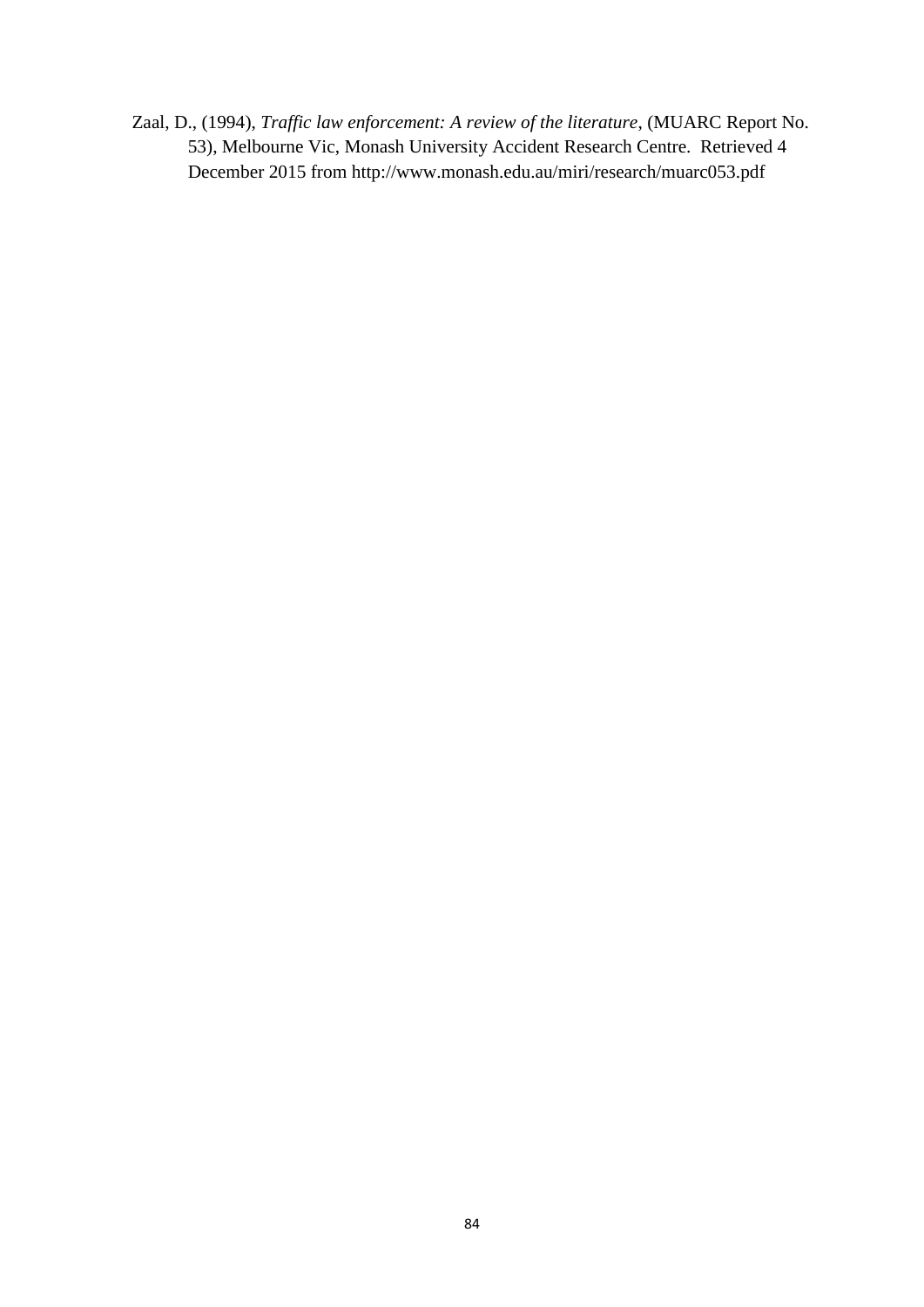Zaal, D., (1994), *Traffic law enforcement: A review of the literature*, (MUARC Report No. 53), Melbourne Vic, Monash University Accident Research Centre. Retrieved 4 December 2015 from http://www.monash.edu.au/miri/research/muarc053.pdf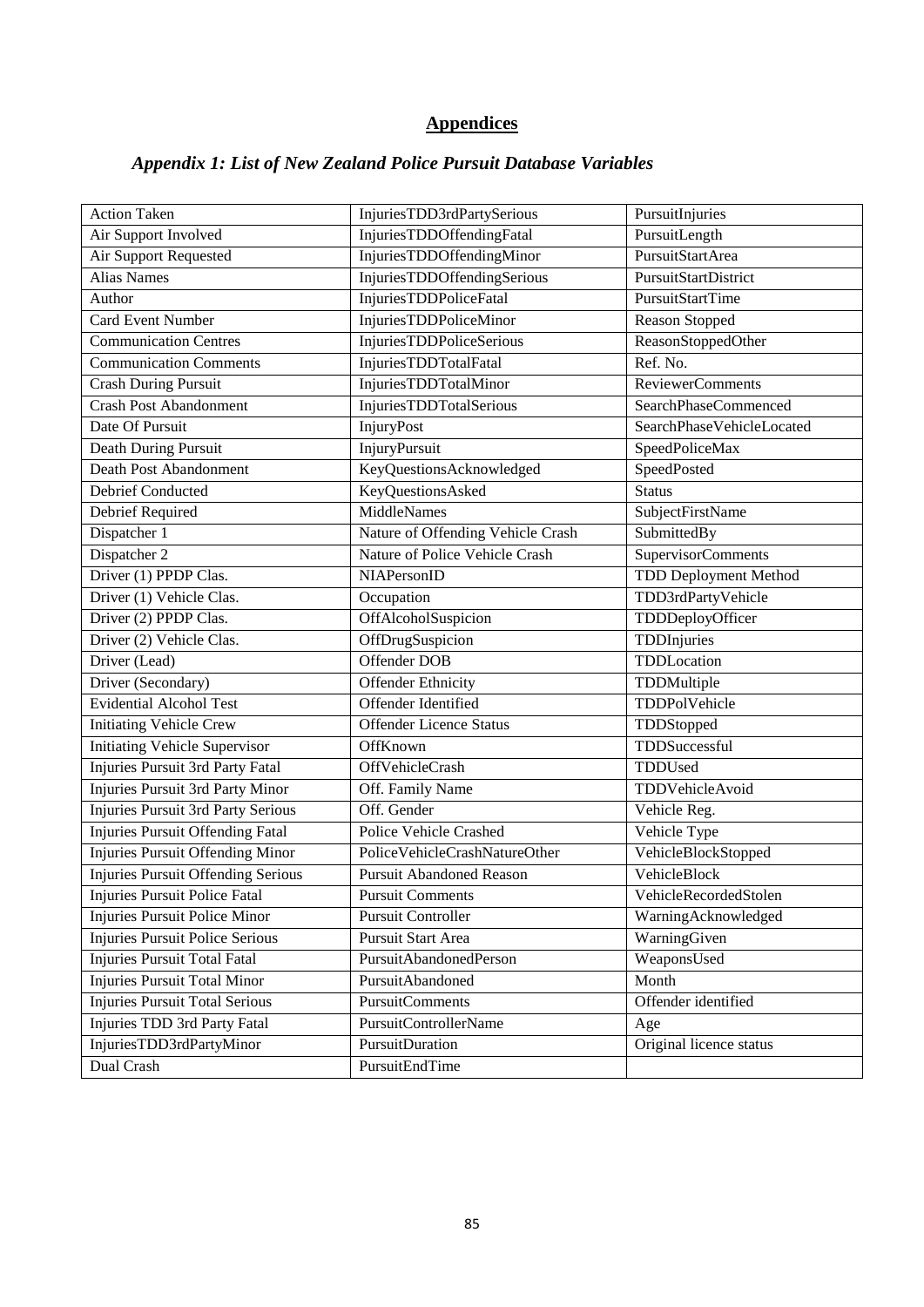# Appendices

## *Appendix 1: List of New Zealand Police Pursuit Database Variables*

| | | |
|---|---|---|
| Action Taken | InjuriesTDD3rdPartySerious | PursuitInjuries |
| Air Support Involved | InjuriesTDDOffendingFatal | PursuitLength |
| Air Support Requested | InjuriesTDDOffendingMinor | PursuitStartArea |
| Alias Names | InjuriesTDDOffendingSerious | PursuitStartDistrict |
| Author | InjuriesTDDPoliceFatal | PursuitStartTime |
| Card Event Number | InjuriesTDDPoliceMinor | Reason Stopped |
| Communication Centres | InjuriesTDDPoliceSerious | ReasonStoppedOther |
| Communication Comments | InjuriesTDDTotalFatal | Ref. No. |
| Crash During Pursuit | InjuriesTDDTotalMinor | ReviewerComments |
| Crash Post Abandonment | InjuriesTDDTotalSerious | SearchPhaseCommenced |
| Date Of Pursuit | InjuryPost | SearchPhaseVehicleLocated |
| Death During Pursuit | InjuryPursuit | SpeedPoliceMax |
| Death Post Abandonment | KeyQuestionsAcknowledged | SpeedPosted |
| Debrief Conducted | KeyQuestionsAsked | Status |
| Debrief Required | MiddleNames | SubjectFirstName |
| Dispatcher 1 | Nature of Offending Vehicle Crash | SubmittedBy |
| Dispatcher 2 | Nature of Police Vehicle Crash | SupervisorComments |
| Driver (1) PPDP Clas. | NIAPersonID | TDD Deployment Method |
| Driver (1) Vehicle Clas. | Occupation | TDD3rdPartyVehicle |
| Driver (2) PPDP Clas. | OffAlcoholSuspicion | TDDDeployOfficer |
| Driver (2) Vehicle Clas. | OffDrugSuspicion | TDDInjuries |
| Driver (Lead) | Offender DOB | TDDLocation |
| Driver (Secondary) | Offender Ethnicity | TDDMultiple |
| Evidential Alcohol Test | Offender Identified | TDDPolVehicle |
| Initiating Vehicle Crew | Offender Licence Status | TDDStopped |
| Initiating Vehicle Supervisor | OffKnown | TDDSuccessful |
| Injuries Pursuit 3rd Party Fatal | OffVehicleCrash | TDDUsed |
| Injuries Pursuit 3rd Party Minor | Off. Family Name | TDDVehicleAvoid |
| Injuries Pursuit 3rd Party Serious | Off. Gender | Vehicle Reg. |
| Injuries Pursuit Offending Fatal | Police Vehicle Crashed | Vehicle Type |
| Injuries Pursuit Offending Minor | PoliceVehicleCrashNatureOther | VehicleBlockStopped |
| Injuries Pursuit Offending Serious | Pursuit Abandoned Reason | VehicleBlock |
| Injuries Pursuit Police Fatal | Pursuit Comments | VehicleRecordedStolen |
| Injuries Pursuit Police Minor | Pursuit Controller | WarningAcknowledged |
| Injuries Pursuit Police Serious | Pursuit Start Area | WarningGiven |
| Injuries Pursuit Total Fatal | PursuitAbandonedPerson | WeaponsUsed |
| Injuries Pursuit Total Minor | PursuitAbandoned | Month |
| Injuries Pursuit Total Serious | PursuitComments | Offender identified |
| Injuries TDD 3rd Party Fatal | PursuitControllerName | Age |
| InjuriesTDD3rdPartyMinor | PursuitDuration | Original licence status |
| Dual Crash | PursuitEndTime | |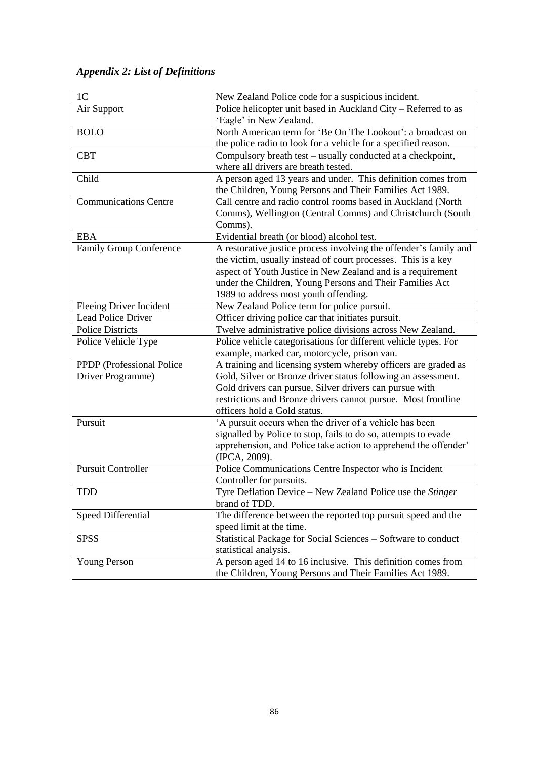### *Appendix 2: List of Definitions*

| | |
|---|---|
| 1C | New Zealand Police code for a suspicious incident. |
| Air Support | Police helicopter unit based in Auckland City – Referred to as 'Eagle' in New Zealand. |
| BOLO | North American term for 'Be On The Lookout': a broadcast on the police radio to look for a vehicle for a specified reason. |
| CBT | Compulsory breath test – usually conducted at a checkpoint, where all drivers are breath tested. |
| Child | A person aged 13 years and under. This definition comes from the Children, Young Persons and Their Families Act 1989. |
| Communications Centre | Call centre and radio control rooms based in Auckland (North Comms), Wellington (Central Comms) and Christchurch (South Comms). |
| EBA | Evidential breath (or blood) alcohol test. |
| Family Group Conference | A restorative justice process involving the offender's family and the victim, usually instead of court processes. This is a key aspect of Youth Justice in New Zealand and is a requirement under the Children, Young Persons and Their Families Act 1989 to address most youth offending. |
| Fleeing Driver Incident | New Zealand Police term for police pursuit. |
| Lead Police Driver | Officer driving police car that initiates pursuit. |
| Police Districts | Twelve administrative police divisions across New Zealand. |
| Police Vehicle Type | Police vehicle categorisations for different vehicle types. For example, marked car, motorcycle, prison van. |
| PPDP (Professional Police Driver Programme) | A training and licensing system whereby officers are graded as Gold, Silver or Bronze driver status following an assessment. Gold drivers can pursue, Silver drivers can pursue with restrictions and Bronze drivers cannot pursue. Most frontline officers hold a Gold status. |
| Pursuit | 'A pursuit occurs when the driver of a vehicle has been signalled by Police to stop, fails to do so, attempts to evade apprehension, and Police take action to apprehend the offender' (IPCA, 2009). |
| Pursuit Controller | Police Communications Centre Inspector who is Incident Controller for pursuits. |
| TDD | Tyre Deflation Device – New Zealand Police use the *Stinger* brand of TDD. |
| Speed Differential | The difference between the reported top pursuit speed and the speed limit at the time. |
| SPSS | Statistical Package for Social Sciences – Software to conduct statistical analysis. |
| Young Person | A person aged 14 to 16 inclusive. This definition comes from the Children, Young Persons and Their Families Act 1989. |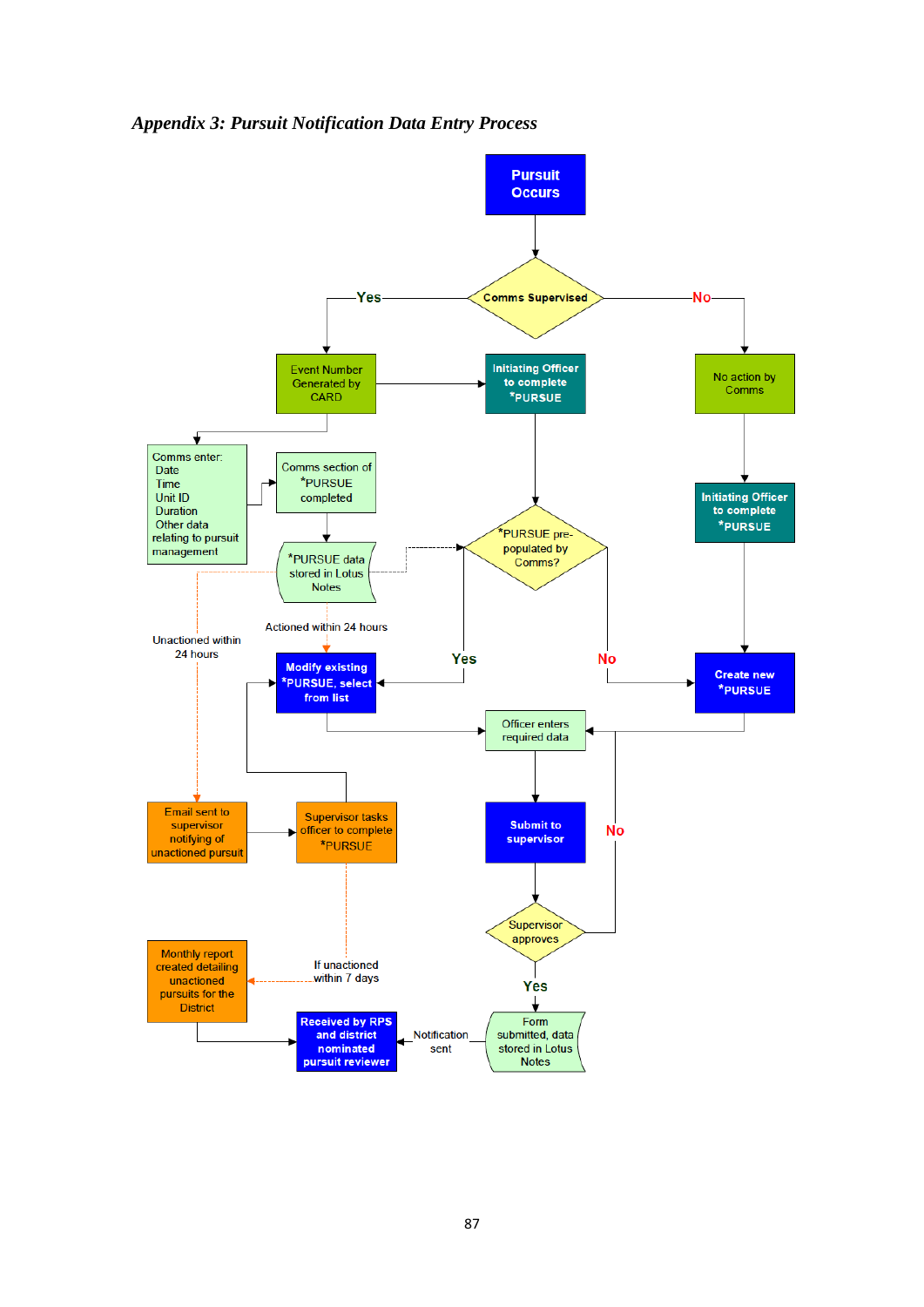### *Appendix 3: Pursuit Notification Data Entry Process*

Pursuit Occurs

Comms Supervised

Yes

No

Event Number Generated by CARD

Initiating Officer to complete *PURSUE

No action by Comms

Comms enter:
Date
Time
Unit ID
Duration
Other data relating to pursuit management

Comms section of *PURSUE completed

*PURSUE data stored in Lotus Notes

*PURSUE pre-populated by Comms?

Initiating Officer to complete *PURSUE

Unactioned within 24 hours

Actioned within 24 hours

Yes

No

Modify existing *PURSUE, select from list

Create new *PURSUE

Officer enters required data

Email sent to supervisor notifying of unactioned pursuit

Supervisor tasks officer to complete *PURSUE

Submit to supervisor

No

Supervisor approves

Monthly report created detailing unactioned pursuits for the District

If unactioned within 7 days

Yes

Received by RPS and district nominated pursuit reviewer

Notification sent

Form submitted, data stored in Lotus Notes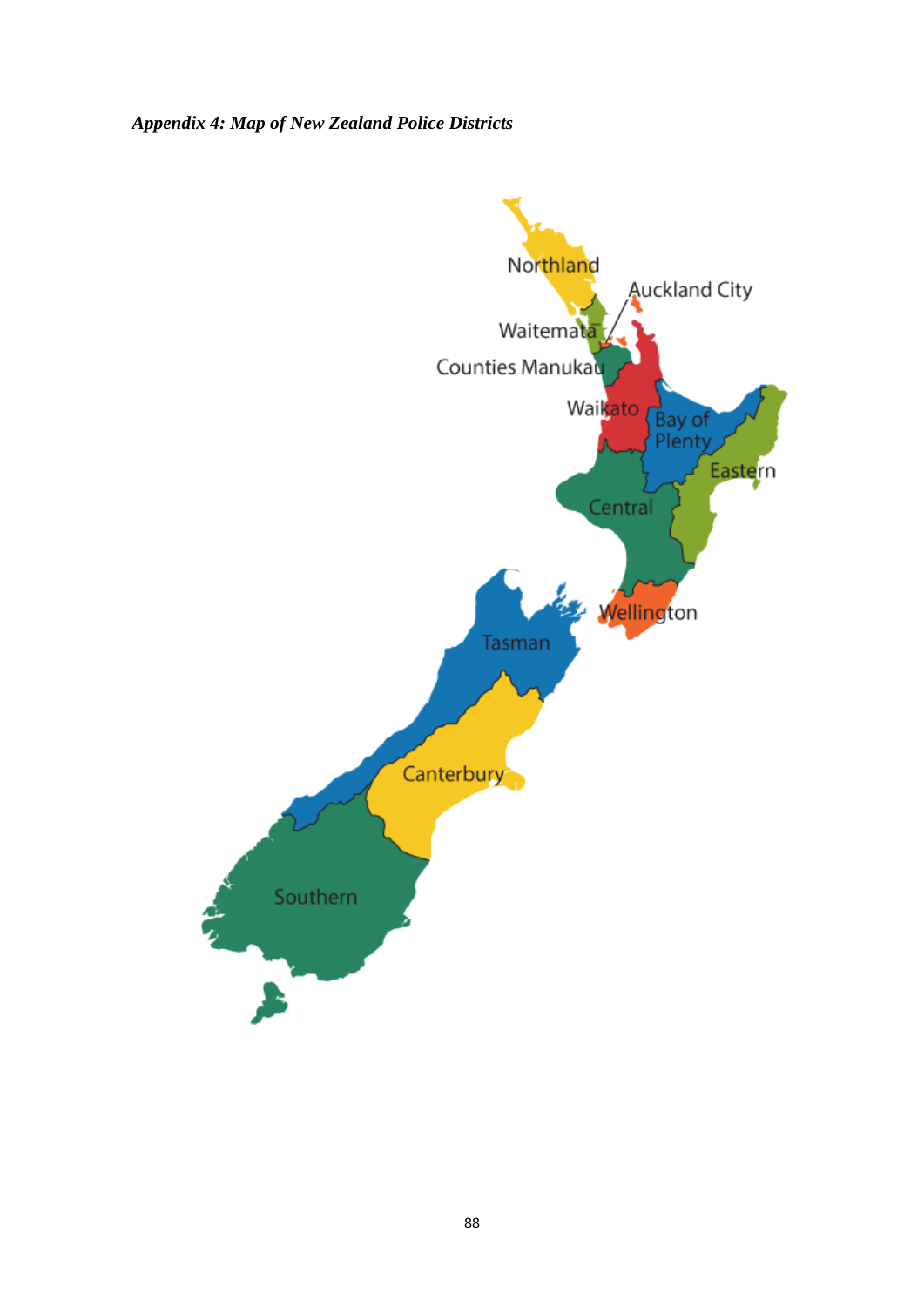*Appendix 4: Map of New Zealand Police Districts*

Northland

Auckland City

Waitemata

Counties Manukau

Waikato

Bay of Plenty

Eastern

Central

Wellington

Tasman

Canterbury

Southern